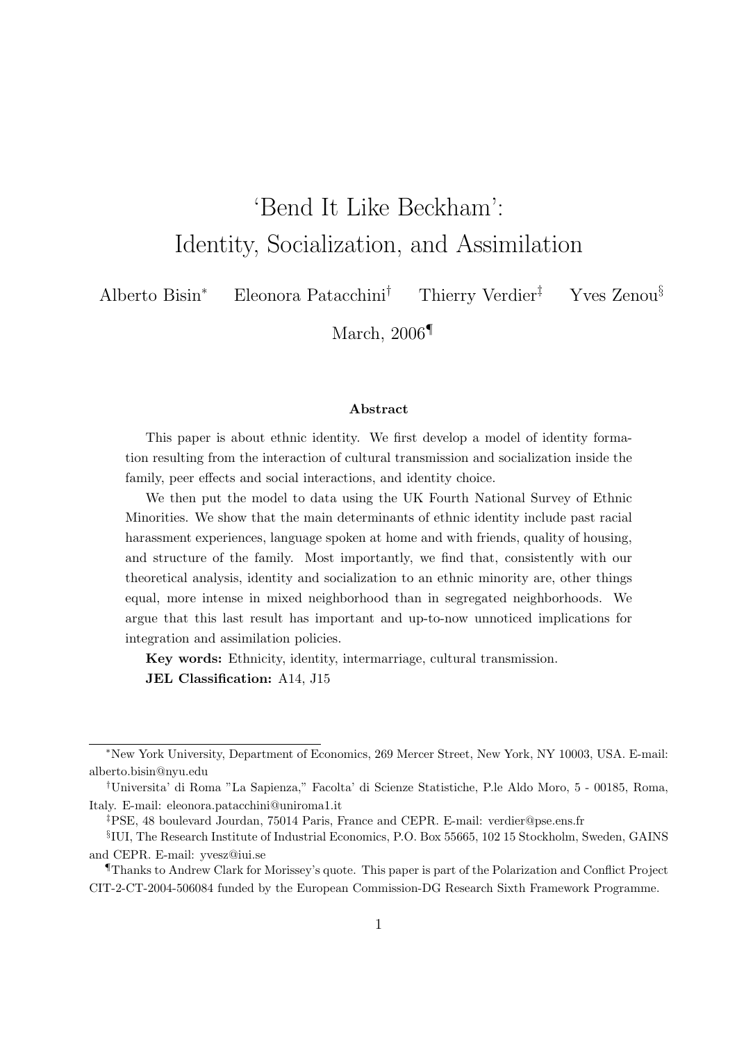# 'Bend It Like Beckham': Identity, Socialization, and Assimilation

Alberto Bisin[*] Eleonora Patacchini[†] Thierry Verdier[‡] Yves Zenou[§]

March, 2006[¶]

### Abstract

This paper is about ethnic identity. We first develop a model of identity formation resulting from the interaction of cultural transmission and socialization inside the family, peer effects and social interactions, and identity choice.

We then put the model to data using the UK Fourth National Survey of Ethnic Minorities. We show that the main determinants of ethnic identity include past racial harassment experiences, language spoken at home and with friends, quality of housing, and structure of the family. Most importantly, we find that, consistently with our theoretical analysis, identity and socialization to an ethnic minority are, other things equal, more intense in mixed neighborhood than in segregated neighborhoods. We argue that this last result has important and up-to-now unnoticed implications for integration and assimilation policies.

**Key words:** Ethnicity, identity, intermarriage, cultural transmission.

**JEL Classification:** A14, J15

---

[*] New York University, Department of Economics, 269 Mercer Street, New York, NY 10003, USA. E-mail: alberto.bisin@nyu.edu

[†] Universita' di Roma "La Sapienza," Facolta' di Scienze Statistiche, P.le Aldo Moro, 5 - 00185, Roma, Italy. E-mail: eleonora.patacchini@uniroma1.it

[‡] PSE, 48 boulevard Jourdan, 75014 Paris, France and CEPR. E-mail: verdier@pse.ens.fr

[§] IUI, The Research Institute of Industrial Economics, P.O. Box 55665, 102 15 Stockholm, Sweden, GAINS and CEPR. E-mail: yvesz@iui.se

[¶] Thanks to Andrew Clark for Morissey's quote. This paper is part of the Polarization and Conflict Project CIT-2-CT-2004-506084 funded by the European Commission-DG Research Sixth Framework Programme.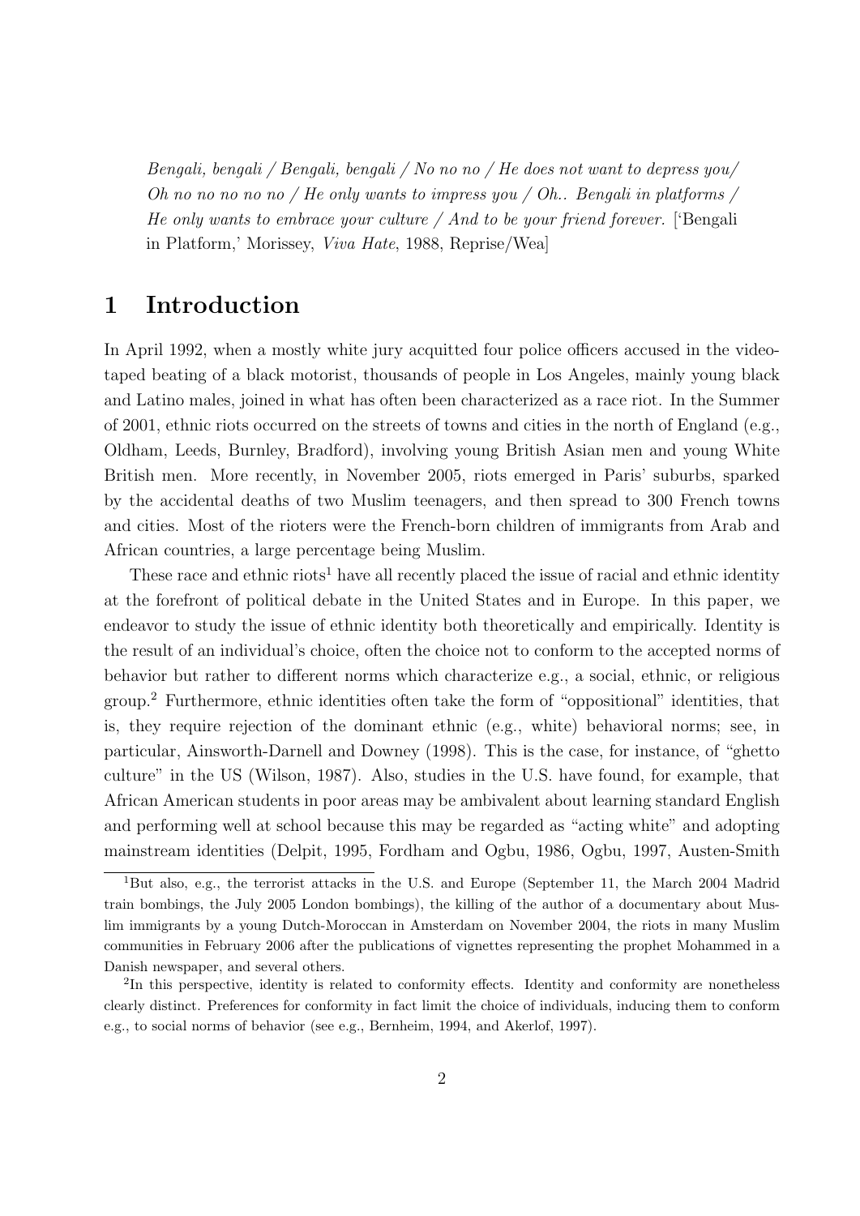*Bengali, bengali / Bengali, bengali / No no no / He does not want to depress you/ Oh no no no no no / He only wants to impress you / Oh.. Bengali in platforms / He only wants to embrace your culture / And to be your friend forever.* ['Bengali in Platform,' Morissey, *Viva Hate*, 1988, Reprise/Wea]

# 1 Introduction

In April 1992, when a mostly white jury acquitted four police officers accused in the videotaped beating of a black motorist, thousands of people in Los Angeles, mainly young black and Latino males, joined in what has often been characterized as a race riot. In the Summer of 2001, ethnic riots occurred on the streets of towns and cities in the north of England (e.g., Oldham, Leeds, Burnley, Bradford), involving young British Asian men and young White British men. More recently, in November 2005, riots emerged in Paris' suburbs, sparked by the accidental deaths of two Muslim teenagers, and then spread to 300 French towns and cities. Most of the rioters were the French-born children of immigrants from Arab and African countries, a large percentage being Muslim.

These race and ethnic riots[1] have all recently placed the issue of racial and ethnic identity at the forefront of political debate in the United States and in Europe. In this paper, we endeavor to study the issue of ethnic identity both theoretically and empirically. Identity is the result of an individual's choice, often the choice not to conform to the accepted norms of behavior but rather to different norms which characterize e.g., a social, ethnic, or religious group.[2] Furthermore, ethnic identities often take the form of "oppositional" identities, that is, they require rejection of the dominant ethnic (e.g., white) behavioral norms; see, in particular, Ainsworth-Darnell and Downey (1998). This is the case, for instance, of "ghetto culture" in the US (Wilson, 1987). Also, studies in the U.S. have found, for example, that African American students in poor areas may be ambivalent about learning standard English and performing well at school because this may be regarded as "acting white" and adopting mainstream identities (Delpit, 1995, Fordham and Ogbu, 1986, Ogbu, 1997, Austen-Smith

[1]But also, e.g., the terrorist attacks in the U.S. and Europe (September 11, the March 2004 Madrid train bombings, the July 2005 London bombings), the killing of the author of a documentary about Muslim immigrants by a young Dutch-Moroccan in Amsterdam on November 2004, the riots in many Muslim communities in February 2006 after the publications of vignettes representing the prophet Mohammed in a Danish newspaper, and several others.

[2]In this perspective, identity is related to conformity effects. Identity and conformity are nonetheless clearly distinct. Preferences for conformity in fact limit the choice of individuals, inducing them to conform e.g., to social norms of behavior (see e.g., Bernheim, 1994, and Akerlof, 1997).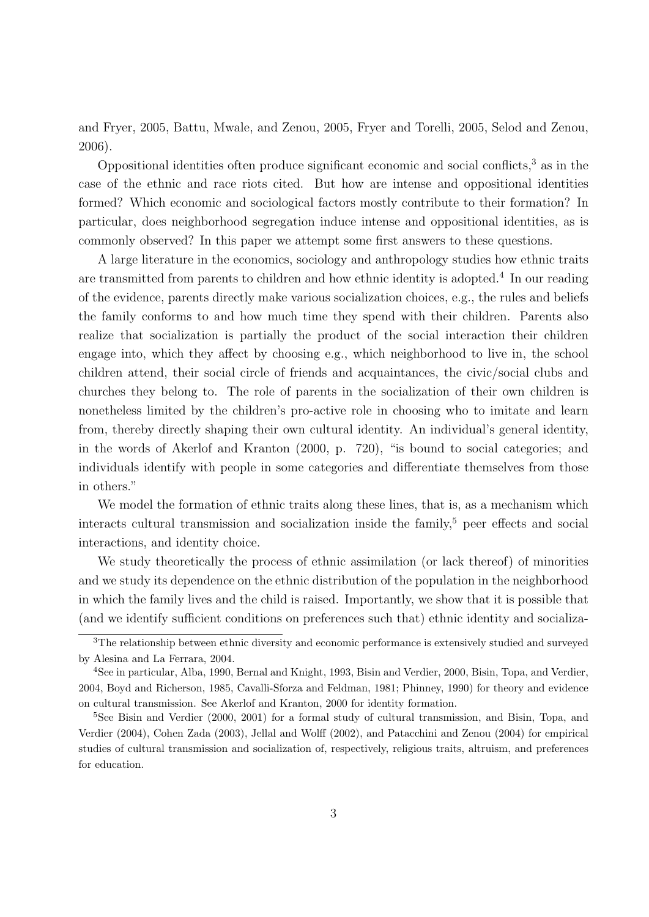and Fryer, 2005, Battu, Mwale, and Zenou, 2005, Fryer and Torelli, 2005, Selod and Zenou, 2006).

Oppositional identities often produce significant economic and social conflicts,[3] as in the case of the ethnic and race riots cited. But how are intense and oppositional identities formed? Which economic and sociological factors mostly contribute to their formation? In particular, does neighborhood segregation induce intense and oppositional identities, as is commonly observed? In this paper we attempt some first answers to these questions.

A large literature in the economics, sociology and anthropology studies how ethnic traits are transmitted from parents to children and how ethnic identity is adopted.[4] In our reading of the evidence, parents directly make various socialization choices, e.g., the rules and beliefs the family conforms to and how much time they spend with their children. Parents also realize that socialization is partially the product of the social interaction their children engage into, which they affect by choosing e.g., which neighborhood to live in, the school children attend, their social circle of friends and acquaintances, the civic/social clubs and churches they belong to. The role of parents in the socialization of their own children is nonetheless limited by the children's pro-active role in choosing who to imitate and learn from, thereby directly shaping their own cultural identity. An individual's general identity, in the words of Akerlof and Kranton (2000, p. 720), "is bound to social categories; and individuals identify with people in some categories and differentiate themselves from those in others."

We model the formation of ethnic traits along these lines, that is, as a mechanism which interacts cultural transmission and socialization inside the family,[5] peer effects and social interactions, and identity choice.

We study theoretically the process of ethnic assimilation (or lack thereof) of minorities and we study its dependence on the ethnic distribution of the population in the neighborhood in which the family lives and the child is raised. Importantly, we show that it is possible that (and we identify sufficient conditions on preferences such that) ethnic identity and socializa-

[3] The relationship between ethnic diversity and economic performance is extensively studied and surveyed by Alesina and La Ferrara, 2004.

[4] See in particular, Alba, 1990, Bernal and Knight, 1993, Bisin and Verdier, 2000, Bisin, Topa, and Verdier, 2004, Boyd and Richerson, 1985, Cavalli-Sforza and Feldman, 1981; Phinney, 1990) for theory and evidence on cultural transmission. See Akerlof and Kranton, 2000 for identity formation.

[5] See Bisin and Verdier (2000, 2001) for a formal study of cultural transmission, and Bisin, Topa, and Verdier (2004), Cohen Zada (2003), Jellal and Wolff (2002), and Patacchini and Zenou (2004) for empirical studies of cultural transmission and socialization of, respectively, religious traits, altruism, and preferences for education.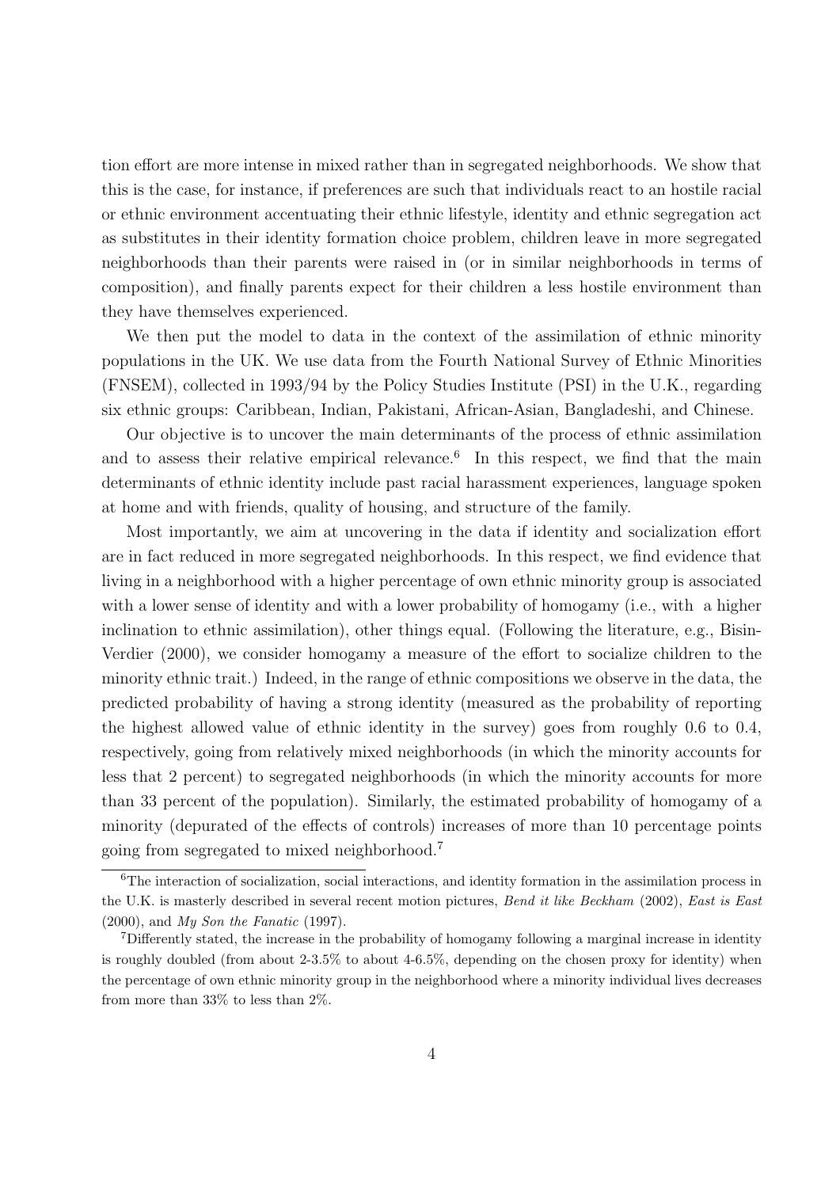tion effort are more intense in mixed rather than in segregated neighborhoods. We show that this is the case, for instance, if preferences are such that individuals react to an hostile racial or ethnic environment accentuating their ethnic lifestyle, identity and ethnic segregation act as substitutes in their identity formation choice problem, children leave in more segregated neighborhoods than their parents were raised in (or in similar neighborhoods in terms of composition), and finally parents expect for their children a less hostile environment than they have themselves experienced.

We then put the model to data in the context of the assimilation of ethnic minority populations in the UK. We use data from the Fourth National Survey of Ethnic Minorities (FNSEM), collected in 1993/94 by the Policy Studies Institute (PSI) in the U.K., regarding six ethnic groups: Caribbean, Indian, Pakistani, African-Asian, Bangladeshi, and Chinese.

Our objective is to uncover the main determinants of the process of ethnic assimilation and to assess their relative empirical relevance.[6] In this respect, we find that the main determinants of ethnic identity include past racial harassment experiences, language spoken at home and with friends, quality of housing, and structure of the family.

Most importantly, we aim at uncovering in the data if identity and socialization effort are in fact reduced in more segregated neighborhoods. In this respect, we find evidence that living in a neighborhood with a higher percentage of own ethnic minority group is associated with a lower sense of identity and with a lower probability of homogamy (i.e., with a higher inclination to ethnic assimilation), other things equal. (Following the literature, e.g., Bisin-Verdier (2000), we consider homogamy a measure of the effort to socialize children to the minority ethnic trait.) Indeed, in the range of ethnic compositions we observe in the data, the predicted probability of having a strong identity (measured as the probability of reporting the highest allowed value of ethnic identity in the survey) goes from roughly 0.6 to 0.4, respectively, going from relatively mixed neighborhoods (in which the minority accounts for less that 2 percent) to segregated neighborhoods (in which the minority accounts for more than 33 percent of the population). Similarly, the estimated probability of homogamy of a minority (depurated of the effects of controls) increases of more than 10 percentage points going from segregated to mixed neighborhood.[7]

---

[6] The interaction of socialization, social interactions, and identity formation in the assimilation process in the U.K. is masterly described in several recent motion pictures, *Bend it like Beckham* (2002), *East is East* (2000), and *My Son the Fanatic* (1997).

[7] Differently stated, the increase in the probability of homogamy following a marginal increase in identity is roughly doubled (from about 2-3.5% to about 4-6.5%, depending on the chosen proxy for identity) when the percentage of own ethnic minority group in the neighborhood where a minority individual lives decreases from more than 33% to less than 2%.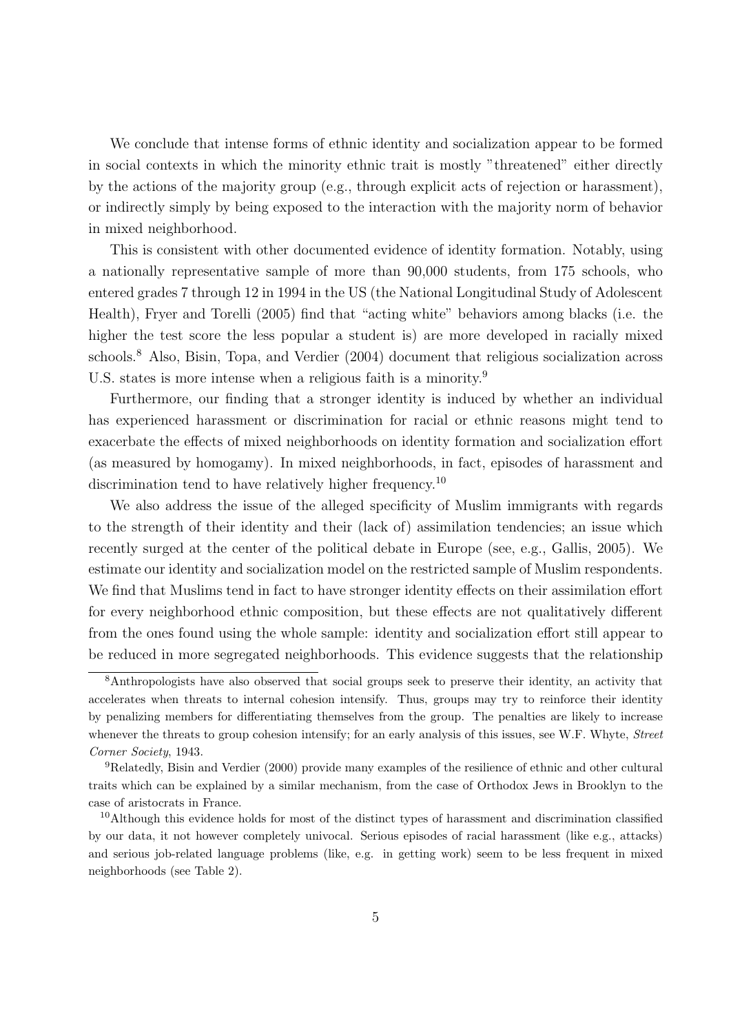We conclude that intense forms of ethnic identity and socialization appear to be formed in social contexts in which the minority ethnic trait is mostly "threatened" either directly by the actions of the majority group (e.g., through explicit acts of rejection or harassment), or indirectly simply by being exposed to the interaction with the majority norm of behavior in mixed neighborhood.

This is consistent with other documented evidence of identity formation. Notably, using a nationally representative sample of more than 90,000 students, from 175 schools, who entered grades 7 through 12 in 1994 in the US (the National Longitudinal Study of Adolescent Health), Fryer and Torelli (2005) find that "acting white" behaviors among blacks (i.e. the higher the test score the less popular a student is) are more developed in racially mixed schools.[8] Also, Bisin, Topa, and Verdier (2004) document that religious socialization across U.S. states is more intense when a religious faith is a minority.[9]

Furthermore, our finding that a stronger identity is induced by whether an individual has experienced harassment or discrimination for racial or ethnic reasons might tend to exacerbate the effects of mixed neighborhoods on identity formation and socialization effort (as measured by homogamy). In mixed neighborhoods, in fact, episodes of harassment and discrimination tend to have relatively higher frequency.[10]

We also address the issue of the alleged specificity of Muslim immigrants with regards to the strength of their identity and their (lack of) assimilation tendencies; an issue which recently surged at the center of the political debate in Europe (see, e.g., Gallis, 2005). We estimate our identity and socialization model on the restricted sample of Muslim respondents. We find that Muslims tend in fact to have stronger identity effects on their assimilation effort for every neighborhood ethnic composition, but these effects are not qualitatively different from the ones found using the whole sample: identity and socialization effort still appear to be reduced in more segregated neighborhoods. This evidence suggests that the relationship

---

[8] Anthropologists have also observed that social groups seek to preserve their identity, an activity that accelerates when threats to internal cohesion intensify. Thus, groups may try to reinforce their identity by penalizing members for differentiating themselves from the group. The penalties are likely to increase whenever the threats to group cohesion intensify; for an early analysis of this issues, see W.F. Whyte, *Street Corner Society*, 1943.

[9] Relatedly, Bisin and Verdier (2000) provide many examples of the resilience of ethnic and other cultural traits which can be explained by a similar mechanism, from the case of Orthodox Jews in Brooklyn to the case of aristocrats in France.

[10] Although this evidence holds for most of the distinct types of harassment and discrimination classified by our data, it not however completely univocal. Serious episodes of racial harassment (like e.g., attacks) and serious job-related language problems (like, e.g. in getting work) seem to be less frequent in mixed neighborhoods (see Table 2).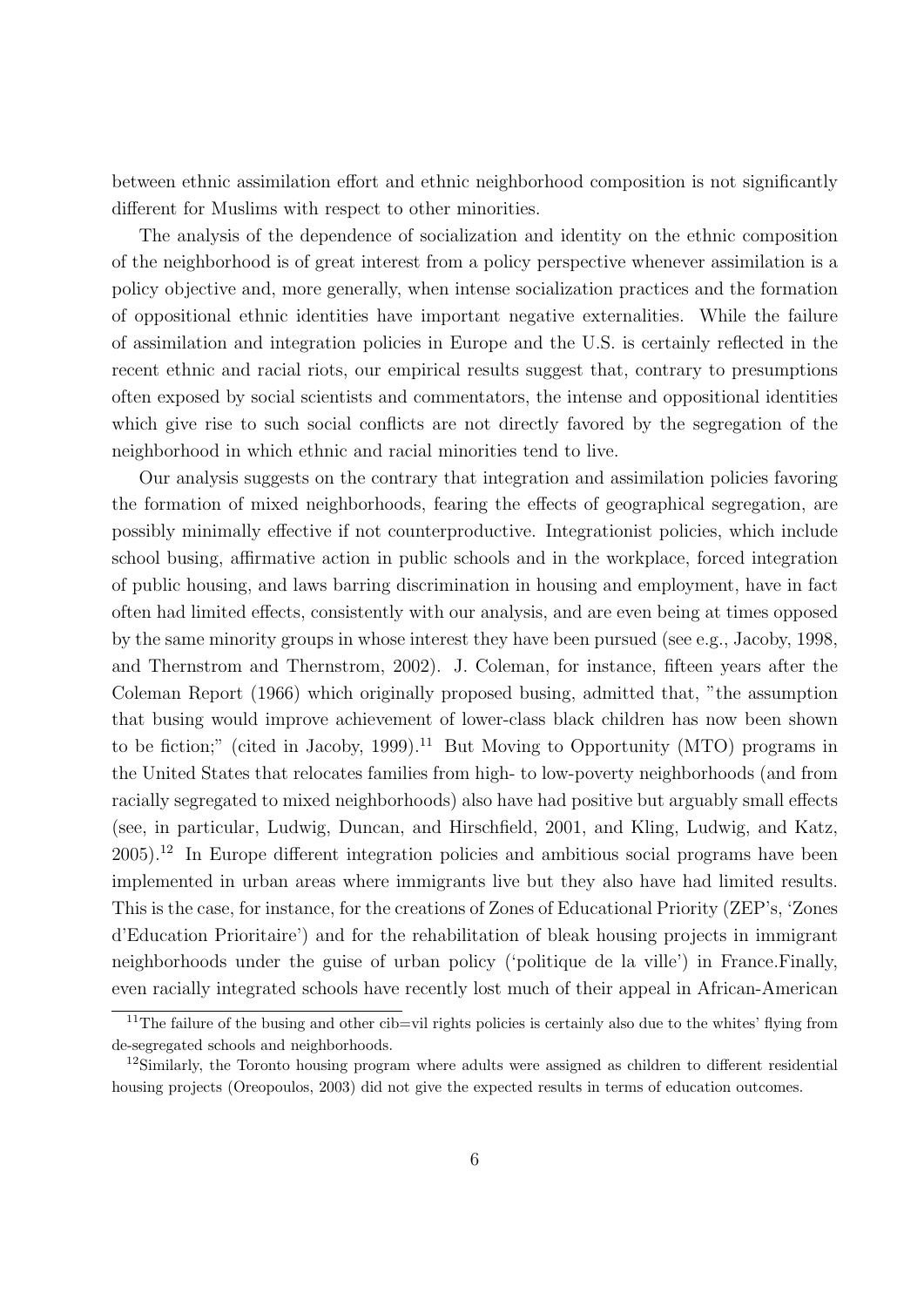between ethnic assimilation effort and ethnic neighborhood composition is not significantly different for Muslims with respect to other minorities.

The analysis of the dependence of socialization and identity on the ethnic composition of the neighborhood is of great interest from a policy perspective whenever assimilation is a policy objective and, more generally, when intense socialization practices and the formation of oppositional ethnic identities have important negative externalities. While the failure of assimilation and integration policies in Europe and the U.S. is certainly reflected in the recent ethnic and racial riots, our empirical results suggest that, contrary to presumptions often exposed by social scientists and commentators, the intense and oppositional identities which give rise to such social conflicts are not directly favored by the segregation of the neighborhood in which ethnic and racial minorities tend to live.

Our analysis suggests on the contrary that integration and assimilation policies favoring the formation of mixed neighborhoods, fearing the effects of geographical segregation, are possibly minimally effective if not counterproductive. Integrationist policies, which include school busing, affirmative action in public schools and in the workplace, forced integration of public housing, and laws barring discrimination in housing and employment, have in fact often had limited effects, consistently with our analysis, and are even being at times opposed by the same minority groups in whose interest they have been pursued (see e.g., Jacoby, 1998, and Thernstrom and Thernstrom, 2002). J. Coleman, for instance, fifteen years after the Coleman Report (1966) which originally proposed busing, admitted that, "the assumption that busing would improve achievement of lower-class black children has now been shown to be fiction;" (cited in Jacoby, 1999).[11] But Moving to Opportunity (MTO) programs in the United States that relocates families from high- to low-poverty neighborhoods (and from racially segregated to mixed neighborhoods) also have had positive but arguably small effects (see, in particular, Ludwig, Duncan, and Hirschfield, 2001, and Kling, Ludwig, and Katz, 2005).[12] In Europe different integration policies and ambitious social programs have been implemented in urban areas where immigrants live but they also have had limited results. This is the case, for instance, for the creations of Zones of Educational Priority (ZEP's, 'Zones d'Education Prioritaire') and for the rehabilitation of bleak housing projects in immigrant neighborhoods under the guise of urban policy ('politique de la ville') in France.Finally, even racially integrated schools have recently lost much of their appeal in African-American

[11] The failure of the busing and other cib=vil rights policies is certainly also due to the whites' flying from de-segregated schools and neighborhoods.

[12] Similarly, the Toronto housing program where adults were assigned as children to different residential housing projects (Oreopoulos, 2003) did not give the expected results in terms of education outcomes.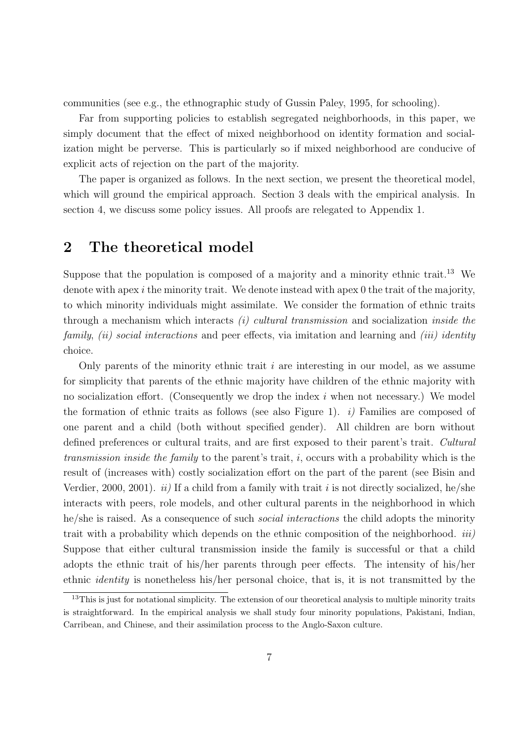communities (see e.g., the ethnographic study of Gussin Paley, 1995, for schooling).

Far from supporting policies to establish segregated neighborhoods, in this paper, we simply document that the effect of mixed neighborhood on identity formation and socialization might be perverse. This is particularly so if mixed neighborhood are conducive of explicit acts of rejection on the part of the majority.

The paper is organized as follows. In the next section, we present the theoretical model, which will ground the empirical approach. Section 3 deals with the empirical analysis. In section 4, we discuss some policy issues. All proofs are relegated to Appendix 1.

## 2 The theoretical model

Suppose that the population is composed of a majority and a minority ethnic trait.[13] We denote with apex $i$ the minority trait. We denote instead with apex 0 the trait of the majority, to which minority individuals might assimilate. We consider the formation of ethnic traits through a mechanism which interacts *(i) cultural transmission* and socialization *inside the family*, *(ii) social interactions* and peer effects, via imitation and learning and *(iii) identity* choice.

Only parents of the minority ethnic trait $i$ are interesting in our model, as we assume for simplicity that parents of the ethnic majority have children of the ethnic majority with no socialization effort. (Consequently we drop the index $i$ when not necessary.) We model the formation of ethnic traits as follows (see also Figure 1). *i)* Families are composed of one parent and a child (both without specified gender). All children are born without defined preferences or cultural traits, and are first exposed to their parent's trait. *Cultural transmission inside the family* to the parent's trait, $i$, occurs with a probability which is the result of (increases with) costly socialization effort on the part of the parent (see Bisin and Verdier, 2000, 2001). *ii)* If a child from a family with trait $i$ is not directly socialized, he/she interacts with peers, role models, and other cultural parents in the neighborhood in which he/she is raised. As a consequence of such *social interactions* the child adopts the minority trait with a probability which depends on the ethnic composition of the neighborhood. *iii)* Suppose that either cultural transmission inside the family is successful or that a child adopts the ethnic trait of his/her parents through peer effects. The intensity of his/her ethnic *identity* is nonetheless his/her personal choice, that is, it is not transmitted by the

[13] This is just for notational simplicity. The extension of our theoretical analysis to multiple minority traits is straightforward. In the empirical analysis we shall study four minority populations, Pakistani, Indian, Carribean, and Chinese, and their assimilation process to the Anglo-Saxon culture.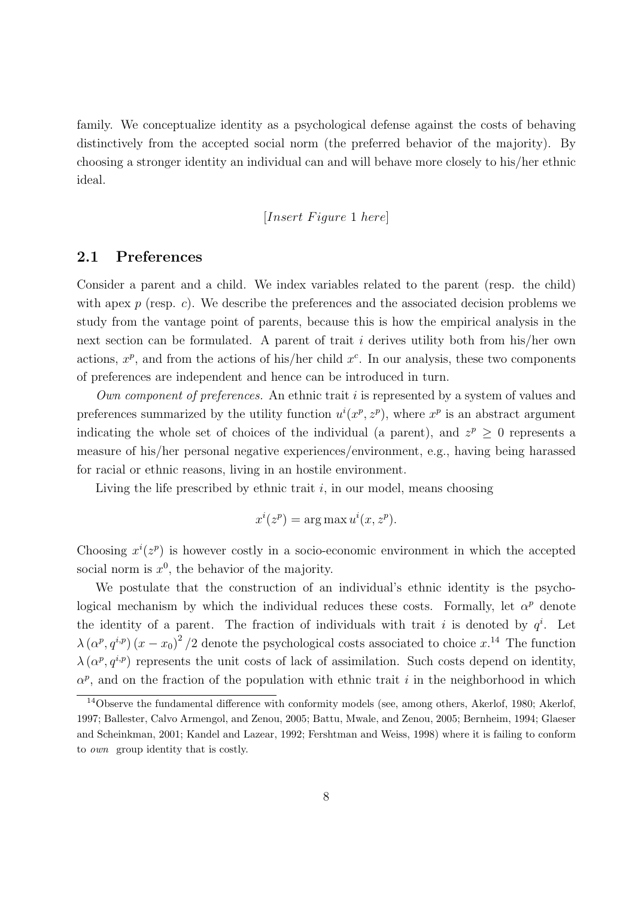family. We conceptualize identity as a psychological defense against the costs of behaving distinctively from the accepted social norm (the preferred behavior of the majority). By choosing a stronger identity an individual can and will behave more closely to his/her ethnic ideal.

[*Insert Figure* 1 *here*]

## 2.1 Preferences

Consider a parent and a child. We index variables related to the parent (resp. the child) with apex $p$ (resp. $c$). We describe the preferences and the associated decision problems we study from the vantage point of parents, because this is how the empirical analysis in the next section can be formulated. A parent of trait $i$ derives utility both from his/her own actions, $x^p$, and from the actions of his/her child $x^c$. In our analysis, these two components of preferences are independent and hence can be introduced in turn.

*Own component of preferences.* An ethnic trait $i$ is represented by a system of values and preferences summarized by the utility function $u^i(x^p, z^p)$, where $x^p$ is an abstract argument indicating the whole set of choices of the individual (a parent), and $z^p \geq 0$ represents a measure of his/her personal negative experiences/environment, e.g., having being harassed for racial or ethnic reasons, living in an hostile environment.

Living the life prescribed by ethnic trait $i$, in our model, means choosing

$$x^i(z^p) = \arg\max u^i(x, z^p).$$

Choosing $x^i(z^p)$ is however costly in a socio-economic environment in which the accepted social norm is $x^0$, the behavior of the majority.

We postulate that the construction of an individual's ethnic identity is the psychological mechanism by which the individual reduces these costs. Formally, let $\alpha^p$ denote the identity of a parent. The fraction of individuals with trait $i$ is denoted by $q^i$. Let $\lambda\left(\alpha^p, q^{i,p}\right)\left(x - x_0\right)^2/2$ denote the psychological costs associated to choice $x$.[14] The function $\lambda\left(\alpha^p, q^{i,p}\right)$ represents the unit costs of lack of assimilation. Such costs depend on identity, $\alpha^p$, and on the fraction of the population with ethnic trait $i$ in the neighborhood in which

[14] Observe the fundamental difference with conformity models (see, among others, Akerlof, 1980; Akerlof, 1997; Ballester, Calvo Armengol, and Zenou, 2005; Battu, Mwale, and Zenou, 2005; Bernheim, 1994; Glaeser and Scheinkman, 2001; Kandel and Lazear, 1992; Fershtman and Weiss, 1998) where it is failing to conform to *own* group identity that is costly.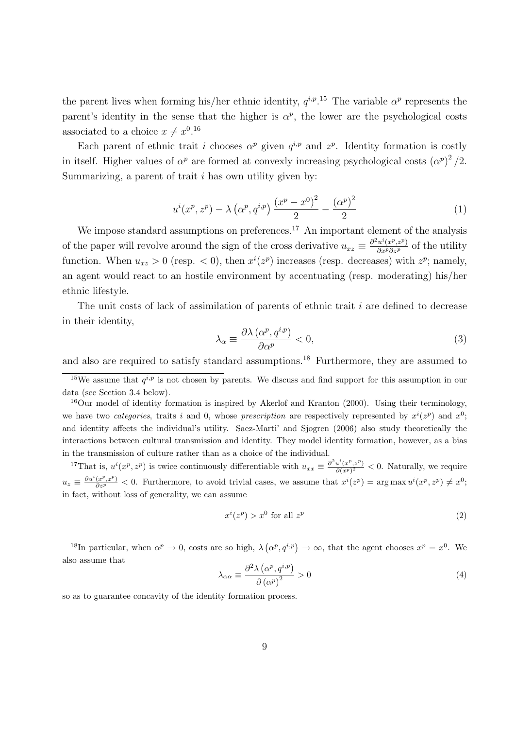the parent lives when forming his/her ethnic identity, $q^{i,p}$.[15] The variable $\alpha^p$ represents the parent's identity in the sense that the higher is $\alpha^p$, the lower are the psychological costs associated to a choice $x \neq x^0$.[16]

Each parent of ethnic trait $i$ chooses $\alpha^p$ given $q^{i,p}$ and $z^p$. Identity formation is costly in itself. Higher values of $\alpha^p$ are formed at convexly increasing psychological costs $(\alpha^p)^2/2$. Summarizing, a parent of trait $i$ has own utility given by:

$$u^i(x^p, z^p) - \lambda\left(\alpha^p, q^{i,p}\right)\frac{\left(x^p - x^0\right)^2}{2} - \frac{\left(\alpha^p\right)^2}{2} \tag{1}$$

We impose standard assumptions on preferences.[17] An important element of the analysis of the paper will revolve around the sign of the cross derivative $u_{xz} \equiv \frac{\partial^2 u^i(x^p,z^p)}{\partial x^p \partial z^p}$ of the utility function. When $u_{xz} > 0$ (resp. $< 0$), then $x^i(z^p)$ increases (resp. decreases) with $z^p$; namely, an agent would react to an hostile environment by accentuating (resp. moderating) his/her ethnic lifestyle.

The unit costs of lack of assimilation of parents of ethnic trait $i$ are defined to decrease in their identity,

$$\lambda_\alpha \equiv \frac{\partial \lambda\left(\alpha^p, q^{i,p}\right)}{\partial \alpha^p} < 0, \tag{3}$$

and also are required to satisfy standard assumptions.[18] Furthermore, they are assumed to

---

[15] We assume that $q^{i,p}$ is not chosen by parents. We discuss and find support for this assumption in our data (see Section 3.4 below).

[16] Our model of identity formation is inspired by Akerlof and Kranton (2000). Using their terminology, we have two *categories*, traits $i$ and 0, whose *prescription* are respectively represented by $x^i(z^p)$ and $x^0$; and identity affects the individual's utility. Saez-Marti' and Sjogren (2006) also study theoretically the interactions between cultural transmission and identity. They model identity formation, however, as a bias in the transmission of culture rather than as a choice of the individual.

[17] That is, $u^i(x^p, z^p)$ is twice continuously differentiable with $u_{xx} \equiv \frac{\partial^2 u^i(x^p,z^p)}{\partial (x^p)^2} < 0$. Naturally, we require $u_z \equiv \frac{\partial u^i(x^p,z^p)}{\partial z^p} < 0$. Furthermore, to avoid trivial cases, we assume that $x^i(z^p) = \arg\max u^i(x^p, z^p) \neq x^0$; in fact, without loss of generality, we can assume

$$x^i(z^p) > x^0 \text{ for all } z^p \tag{2}$$

[18] In particular, when $\alpha^p \to 0$, costs are so high, $\lambda\left(\alpha^p, q^{i,p}\right) \to \infty$, that the agent chooses $x^p = x^0$. We also assume that

$$\lambda_{\alpha\alpha} \equiv \frac{\partial^2 \lambda\left(\alpha^p, q^{i,p}\right)}{\partial \left(\alpha^p\right)^2} > 0 \tag{4}$$

so as to guarantee concavity of the identity formation process.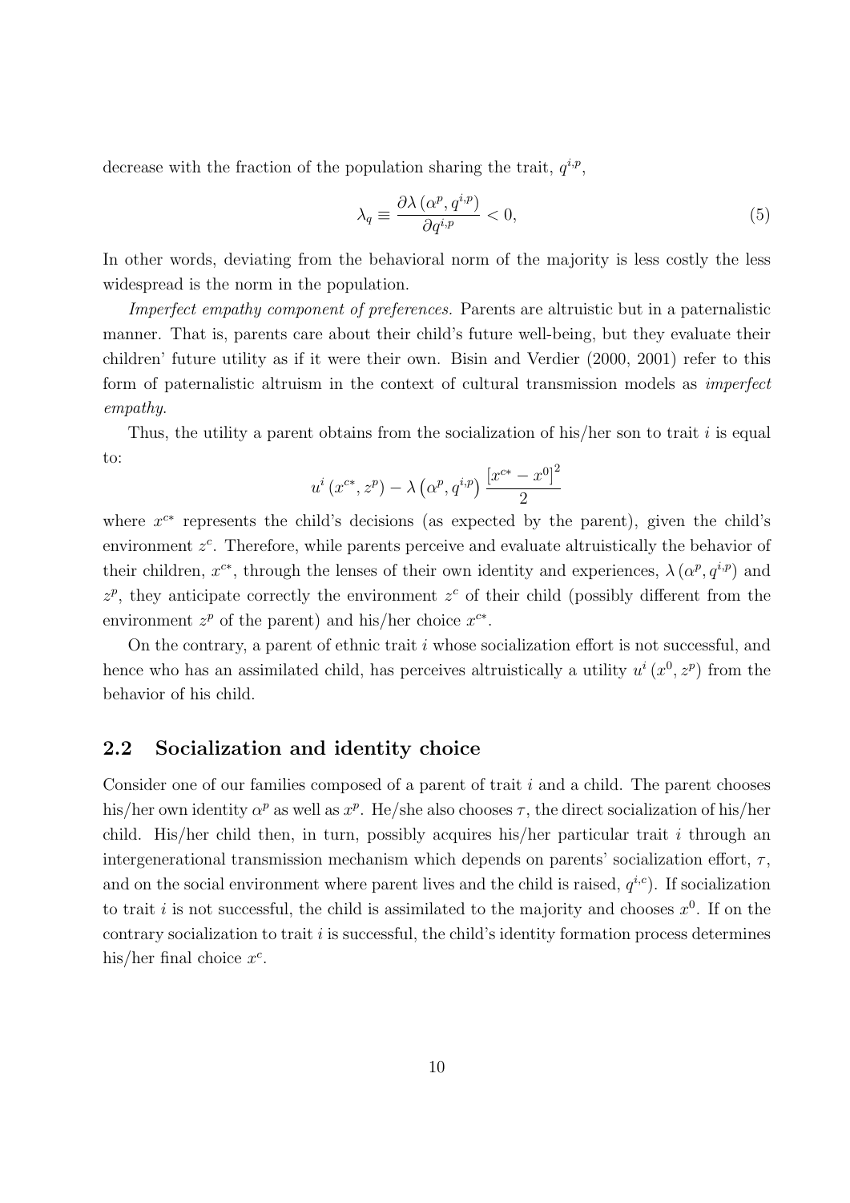decrease with the fraction of the population sharing the trait, $q^{i,p}$,

$$\lambda_q \equiv \frac{\partial \lambda(\alpha^p, q^{i,p})}{\partial q^{i,p}} < 0, \tag{5}$$

In other words, deviating from the behavioral norm of the majority is less costly the less widespread is the norm in the population.

*Imperfect empathy component of preferences.* Parents are altruistic but in a paternalistic manner. That is, parents care about their child's future well-being, but they evaluate their children' future utility as if it were their own. Bisin and Verdier (2000, 2001) refer to this form of paternalistic altruism in the context of cultural transmission models as *imperfect empathy*.

Thus, the utility a parent obtains from the socialization of his/her son to trait $i$ is equal to:

$$u^i(x^{c*}, z^p) - \lambda(\alpha^p, q^{i,p}) \frac{[x^{c*} - x^0]^2}{2}$$

where $x^{c*}$ represents the child's decisions (as expected by the parent), given the child's environment $z^c$. Therefore, while parents perceive and evaluate altruistically the behavior of their children, $x^{c*}$, through the lenses of their own identity and experiences, $\lambda(\alpha^p, q^{i,p})$ and $z^p$, they anticipate correctly the environment $z^c$ of their child (possibly different from the environment $z^p$ of the parent) and his/her choice $x^{c*}$.

On the contrary, a parent of ethnic trait $i$ whose socialization effort is not successful, and hence who has an assimilated child, has perceives altruistically a utility $u^i(x^0, z^p)$ from the behavior of his child.

## 2.2 Socialization and identity choice

Consider one of our families composed of a parent of trait $i$ and a child. The parent chooses his/her own identity $\alpha^p$ as well as $x^p$. He/she also chooses $\tau$, the direct socialization of his/her child. His/her child then, in turn, possibly acquires his/her particular trait $i$ through an intergenerational transmission mechanism which depends on parents' socialization effort, $\tau$, and on the social environment where parent lives and the child is raised, $q^{i,c}$). If socialization to trait $i$ is not successful, the child is assimilated to the majority and chooses $x^0$. If on the contrary socialization to trait $i$ is successful, the child's identity formation process determines his/her final choice $x^c$.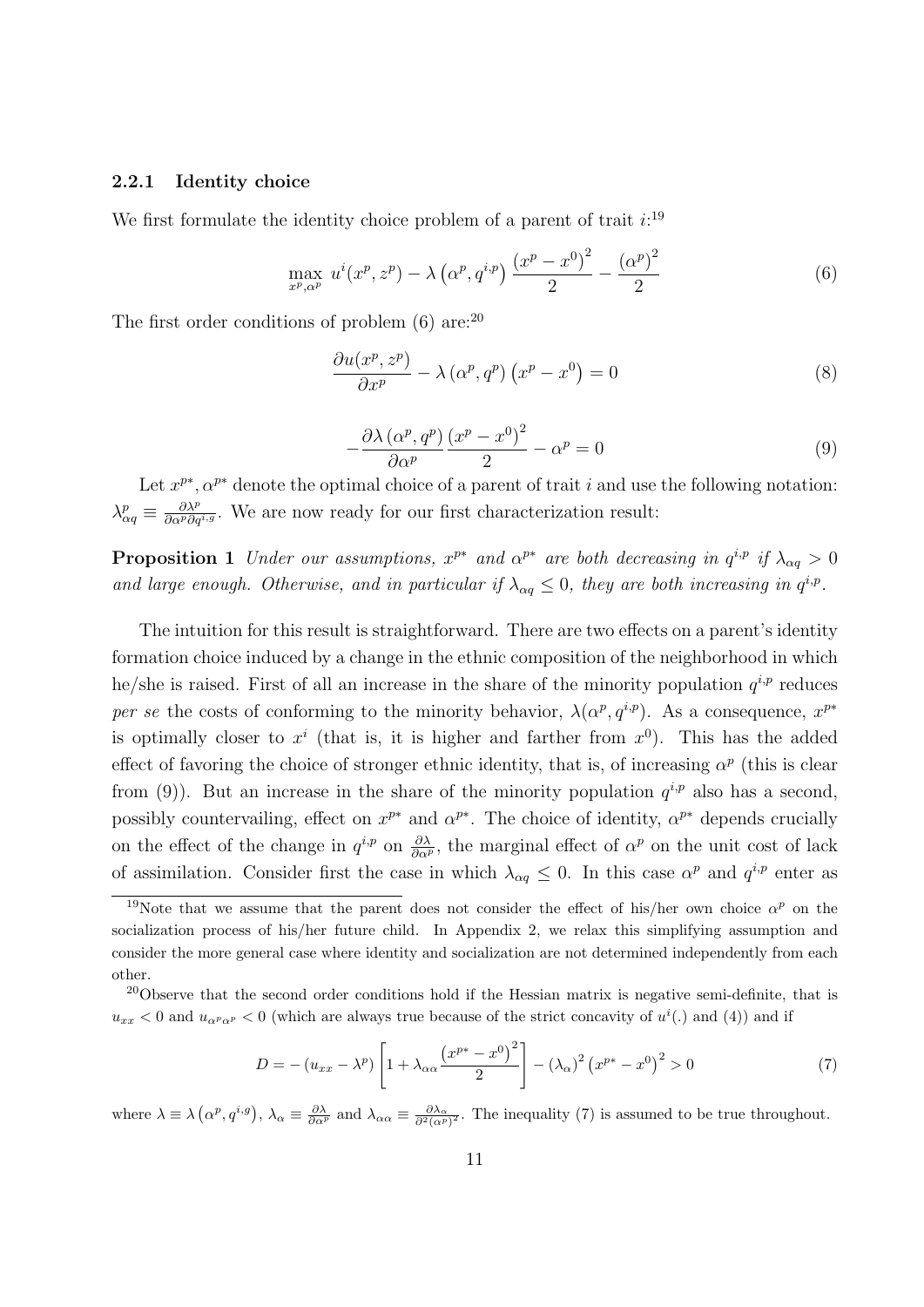### 2.2.1 Identity choice

We first formulate the identity choice problem of a parent of trait $i$:[19]

$$\max_{x^p,\alpha^p} \; u^i(x^p, z^p) - \lambda\left(\alpha^p, q^{i,p}\right)\frac{\left(x^p - x^0\right)^2}{2} - \frac{\left(\alpha^p\right)^2}{2} \tag{6}$$

The first order conditions of problem (6) are:[20]

$$\frac{\partial u(x^p, z^p)}{\partial x^p} - \lambda\left(\alpha^p, q^p\right)\left(x^p - x^0\right) = 0 \tag{8}$$

$$-\frac{\partial \lambda\left(\alpha^p, q^p\right)}{\partial \alpha^p}\frac{\left(x^p - x^0\right)^2}{2} - \alpha^p = 0 \tag{9}$$

Let $x^{p*}, \alpha^{p*}$ denote the optimal choice of a parent of trait $i$ and use the following notation: $\lambda^p_{\alpha q} \equiv \frac{\partial \lambda^p}{\partial \alpha^p \partial q^{i,g}}$. We are now ready for our first characterization result:

**Proposition 1** *Under our assumptions, $x^{p*}$ and $\alpha^{p*}$ are both decreasing in $q^{i,p}$ if $\lambda_{\alpha q} > 0$ and large enough. Otherwise, and in particular if $\lambda_{\alpha q} \leq 0$, they are both increasing in $q^{i,p}$.*

The intuition for this result is straightforward. There are two effects on a parent's identity formation choice induced by a change in the ethnic composition of the neighborhood in which he/she is raised. First of all an increase in the share of the minority population $q^{i,p}$ reduces *per se* the costs of conforming to the minority behavior, $\lambda(\alpha^p, q^{i,p})$. As a consequence, $x^{p*}$ is optimally closer to $x^i$ (that is, it is higher and farther from $x^0$). This has the added effect of favoring the choice of stronger ethnic identity, that is, of increasing $\alpha^p$ (this is clear from (9)). But an increase in the share of the minority population $q^{i,p}$ also has a second, possibly countervailing, effect on $x^{p*}$ and $\alpha^{p*}$. The choice of identity, $\alpha^{p*}$ depends crucially on the effect of the change in $q^{i,p}$ on $\frac{\partial \lambda}{\partial \alpha^p}$, the marginal effect of $\alpha^p$ on the unit cost of lack of assimilation. Consider first the case in which $\lambda_{\alpha q} \leq 0$. In this case $\alpha^p$ and $q^{i,p}$ enter as

---

[19] Note that we assume that the parent does not consider the effect of his/her own choice $\alpha^p$ on the socialization process of his/her future child. In Appendix 2, we relax this simplifying assumption and consider the more general case where identity and socialization are not determined independently from each other.

[20] Observe that the second order conditions hold if the Hessian matrix is negative semi-definite, that is $u_{xx} < 0$ and $u_{\alpha^p\alpha^p} < 0$ (which are always true because of the strict concavity of $u^i(.)$ and (4)) and if

$$D = -\left(u_{xx} - \lambda^p\right)\left[1 + \lambda_{\alpha\alpha}\frac{\left(x^{p*} - x^0\right)^2}{2}\right] - \left(\lambda_\alpha\right)^2\left(x^{p*} - x^0\right)^2 > 0 \tag{7}$$

where $\lambda \equiv \lambda\left(\alpha^p, q^{i,g}\right)$, $\lambda_\alpha \equiv \frac{\partial \lambda}{\partial \alpha^p}$ and $\lambda_{\alpha\alpha} \equiv \frac{\partial \lambda_\alpha}{\partial^2 (\alpha^p)^2}$. The inequality (7) is assumed to be true throughout.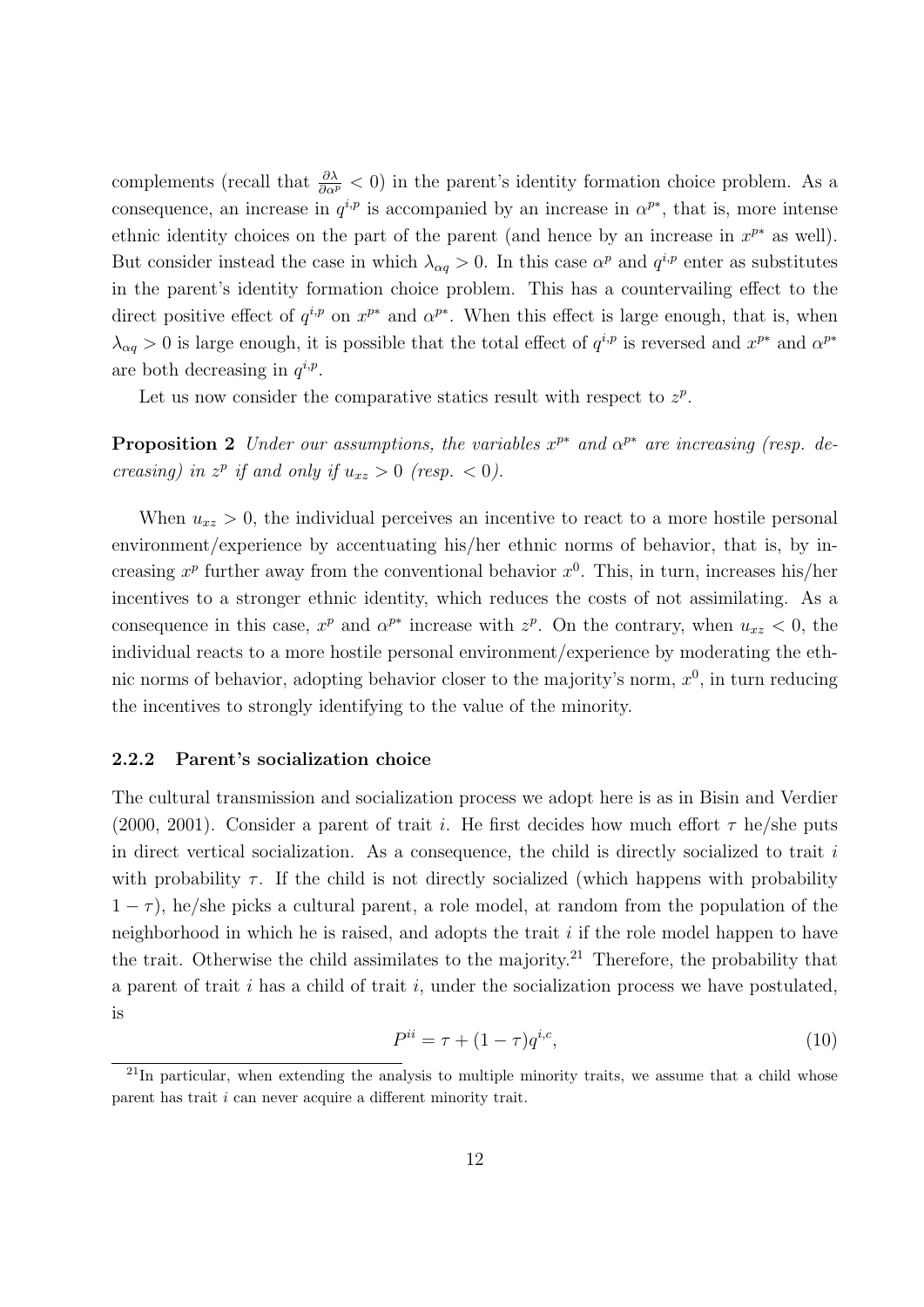complements (recall that $\frac{\partial \lambda}{\partial \alpha^p} < 0$) in the parent's identity formation choice problem. As a consequence, an increase in $q^{i,p}$ is accompanied by an increase in $\alpha^{p*}$, that is, more intense ethnic identity choices on the part of the parent (and hence by an increase in $x^{p*}$ as well). But consider instead the case in which $\lambda_{\alpha q} > 0$. In this case $\alpha^p$ and $q^{i,p}$ enter as substitutes in the parent's identity formation choice problem. This has a countervailing effect to the direct positive effect of $q^{i,p}$ on $x^{p*}$ and $\alpha^{p*}$. When this effect is large enough, that is, when $\lambda_{\alpha q} > 0$ is large enough, it is possible that the total effect of $q^{i,p}$ is reversed and $x^{p*}$ and $\alpha^{p*}$ are both decreasing in $q^{i,p}$.

Let us now consider the comparative statics result with respect to $z^p$.

**Proposition 2** *Under our assumptions, the variables $x^{p*}$ and $\alpha^{p*}$ are increasing (resp. decreasing) in $z^p$ if and only if $u_{xz} > 0$ (resp. $< 0$).*

When $u_{xz} > 0$, the individual perceives an incentive to react to a more hostile personal environment/experience by accentuating his/her ethnic norms of behavior, that is, by increasing $x^p$ further away from the conventional behavior $x^0$. This, in turn, increases his/her incentives to a stronger ethnic identity, which reduces the costs of not assimilating. As a consequence in this case, $x^p$ and $\alpha^{p*}$ increase with $z^p$. On the contrary, when $u_{xz} < 0$, the individual reacts to a more hostile personal environment/experience by moderating the ethnic norms of behavior, adopting behavior closer to the majority's norm, $x^0$, in turn reducing the incentives to strongly identifying to the value of the minority.

### 2.2.2 Parent's socialization choice

The cultural transmission and socialization process we adopt here is as in Bisin and Verdier (2000, 2001). Consider a parent of trait $i$. He first decides how much effort $\tau$ he/she puts in direct vertical socialization. As a consequence, the child is directly socialized to trait $i$ with probability $\tau$. If the child is not directly socialized (which happens with probability $1-\tau$), he/she picks a cultural parent, a role model, at random from the population of the neighborhood in which he is raised, and adopts the trait $i$ if the role model happen to have the trait. Otherwise the child assimilates to the majority.[21] Therefore, the probability that a parent of trait $i$ has a child of trait $i$, under the socialization process we have postulated, is

$$P^{ii} = \tau + (1-\tau)q^{i,c}, \tag{10}$$

[21] In particular, when extending the analysis to multiple minority traits, we assume that a child whose parent has trait $i$ can never acquire a different minority trait.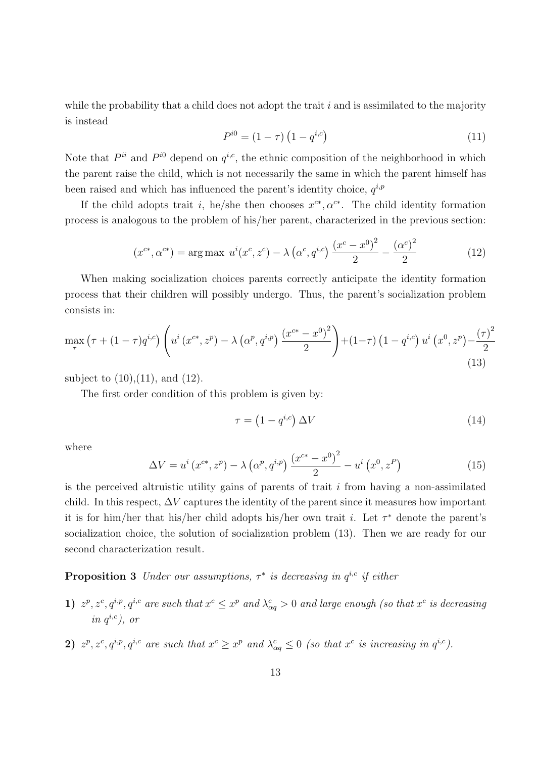while the probability that a child does not adopt the trait $i$ and is assimilated to the majority is instead

$$P^{i0} = (1-\tau)\left(1-q^{i,c}\right) \tag{11}$$

Note that $P^{ii}$ and $P^{i0}$ depend on $q^{i,c}$, the ethnic composition of the neighborhood in which the parent raise the child, which is not necessarily the same in which the parent himself has been raised and which has influenced the parent's identity choice, $q^{i,p}$

If the child adopts trait $i$, he/she then chooses $x^{c*}, \alpha^{c*}$. The child identity formation process is analogous to the problem of his/her parent, characterized in the previous section:

$$\left(x^{c*}, \alpha^{c*}\right) = \arg\max \; u^{i}(x^{c}, z^{c}) - \lambda\left(\alpha^{c}, q^{i,c}\right)\frac{\left(x^{c}-x^{0}\right)^{2}}{2} - \frac{\left(\alpha^{c}\right)^{2}}{2} \tag{12}$$

When making socialization choices parents correctly anticipate the identity formation process that their children will possibly undergo. Thus, the parent's socialization problem consists in:

$$\max_{\tau}\left(\tau+(1-\tau)q^{i,c}\right)\left(u^{i}\left(x^{c*}, z^{p}\right) - \lambda\left(\alpha^{p}, q^{i,p}\right)\frac{\left(x^{c*}-x^{0}\right)^{2}}{2}\right) + (1-\tau)\left(1-q^{i,c}\right)u^{i}\left(x^{0}, z^{p}\right) - \frac{(\tau)^{2}}{2} \tag{13}$$

subject to (10),(11), and (12).

The first order condition of this problem is given by:

$$\tau = \left(1-q^{i,c}\right)\Delta V \tag{14}$$

where

$$\Delta V = u^{i}\left(x^{c*}, z^{p}\right) - \lambda\left(\alpha^{p}, q^{i,p}\right)\frac{\left(x^{c*}-x^{0}\right)^{2}}{2} - u^{i}\left(x^{0}, z^{P}\right) \tag{15}$$

is the perceived altruistic utility gains of parents of trait $i$ from having a non-assimilated child. In this respect, $\Delta V$ captures the identity of the parent since it measures how important it is for him/her that his/her child adopts his/her own trait $i$. Let $\tau^{*}$ denote the parent's socialization choice, the solution of socialization problem (13). Then we are ready for our second characterization result.

**Proposition 3** *Under our assumptions, $\tau^{*}$ is decreasing in $q^{i,c}$ if either*

**1)** *$z^{p}, z^{c}, q^{i,p}, q^{i,c}$ are such that $x^{c} \leq x^{p}$ and $\lambda^{c}_{\alpha q} > 0$ and large enough (so that $x^{c}$ is decreasing in $q^{i,c}$), or*

**2)** *$z^{p}, z^{c}, q^{i,p}, q^{i,c}$ are such that $x^{c} \geq x^{p}$ and $\lambda^{c}_{\alpha q} \leq 0$ (so that $x^{c}$ is increasing in $q^{i,c}$).*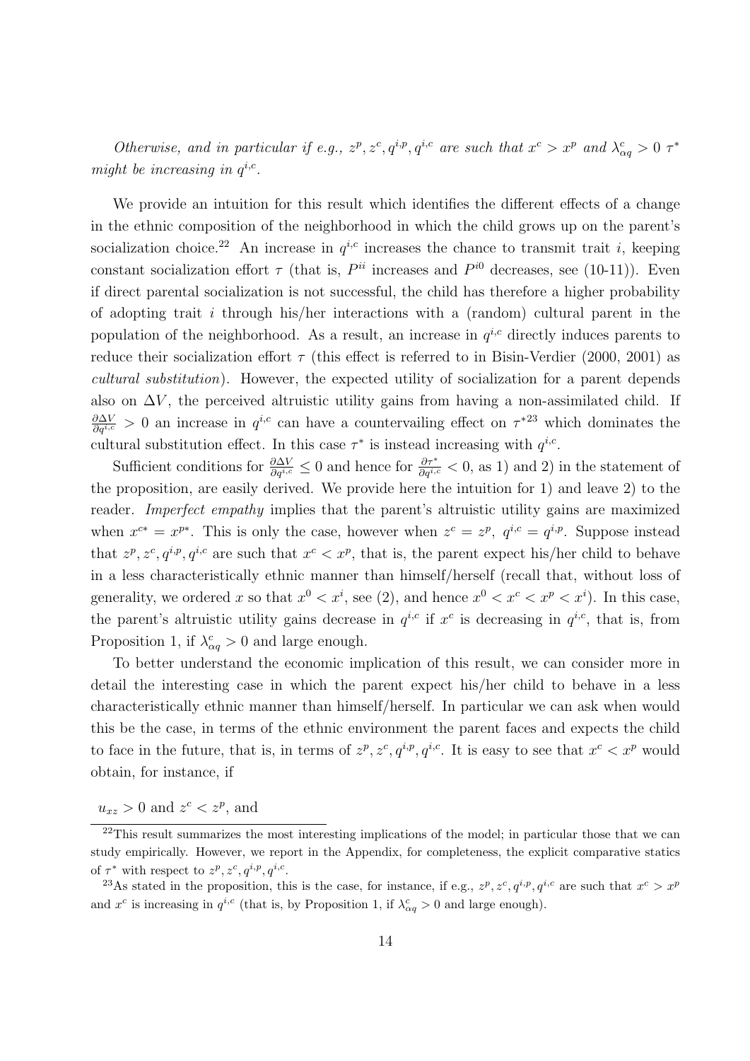*Otherwise, and in particular if e.g., $z^p, z^c, q^{i,p}, q^{i,c}$ are such that $x^c > x^p$ and $\lambda^c_{\alpha q} > 0$ $\tau^*$ might be increasing in $q^{i,c}$.*

We provide an intuition for this result which identifies the different effects of a change in the ethnic composition of the neighborhood in which the child grows up on the parent's socialization choice.[22] An increase in $q^{i,c}$ increases the chance to transmit trait $i$, keeping constant socialization effort $\tau$ (that is, $P^{ii}$ increases and $P^{i0}$ decreases, see (10-11)). Even if direct parental socialization is not successful, the child has therefore a higher probability of adopting trait $i$ through his/her interactions with a (random) cultural parent in the population of the neighborhood. As a result, an increase in $q^{i,c}$ directly induces parents to reduce their socialization effort $\tau$ (this effect is referred to in Bisin-Verdier (2000, 2001) as *cultural substitution*). However, the expected utility of socialization for a parent depends also on $\Delta V$, the perceived altruistic utility gains from having a non-assimilated child. If $\frac{\partial \Delta V}{\partial q^{i,c}} > 0$ an increase in $q^{i,c}$ can have a countervailing effect on $\tau^*$[23] which dominates the cultural substitution effect. In this case $\tau^*$ is instead increasing with $q^{i,c}$.

Sufficient conditions for $\frac{\partial \Delta V}{\partial q^{i,c}} \leq 0$ and hence for $\frac{\partial \tau^*}{\partial q^{i,c}} < 0$, as 1) and 2) in the statement of the proposition, are easily derived. We provide here the intuition for 1) and leave 2) to the reader. *Imperfect empathy* implies that the parent's altruistic utility gains are maximized when $x^{c*} = x^{p*}$. This is only the case, however when $z^c = z^p$, $q^{i,c} = q^{i,p}$. Suppose instead that $z^p, z^c, q^{i,p}, q^{i,c}$ are such that $x^c < x^p$, that is, the parent expect his/her child to behave in a less characteristically ethnic manner than himself/herself (recall that, without loss of generality, we ordered $x$ so that $x^0 < x^i$, see (2), and hence $x^0 < x^c < x^p < x^i$). In this case, the parent's altruistic utility gains decrease in $q^{i,c}$ if $x^c$ is decreasing in $q^{i,c}$, that is, from Proposition 1, if $\lambda^c_{\alpha q} > 0$ and large enough.

To better understand the economic implication of this result, we can consider more in detail the interesting case in which the parent expect his/her child to behave in a less characteristically ethnic manner than himself/herself. In particular we can ask when would this be the case, in terms of the ethnic environment the parent faces and expects the child to face in the future, that is, in terms of $z^p, z^c, q^{i,p}, q^{i,c}$. It is easy to see that $x^c < x^p$ would obtain, for instance, if

$u_{xz} > 0$ and $z^c < z^p$, and

[22] This result summarizes the most interesting implications of the model; in particular those that we can study empirically. However, we report in the Appendix, for completeness, the explicit comparative statics of $\tau^*$ with respect to $z^p, z^c, q^{i,p}, q^{i,c}$.

[23] As stated in the proposition, this is the case, for instance, if e.g., $z^p, z^c, q^{i,p}, q^{i,c}$ are such that $x^c > x^p$ and $x^c$ is increasing in $q^{i,c}$ (that is, by Proposition 1, if $\lambda^c_{\alpha q} > 0$ and large enough).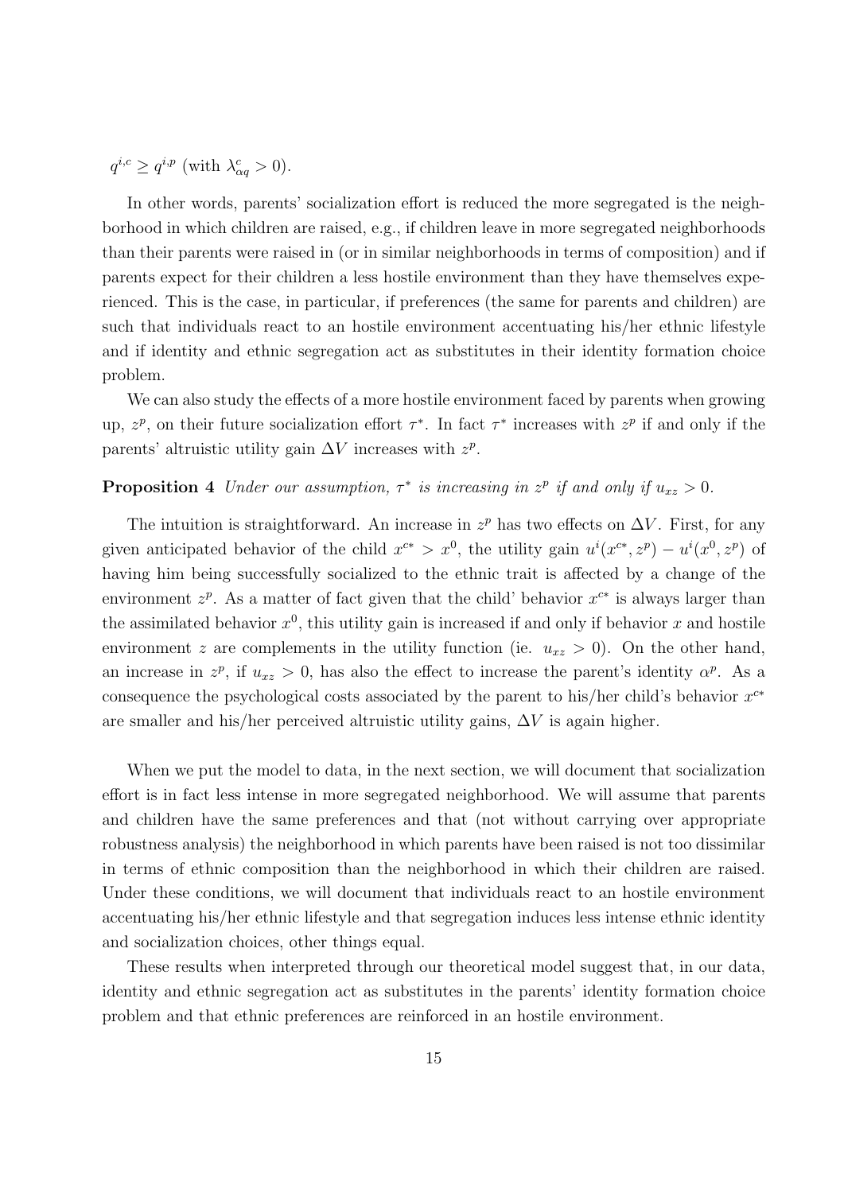$q^{i,c} \geq q^{i,p}$ (with $\lambda^c_{\alpha q} > 0$).

In other words, parents' socialization effort is reduced the more segregated is the neighborhood in which children are raised, e.g., if children leave in more segregated neighborhoods than their parents were raised in (or in similar neighborhoods in terms of composition) and if parents expect for their children a less hostile environment than they have themselves experienced. This is the case, in particular, if preferences (the same for parents and children) are such that individuals react to an hostile environment accentuating his/her ethnic lifestyle and if identity and ethnic segregation act as substitutes in their identity formation choice problem.

We can also study the effects of a more hostile environment faced by parents when growing up, $z^p$, on their future socialization effort $\tau^*$. In fact $\tau^*$ increases with $z^p$ if and only if the parents' altruistic utility gain $\Delta V$ increases with $z^p$.

**Proposition 4** *Under our assumption, $\tau^*$ is increasing in $z^p$ if and only if $u_{xz} > 0$.*

The intuition is straightforward. An increase in $z^p$ has two effects on $\Delta V$. First, for any given anticipated behavior of the child $x^{c*} > x^0$, the utility gain $u^i(x^{c*}, z^p) - u^i(x^0, z^p)$ of having him being successfully socialized to the ethnic trait is affected by a change of the environment $z^p$. As a matter of fact given that the child' behavior $x^{c*}$ is always larger than the assimilated behavior $x^0$, this utility gain is increased if and only if behavior $x$ and hostile environment $z$ are complements in the utility function (ie. $u_{xz} > 0$). On the other hand, an increase in $z^p$, if $u_{xz} > 0$, has also the effect to increase the parent's identity $\alpha^p$. As a consequence the psychological costs associated by the parent to his/her child's behavior $x^{c*}$ are smaller and his/her perceived altruistic utility gains, $\Delta V$ is again higher.

When we put the model to data, in the next section, we will document that socialization effort is in fact less intense in more segregated neighborhood. We will assume that parents and children have the same preferences and that (not without carrying over appropriate robustness analysis) the neighborhood in which parents have been raised is not too dissimilar in terms of ethnic composition than the neighborhood in which their children are raised. Under these conditions, we will document that individuals react to an hostile environment accentuating his/her ethnic lifestyle and that segregation induces less intense ethnic identity and socialization choices, other things equal.

These results when interpreted through our theoretical model suggest that, in our data, identity and ethnic segregation act as substitutes in the parents' identity formation choice problem and that ethnic preferences are reinforced in an hostile environment.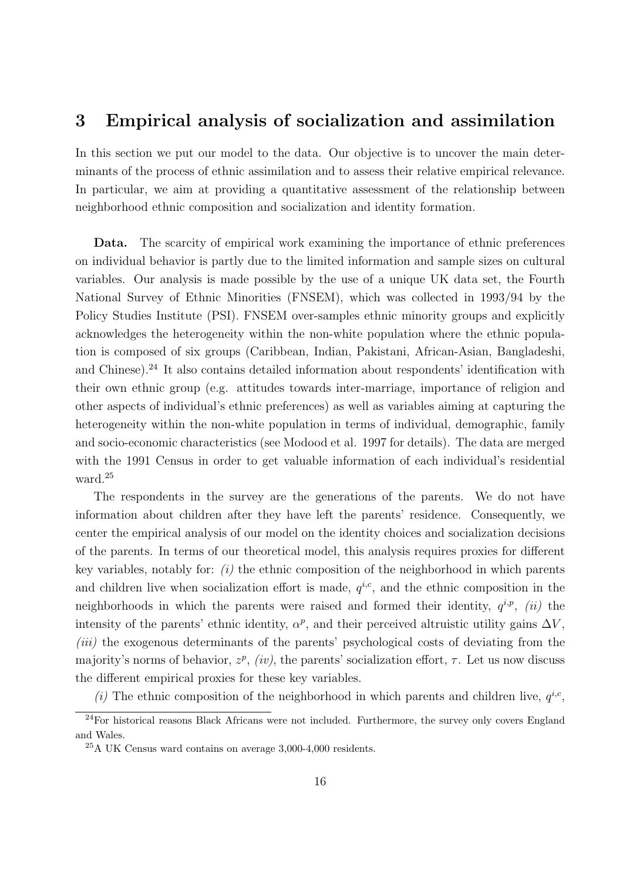## 3 Empirical analysis of socialization and assimilation

In this section we put our model to the data. Our objective is to uncover the main determinants of the process of ethnic assimilation and to assess their relative empirical relevance. In particular, we aim at providing a quantitative assessment of the relationship between neighborhood ethnic composition and socialization and identity formation.

**Data.** The scarcity of empirical work examining the importance of ethnic preferences on individual behavior is partly due to the limited information and sample sizes on cultural variables. Our analysis is made possible by the use of a unique UK data set, the Fourth National Survey of Ethnic Minorities (FNSEM), which was collected in 1993/94 by the Policy Studies Institute (PSI). FNSEM over-samples ethnic minority groups and explicitly acknowledges the heterogeneity within the non-white population where the ethnic population is composed of six groups (Caribbean, Indian, Pakistani, African-Asian, Bangladeshi, and Chinese).[24] It also contains detailed information about respondents' identification with their own ethnic group (e.g. attitudes towards inter-marriage, importance of religion and other aspects of individual's ethnic preferences) as well as variables aiming at capturing the heterogeneity within the non-white population in terms of individual, demographic, family and socio-economic characteristics (see Modood et al. 1997 for details). The data are merged with the 1991 Census in order to get valuable information of each individual's residential ward.[25]

The respondents in the survey are the generations of the parents. We do not have information about children after they have left the parents' residence. Consequently, we center the empirical analysis of our model on the identity choices and socialization decisions of the parents. In terms of our theoretical model, this analysis requires proxies for different key variables, notably for: *(i)* the ethnic composition of the neighborhood in which parents and children live when socialization effort is made, $q^{i,c}$, and the ethnic composition in the neighborhoods in which the parents were raised and formed their identity, $q^{i,p}$, *(ii)* the intensity of the parents' ethnic identity, $\alpha^p$, and their perceived altruistic utility gains $\Delta V$, *(iii)* the exogenous determinants of the parents' psychological costs of deviating from the majority's norms of behavior, $z^p$, *(iv)*, the parents' socialization effort, $\tau$. Let us now discuss the different empirical proxies for these key variables.

*(i)* The ethnic composition of the neighborhood in which parents and children live, $q^{i,c}$,

[24] For historical reasons Black Africans were not included. Furthermore, the survey only covers England and Wales.

[25] A UK Census ward contains on average 3,000-4,000 residents.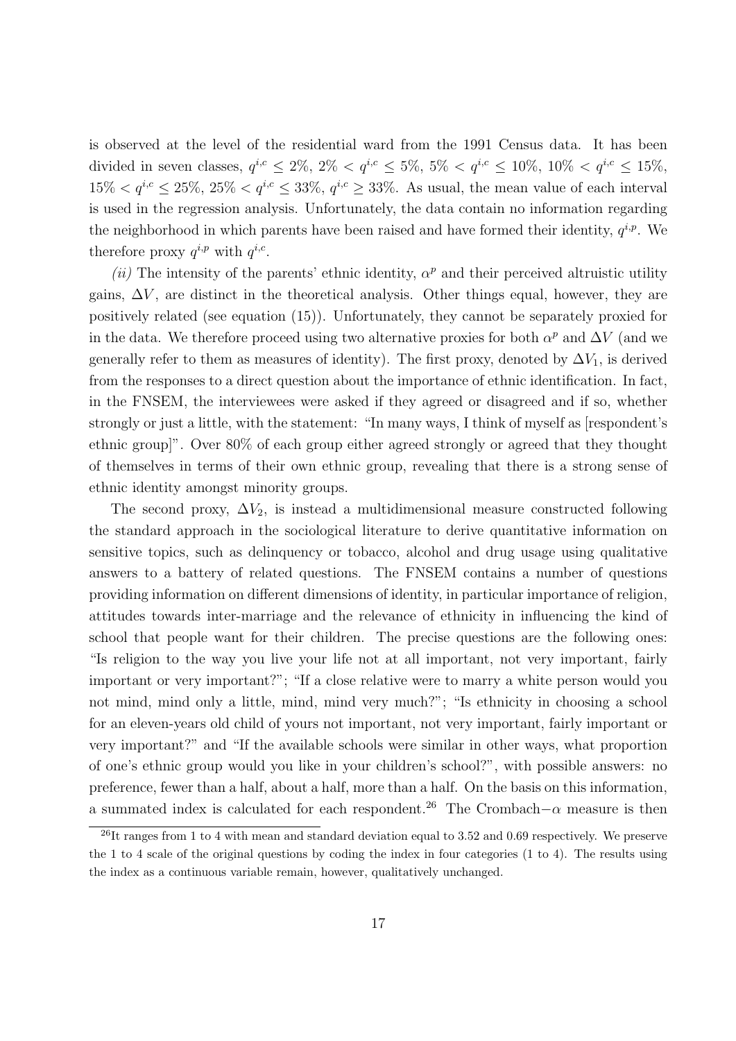is observed at the level of the residential ward from the 1991 Census data. It has been divided in seven classes, $q^{i,c} \leq 2\%$, $2\% < q^{i,c} \leq 5\%$, $5\% < q^{i,c} \leq 10\%$, $10\% < q^{i,c} \leq 15\%$, $15\% < q^{i,c} \leq 25\%$, $25\% < q^{i,c} \leq 33\%$, $q^{i,c} \geq 33\%$. As usual, the mean value of each interval is used in the regression analysis. Unfortunately, the data contain no information regarding the neighborhood in which parents have been raised and have formed their identity, $q^{i,p}$. We therefore proxy $q^{i,p}$ with $q^{i,c}$.

*(ii)* The intensity of the parents' ethnic identity, $\alpha^p$ and their perceived altruistic utility gains, $\Delta V$, are distinct in the theoretical analysis. Other things equal, however, they are positively related (see equation (15)). Unfortunately, they cannot be separately proxied for in the data. We therefore proceed using two alternative proxies for both $\alpha^p$ and $\Delta V$ (and we generally refer to them as measures of identity). The first proxy, denoted by $\Delta V_1$, is derived from the responses to a direct question about the importance of ethnic identification. In fact, in the FNSEM, the interviewees were asked if they agreed or disagreed and if so, whether strongly or just a little, with the statement: "In many ways, I think of myself as [respondent's ethnic group]". Over 80% of each group either agreed strongly or agreed that they thought of themselves in terms of their own ethnic group, revealing that there is a strong sense of ethnic identity amongst minority groups.

The second proxy, $\Delta V_2$, is instead a multidimensional measure constructed following the standard approach in the sociological literature to derive quantitative information on sensitive topics, such as delinquency or tobacco, alcohol and drug usage using qualitative answers to a battery of related questions. The FNSEM contains a number of questions providing information on different dimensions of identity, in particular importance of religion, attitudes towards inter-marriage and the relevance of ethnicity in influencing the kind of school that people want for their children. The precise questions are the following ones: "Is religion to the way you live your life not at all important, not very important, fairly important or very important?"; "If a close relative were to marry a white person would you not mind, mind only a little, mind, mind very much?"; "Is ethnicity in choosing a school for an eleven-years old child of yours not important, not very important, fairly important or very important?" and "If the available schools were similar in other ways, what proportion of one's ethnic group would you like in your children's school?", with possible answers: no preference, fewer than a half, about a half, more than a half. On the basis on this information, a summated index is calculated for each respondent.[26] The Crombach$-\alpha$ measure is then

[26]It ranges from 1 to 4 with mean and standard deviation equal to 3.52 and 0.69 respectively. We preserve the 1 to 4 scale of the original questions by coding the index in four categories (1 to 4). The results using the index as a continuous variable remain, however, qualitatively unchanged.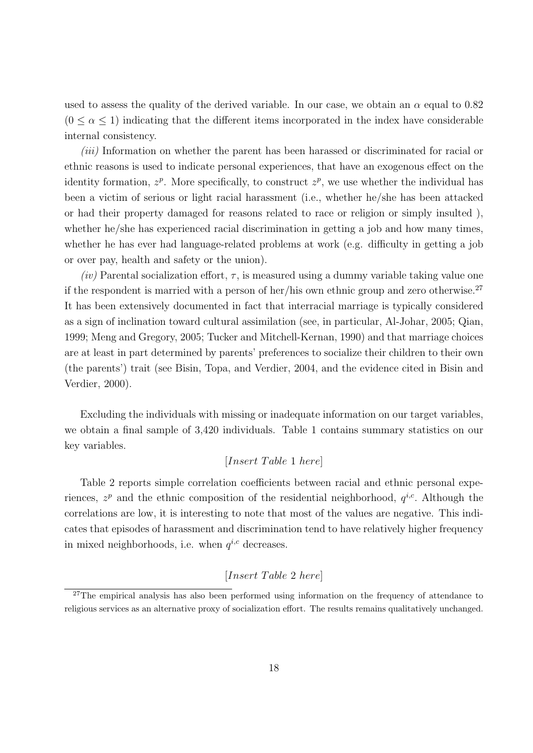used to assess the quality of the derived variable. In our case, we obtain an $\alpha$ equal to 0.82 ($0 \leq \alpha \leq 1$) indicating that the different items incorporated in the index have considerable internal consistency.

*(iii)* Information on whether the parent has been harassed or discriminated for racial or ethnic reasons is used to indicate personal experiences, that have an exogenous effect on the identity formation, $z^p$. More specifically, to construct $z^p$, we use whether the individual has been a victim of serious or light racial harassment (i.e., whether he/she has been attacked or had their property damaged for reasons related to race or religion or simply insulted ), whether he/she has experienced racial discrimination in getting a job and how many times, whether he has ever had language-related problems at work (e.g. difficulty in getting a job or over pay, health and safety or the union).

*(iv)* Parental socialization effort, $\tau$, is measured using a dummy variable taking value one if the respondent is married with a person of her/his own ethnic group and zero otherwise.[27] It has been extensively documented in fact that interracial marriage is typically considered as a sign of inclination toward cultural assimilation (see, in particular, Al-Johar, 2005; Qian, 1999; Meng and Gregory, 2005; Tucker and Mitchell-Kernan, 1990) and that marriage choices are at least in part determined by parents' preferences to socialize their children to their own (the parents') trait (see Bisin, Topa, and Verdier, 2004, and the evidence cited in Bisin and Verdier, 2000).

Excluding the individuals with missing or inadequate information on our target variables, we obtain a final sample of 3,420 individuals. Table 1 contains summary statistics on our key variables.

[*Insert Table* 1 *here*]

Table 2 reports simple correlation coefficients between racial and ethnic personal experiences, $z^p$ and the ethnic composition of the residential neighborhood, $q^{i,c}$. Although the correlations are low, it is interesting to note that most of the values are negative. This indicates that episodes of harassment and discrimination tend to have relatively higher frequency in mixed neighborhoods, i.e. when $q^{i,c}$ decreases.

[*Insert Table* 2 *here*]

[27] The empirical analysis has also been performed using information on the frequency of attendance to religious services as an alternative proxy of socialization effort. The results remains qualitatively unchanged.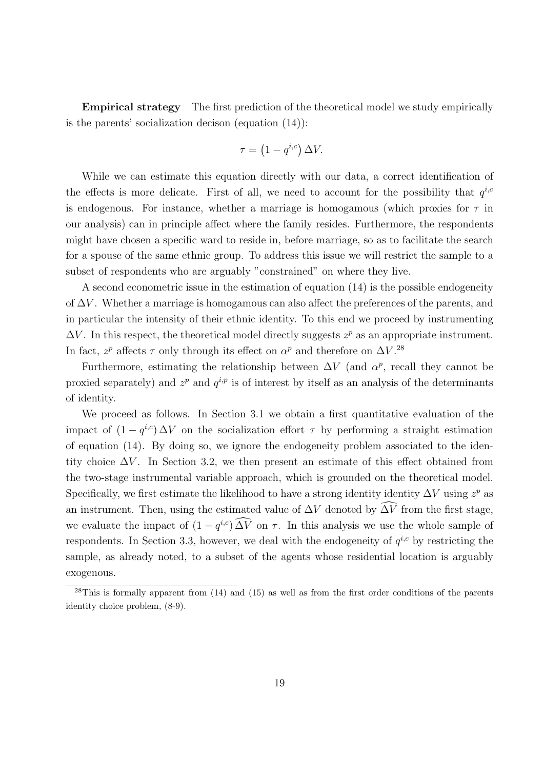**Empirical strategy** The first prediction of the theoretical model we study empirically is the parents' socialization decison (equation (14)):

$$\tau = \left(1 - q^{i,c}\right) \Delta V.$$

While we can estimate this equation directly with our data, a correct identification of the effects is more delicate. First of all, we need to account for the possibility that $q^{i,c}$ is endogenous. For instance, whether a marriage is homogamous (which proxies for $\tau$ in our analysis) can in principle affect where the family resides. Furthermore, the respondents might have chosen a specific ward to reside in, before marriage, so as to facilitate the search for a spouse of the same ethnic group. To address this issue we will restrict the sample to a subset of respondents who are arguably "constrained" on where they live.

A second econometric issue in the estimation of equation (14) is the possible endogeneity of $\Delta V$. Whether a marriage is homogamous can also affect the preferences of the parents, and in particular the intensity of their ethnic identity. To this end we proceed by instrumenting $\Delta V$. In this respect, the theoretical model directly suggests $z^p$ as an appropriate instrument. In fact, $z^p$ affects $\tau$ only through its effect on $\alpha^p$ and therefore on $\Delta V$.[28]

Furthermore, estimating the relationship between $\Delta V$ (and $\alpha^p$, recall they cannot be proxied separately) and $z^p$ and $q^{i,p}$ is of interest by itself as an analysis of the determinants of identity.

We proceed as follows. In Section 3.1 we obtain a first quantitative evaluation of the impact of $(1 - q^{i,c}) \Delta V$ on the socialization effort $\tau$ by performing a straight estimation of equation (14). By doing so, we ignore the endogeneity problem associated to the identity choice $\Delta V$. In Section 3.2, we then present an estimate of this effect obtained from the two-stage instrumental variable approach, which is grounded on the theoretical model. Specifically, we first estimate the likelihood to have a strong identity identity $\Delta V$ using $z^p$ as an instrument. Then, using the estimated value of $\Delta V$ denoted by $\widehat{\Delta V}$ from the first stage, we evaluate the impact of $(1 - q^{i,c}) \widehat{\Delta V}$ on $\tau$. In this analysis we use the whole sample of respondents. In Section 3.3, however, we deal with the endogeneity of $q^{i,c}$ by restricting the sample, as already noted, to a subset of the agents whose residential location is arguably exogenous.

[28] This is formally apparent from (14) and (15) as well as from the first order conditions of the parents identity choice problem, (8-9).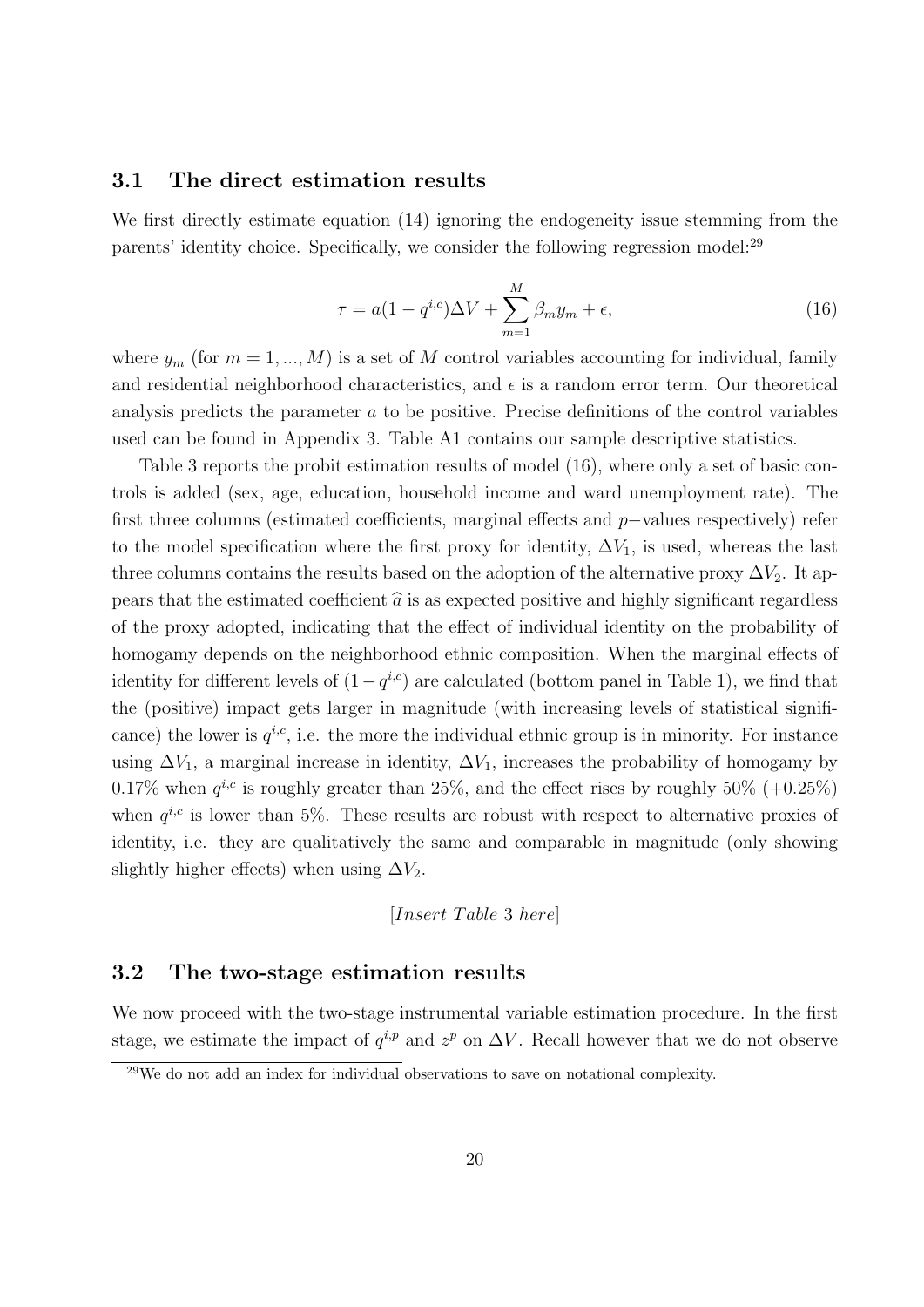### 3.1 The direct estimation results

We first directly estimate equation (14) ignoring the endogeneity issue stemming from the parents' identity choice. Specifically, we consider the following regression model:[29]

$$\tau = a(1 - q^{i,c})\Delta V + \sum_{m=1}^{M} \beta_m y_m + \epsilon, \tag{16}$$

where $y_m$ (for $m = 1, ..., M$) is a set of $M$ control variables accounting for individual, family and residential neighborhood characteristics, and $\epsilon$ is a random error term. Our theoretical analysis predicts the parameter $a$ to be positive. Precise definitions of the control variables used can be found in Appendix 3. Table A1 contains our sample descriptive statistics.

Table 3 reports the probit estimation results of model (16), where only a set of basic controls is added (sex, age, education, household income and ward unemployment rate). The first three columns (estimated coefficients, marginal effects and $p-$values respectively) refer to the model specification where the first proxy for identity, $\Delta V_1$, is used, whereas the last three columns contains the results based on the adoption of the alternative proxy $\Delta V_2$. It appears that the estimated coefficient $\widehat{a}$ is as expected positive and highly significant regardless of the proxy adopted, indicating that the effect of individual identity on the probability of homogamy depends on the neighborhood ethnic composition. When the marginal effects of identity for different levels of $(1 - q^{i,c})$ are calculated (bottom panel in Table 1), we find that the (positive) impact gets larger in magnitude (with increasing levels of statistical significance) the lower is $q^{i,c}$, i.e. the more the individual ethnic group is in minority. For instance using $\Delta V_1$, a marginal increase in identity, $\Delta V_1$, increases the probability of homogamy by 0.17% when $q^{i,c}$ is roughly greater than 25%, and the effect rises by roughly 50% (+0.25%) when $q^{i,c}$ is lower than 5%. These results are robust with respect to alternative proxies of identity, i.e. they are qualitatively the same and comparable in magnitude (only showing slightly higher effects) when using $\Delta V_2$.

[*Insert Table 3 here*]

### 3.2 The two-stage estimation results

We now proceed with the two-stage instrumental variable estimation procedure. In the first stage, we estimate the impact of $q^{i,p}$ and $z^p$ on $\Delta V$. Recall however that we do not observe

[29] We do not add an index for individual observations to save on notational complexity.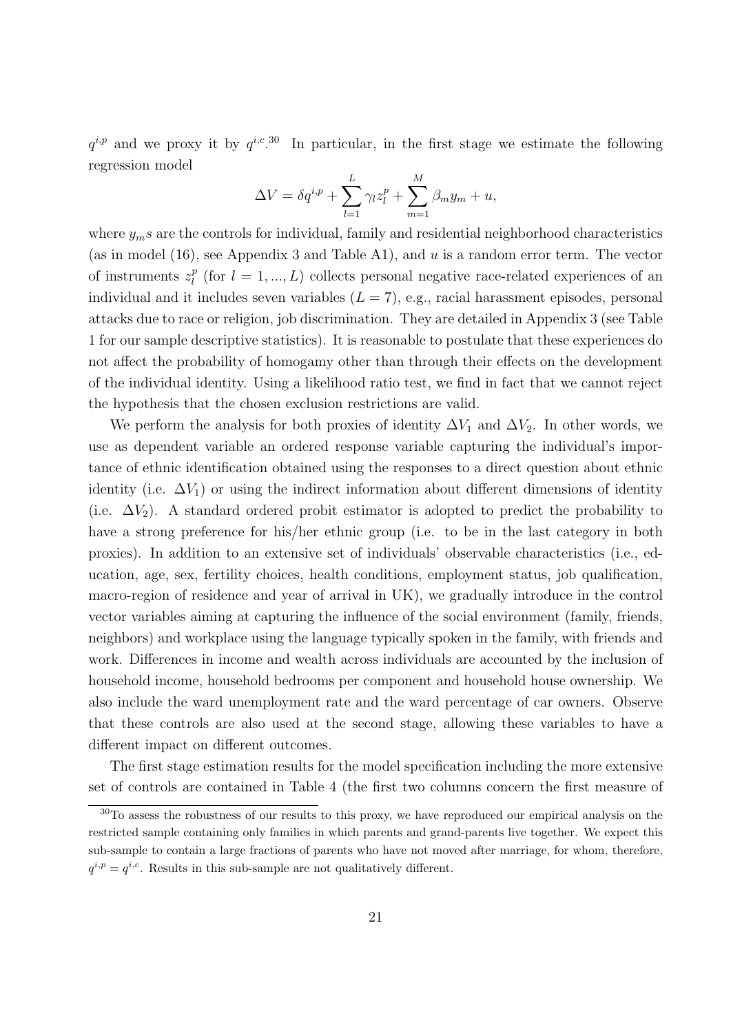$q^{i,p}$ and we proxy it by $q^{i,c}$.[30] In particular, in the first stage we estimate the following regression model

$$\Delta V = \delta q^{i,p} + \sum_{l=1}^{L} \gamma_l z_l^p + \sum_{m=1}^{M} \beta_m y_m + u,$$

where $y_m$s are the controls for individual, family and residential neighborhood characteristics (as in model (16), see Appendix 3 and Table A1), and $u$ is a random error term. The vector of instruments $z_l^p$ (for $l = 1, ..., L$) collects personal negative race-related experiences of an individual and it includes seven variables ($L = 7$), e.g., racial harassment episodes, personal attacks due to race or religion, job discrimination. They are detailed in Appendix 3 (see Table 1 for our sample descriptive statistics). It is reasonable to postulate that these experiences do not affect the probability of homogamy other than through their effects on the development of the individual identity. Using a likelihood ratio test, we find in fact that we cannot reject the hypothesis that the chosen exclusion restrictions are valid.

We perform the analysis for both proxies of identity $\Delta V_1$ and $\Delta V_2$. In other words, we use as dependent variable an ordered response variable capturing the individual's importance of ethnic identification obtained using the responses to a direct question about ethnic identity (i.e. $\Delta V_1$) or using the indirect information about different dimensions of identity (i.e. $\Delta V_2$). A standard ordered probit estimator is adopted to predict the probability to have a strong preference for his/her ethnic group (i.e. to be in the last category in both proxies). In addition to an extensive set of individuals' observable characteristics (i.e., education, age, sex, fertility choices, health conditions, employment status, job qualification, macro-region of residence and year of arrival in UK), we gradually introduce in the control vector variables aiming at capturing the influence of the social environment (family, friends, neighbors) and workplace using the language typically spoken in the family, with friends and work. Differences in income and wealth across individuals are accounted by the inclusion of household income, household bedrooms per component and household house ownership. We also include the ward unemployment rate and the ward percentage of car owners. Observe that these controls are also used at the second stage, allowing these variables to have a different impact on different outcomes.

The first stage estimation results for the model specification including the more extensive set of controls are contained in Table 4 (the first two columns concern the first measure of

---

[30] To assess the robustness of our results to this proxy, we have reproduced our empirical analysis on the restricted sample containing only families in which parents and grand-parents live together. We expect this sub-sample to contain a large fractions of parents who have not moved after marriage, for whom, therefore, $q^{i,p} = q^{i,c}$. Results in this sub-sample are not qualitatively different.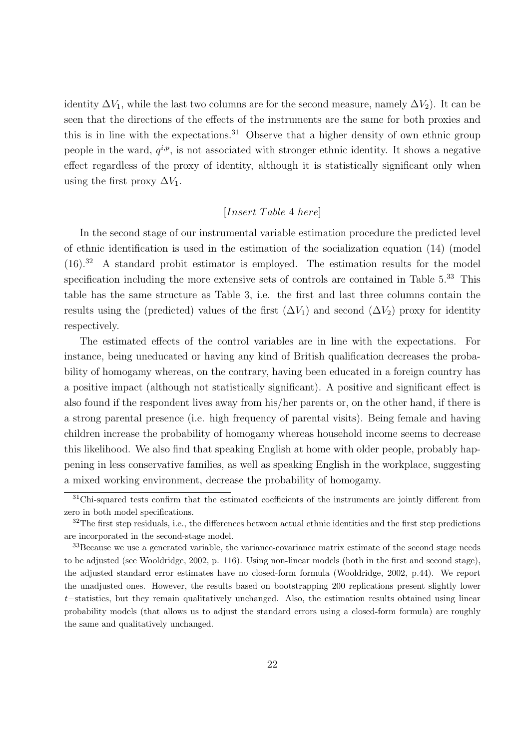identity $\Delta V_1$, while the last two columns are for the second measure, namely $\Delta V_2$). It can be seen that the directions of the effects of the instruments are the same for both proxies and this is in line with the expectations.[31] Observe that a higher density of own ethnic group people in the ward, $q^{i,p}$, is not associated with stronger ethnic identity. It shows a negative effect regardless of the proxy of identity, although it is statistically significant only when using the first proxy $\Delta V_1$.

[*Insert Table* 4 *here*]

In the second stage of our instrumental variable estimation procedure the predicted level of ethnic identification is used in the estimation of the socialization equation (14) (model (16).[32] A standard probit estimator is employed. The estimation results for the model specification including the more extensive sets of controls are contained in Table 5.[33] This table has the same structure as Table 3, i.e. the first and last three columns contain the results using the (predicted) values of the first ($\Delta V_1$) and second ($\Delta V_2$) proxy for identity respectively.

The estimated effects of the control variables are in line with the expectations. For instance, being uneducated or having any kind of British qualification decreases the probability of homogamy whereas, on the contrary, having been educated in a foreign country has a positive impact (although not statistically significant). A positive and significant effect is also found if the respondent lives away from his/her parents or, on the other hand, if there is a strong parental presence (i.e. high frequency of parental visits). Being female and having children increase the probability of homogamy whereas household income seems to decrease this likelihood. We also find that speaking English at home with older people, probably happening in less conservative families, as well as speaking English in the workplace, suggesting a mixed working environment, decrease the probability of homogamy.

[31] Chi-squared tests confirm that the estimated coefficients of the instruments are jointly different from zero in both model specifications.

[32] The first step residuals, i.e., the differences between actual ethnic identities and the first step predictions are incorporated in the second-stage model.

[33] Because we use a generated variable, the variance-covariance matrix estimate of the second stage needs to be adjusted (see Wooldridge, 2002, p. 116). Using non-linear models (both in the first and second stage), the adjusted standard error estimates have no closed-form formula (Wooldridge, 2002, p.44). We report the unadjusted ones. However, the results based on bootstrapping 200 replications present slightly lower $t-$statistics, but they remain qualitatively unchanged. Also, the estimation results obtained using linear probability models (that allows us to adjust the standard errors using a closed-form formula) are roughly the same and qualitatively unchanged.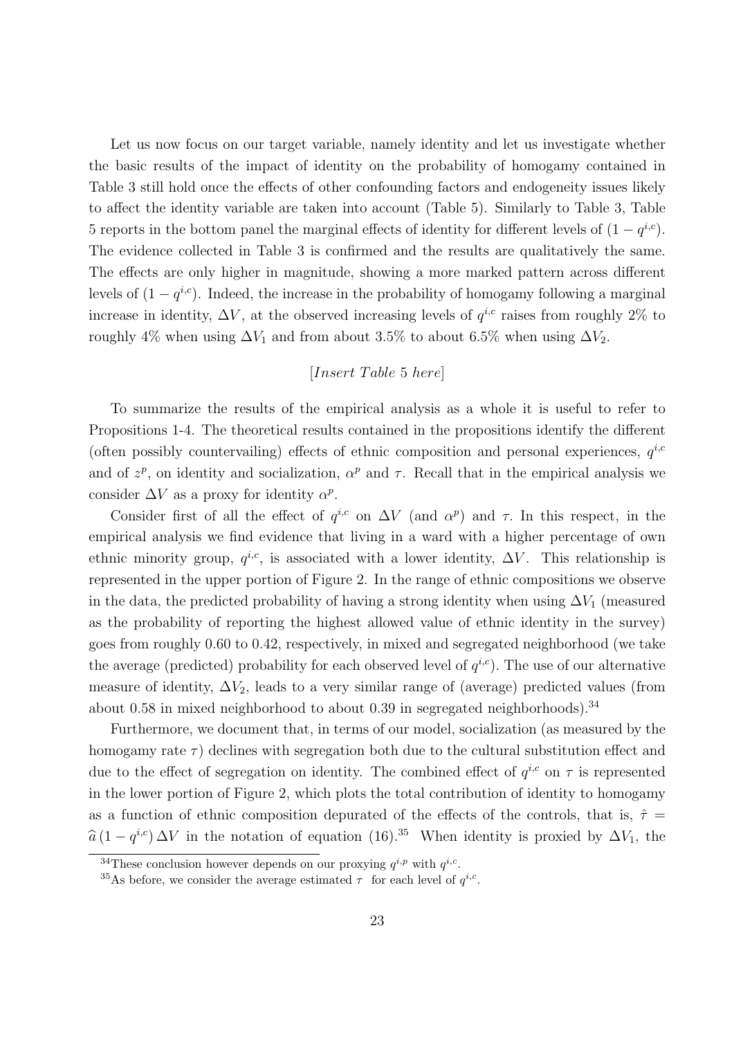Let us now focus on our target variable, namely identity and let us investigate whether the basic results of the impact of identity on the probability of homogamy contained in Table 3 still hold once the effects of other confounding factors and endogeneity issues likely to affect the identity variable are taken into account (Table 5). Similarly to Table 3, Table 5 reports in the bottom panel the marginal effects of identity for different levels of $(1 - q^{i,c})$. The evidence collected in Table 3 is confirmed and the results are qualitatively the same. The effects are only higher in magnitude, showing a more marked pattern across different levels of $(1 - q^{i,c})$. Indeed, the increase in the probability of homogamy following a marginal increase in identity, $\Delta V$, at the observed increasing levels of $q^{i,c}$ raises from roughly 2% to roughly 4% when using $\Delta V_1$ and from about 3.5% to about 6.5% when using $\Delta V_2$.

[*Insert Table* 5 *here*]

To summarize the results of the empirical analysis as a whole it is useful to refer to Propositions 1-4. The theoretical results contained in the propositions identify the different (often possibly countervailing) effects of ethnic composition and personal experiences, $q^{i,c}$ and of $z^p$, on identity and socialization, $\alpha^p$ and $\tau$. Recall that in the empirical analysis we consider $\Delta V$ as a proxy for identity $\alpha^p$.

Consider first of all the effect of $q^{i,c}$ on $\Delta V$ (and $\alpha^p$) and $\tau$. In this respect, in the empirical analysis we find evidence that living in a ward with a higher percentage of own ethnic minority group, $q^{i,c}$, is associated with a lower identity, $\Delta V$. This relationship is represented in the upper portion of Figure 2. In the range of ethnic compositions we observe in the data, the predicted probability of having a strong identity when using $\Delta V_1$ (measured as the probability of reporting the highest allowed value of ethnic identity in the survey) goes from roughly 0.60 to 0.42, respectively, in mixed and segregated neighborhood (we take the average (predicted) probability for each observed level of $q^{i,c}$). The use of our alternative measure of identity, $\Delta V_2$, leads to a very similar range of (average) predicted values (from about 0.58 in mixed neighborhood to about 0.39 in segregated neighborhoods).[34]

Furthermore, we document that, in terms of our model, socialization (as measured by the homogamy rate $\tau$) declines with segregation both due to the cultural substitution effect and due to the effect of segregation on identity. The combined effect of $q^{i,c}$ on $\tau$ is represented in the lower portion of Figure 2, which plots the total contribution of identity to homogamy as a function of ethnic composition depurated of the effects of the controls, that is, $\hat{\tau} = \widehat{a}\,(1 - q^{i,c})\,\Delta V$ in the notation of equation (16).[35] When identity is proxied by $\Delta V_1$, the

[34] These conclusion however depends on our proxying $q^{i,p}$ with $q^{i,c}$.

[35] As before, we consider the average estimated $\tau$ for each level of $q^{i,c}$.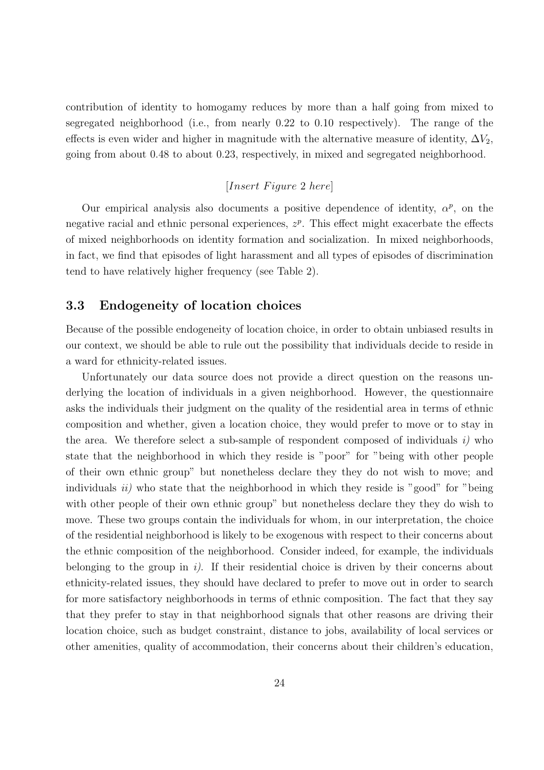contribution of identity to homogamy reduces by more than a half going from mixed to segregated neighborhood (i.e., from nearly 0.22 to 0.10 respectively). The range of the effects is even wider and higher in magnitude with the alternative measure of identity, $\Delta V_2$, going from about 0.48 to about 0.23, respectively, in mixed and segregated neighborhood.

[*Insert Figure* 2 *here*]

Our empirical analysis also documents a positive dependence of identity, $\alpha^p$, on the negative racial and ethnic personal experiences, $z^p$. This effect might exacerbate the effects of mixed neighborhoods on identity formation and socialization. In mixed neighborhoods, in fact, we find that episodes of light harassment and all types of episodes of discrimination tend to have relatively higher frequency (see Table 2).

### 3.3 Endogeneity of location choices

Because of the possible endogeneity of location choice, in order to obtain unbiased results in our context, we should be able to rule out the possibility that individuals decide to reside in a ward for ethnicity-related issues.

Unfortunately our data source does not provide a direct question on the reasons underlying the location of individuals in a given neighborhood. However, the questionnaire asks the individuals their judgment on the quality of the residential area in terms of ethnic composition and whether, given a location choice, they would prefer to move or to stay in the area. We therefore select a sub-sample of respondent composed of individuals *i)* who state that the neighborhood in which they reside is "poor" for "being with other people of their own ethnic group" but nonetheless declare they they do not wish to move; and individuals *ii)* who state that the neighborhood in which they reside is "good" for "being with other people of their own ethnic group" but nonetheless declare they they do wish to move. These two groups contain the individuals for whom, in our interpretation, the choice of the residential neighborhood is likely to be exogenous with respect to their concerns about the ethnic composition of the neighborhood. Consider indeed, for example, the individuals belonging to the group in *i)*. If their residential choice is driven by their concerns about ethnicity-related issues, they should have declared to prefer to move out in order to search for more satisfactory neighborhoods in terms of ethnic composition. The fact that they say that they prefer to stay in that neighborhood signals that other reasons are driving their location choice, such as budget constraint, distance to jobs, availability of local services or other amenities, quality of accommodation, their concerns about their children's education,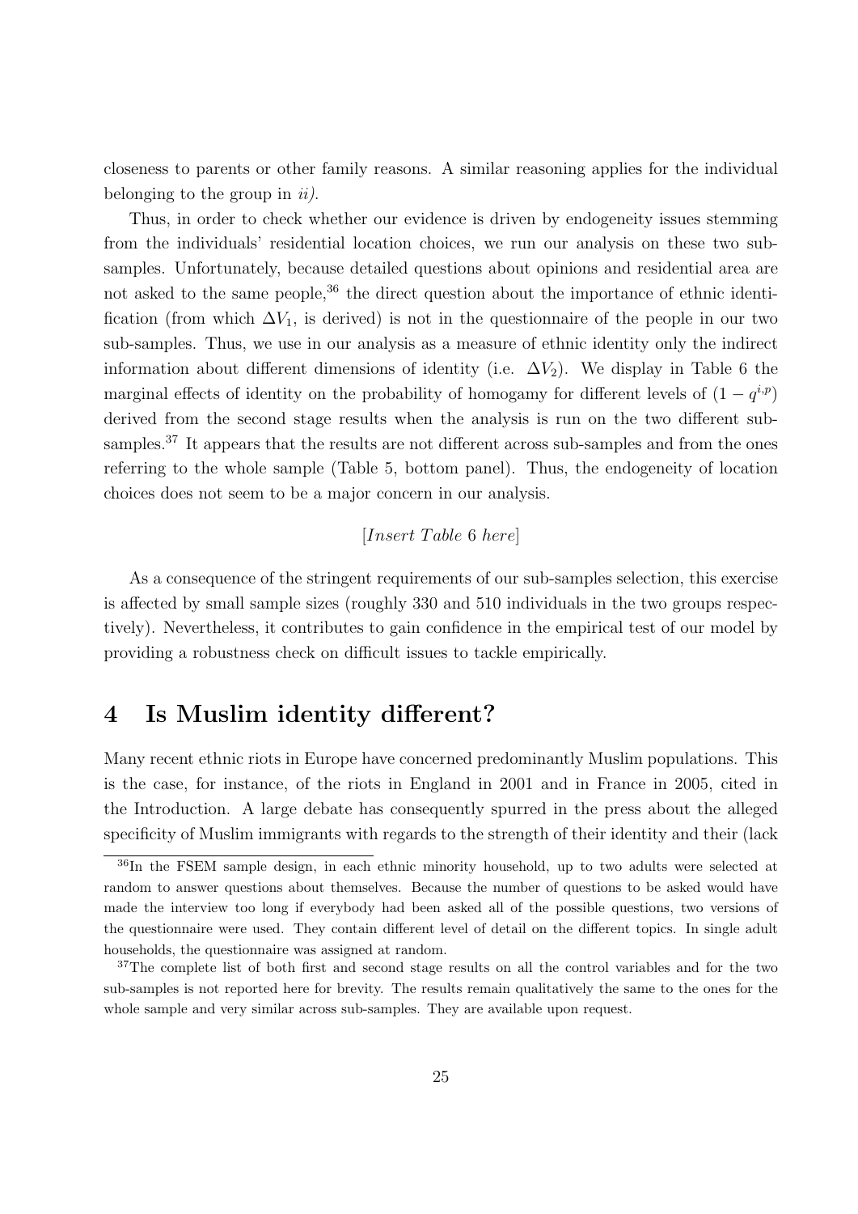closeness to parents or other family reasons. A similar reasoning applies for the individual belonging to the group in *ii)*.

Thus, in order to check whether our evidence is driven by endogeneity issues stemming from the individuals' residential location choices, we run our analysis on these two subsamples. Unfortunately, because detailed questions about opinions and residential area are not asked to the same people,[36] the direct question about the importance of ethnic identification (from which $\Delta V_1$, is derived) is not in the questionnaire of the people in our two sub-samples. Thus, we use in our analysis as a measure of ethnic identity only the indirect information about different dimensions of identity (i.e. $\Delta V_2$). We display in Table 6 the marginal effects of identity on the probability of homogamy for different levels of $(1 - q^{i,p})$ derived from the second stage results when the analysis is run on the two different subsamples.[37] It appears that the results are not different across sub-samples and from the ones referring to the whole sample (Table 5, bottom panel). Thus, the endogeneity of location choices does not seem to be a major concern in our analysis.

[*Insert Table* 6 *here*]

As a consequence of the stringent requirements of our sub-samples selection, this exercise is affected by small sample sizes (roughly 330 and 510 individuals in the two groups respectively). Nevertheless, it contributes to gain confidence in the empirical test of our model by providing a robustness check on difficult issues to tackle empirically.

# 4 Is Muslim identity different?

Many recent ethnic riots in Europe have concerned predominantly Muslim populations. This is the case, for instance, of the riots in England in 2001 and in France in 2005, cited in the Introduction. A large debate has consequently spurred in the press about the alleged specificity of Muslim immigrants with regards to the strength of their identity and their (lack

[36] In the FSEM sample design, in each ethnic minority household, up to two adults were selected at random to answer questions about themselves. Because the number of questions to be asked would have made the interview too long if everybody had been asked all of the possible questions, two versions of the questionnaire were used. They contain different level of detail on the different topics. In single adult households, the questionnaire was assigned at random.

[37] The complete list of both first and second stage results on all the control variables and for the two sub-samples is not reported here for brevity. The results remain qualitatively the same to the ones for the whole sample and very similar across sub-samples. They are available upon request.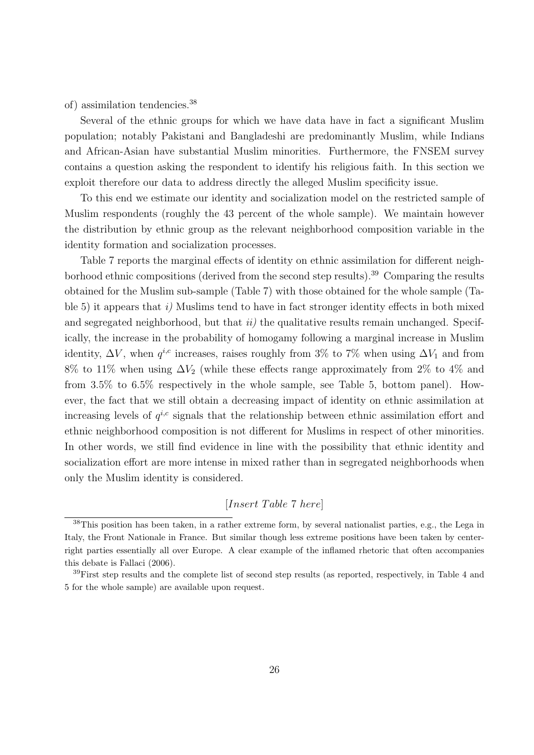of) assimilation tendencies.[38]

Several of the ethnic groups for which we have data have in fact a significant Muslim population; notably Pakistani and Bangladeshi are predominantly Muslim, while Indians and African-Asian have substantial Muslim minorities. Furthermore, the FNSEM survey contains a question asking the respondent to identify his religious faith. In this section we exploit therefore our data to address directly the alleged Muslim specificity issue.

To this end we estimate our identity and socialization model on the restricted sample of Muslim respondents (roughly the 43 percent of the whole sample). We maintain however the distribution by ethnic group as the relevant neighborhood composition variable in the identity formation and socialization processes.

Table 7 reports the marginal effects of identity on ethnic assimilation for different neighborhood ethnic compositions (derived from the second step results).[39] Comparing the results obtained for the Muslim sub-sample (Table 7) with those obtained for the whole sample (Table 5) it appears that *i)* Muslims tend to have in fact stronger identity effects in both mixed and segregated neighborhood, but that *ii)* the qualitative results remain unchanged. Specifically, the increase in the probability of homogamy following a marginal increase in Muslim identity, $\Delta V$, when $q^{i,c}$ increases, raises roughly from 3% to 7% when using $\Delta V_1$ and from 8% to 11% when using $\Delta V_2$ (while these effects range approximately from 2% to 4% and from 3.5% to 6.5% respectively in the whole sample, see Table 5, bottom panel). However, the fact that we still obtain a decreasing impact of identity on ethnic assimilation at increasing levels of $q^{i,c}$ signals that the relationship between ethnic assimilation effort and ethnic neighborhood composition is not different for Muslims in respect of other minorities. In other words, we still find evidence in line with the possibility that ethnic identity and socialization effort are more intense in mixed rather than in segregated neighborhoods when only the Muslim identity is considered.

[*Insert Table 7 here*]

[38] This position has been taken, in a rather extreme form, by several nationalist parties, e.g., the Lega in Italy, the Front Nationale in France. But similar though less extreme positions have been taken by center-right parties essentially all over Europe. A clear example of the inflamed rhetoric that often accompanies this debate is Fallaci (2006).

[39] First step results and the complete list of second step results (as reported, respectively, in Table 4 and 5 for the whole sample) are available upon request.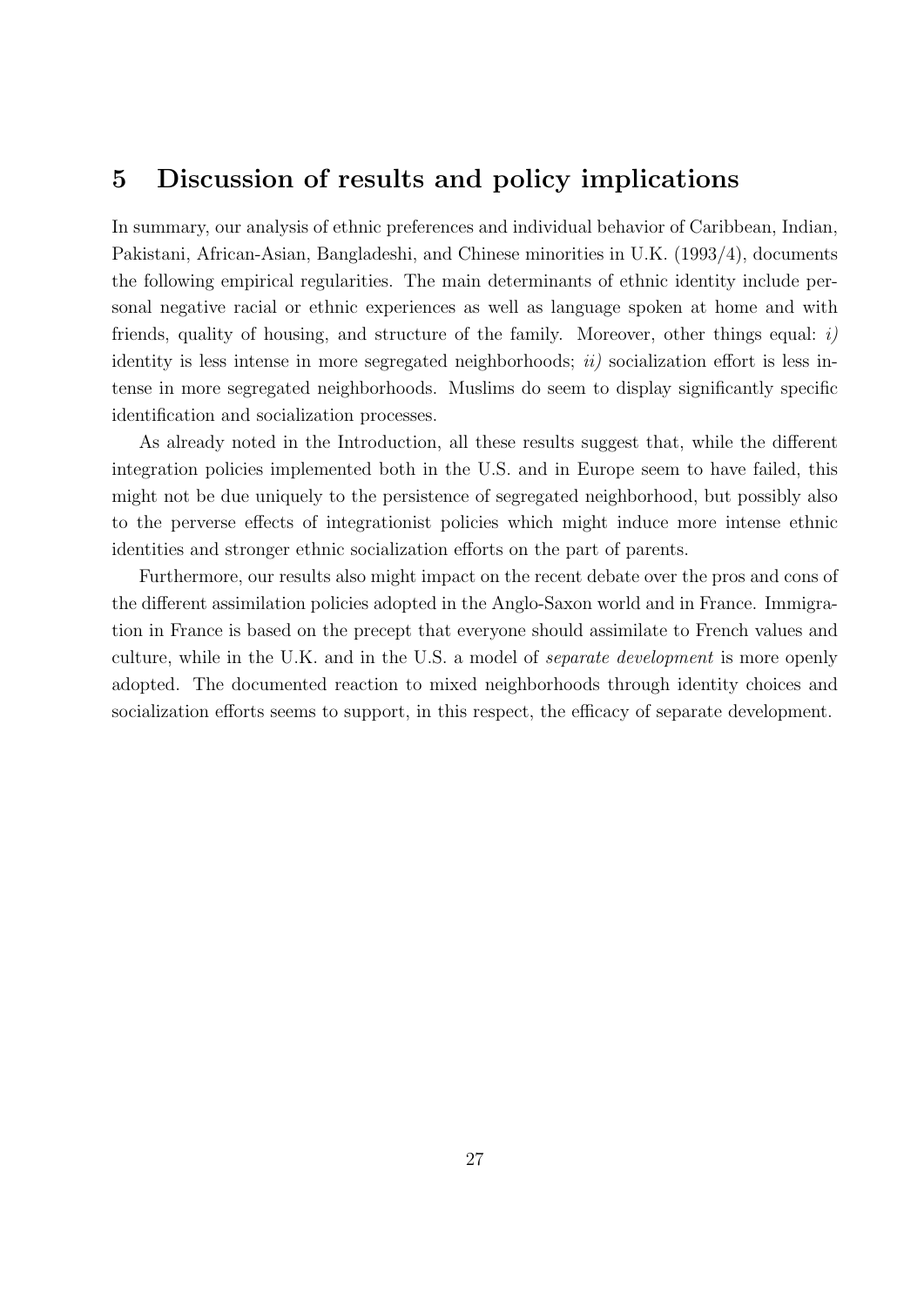## 5 Discussion of results and policy implications

In summary, our analysis of ethnic preferences and individual behavior of Caribbean, Indian, Pakistani, African-Asian, Bangladeshi, and Chinese minorities in U.K. (1993/4), documents the following empirical regularities. The main determinants of ethnic identity include personal negative racial or ethnic experiences as well as language spoken at home and with friends, quality of housing, and structure of the family. Moreover, other things equal: *i)* identity is less intense in more segregated neighborhoods; *ii)* socialization effort is less intense in more segregated neighborhoods. Muslims do seem to display significantly specific identification and socialization processes.

As already noted in the Introduction, all these results suggest that, while the different integration policies implemented both in the U.S. and in Europe seem to have failed, this might not be due uniquely to the persistence of segregated neighborhood, but possibly also to the perverse effects of integrationist policies which might induce more intense ethnic identities and stronger ethnic socialization efforts on the part of parents.

Furthermore, our results also might impact on the recent debate over the pros and cons of the different assimilation policies adopted in the Anglo-Saxon world and in France. Immigration in France is based on the precept that everyone should assimilate to French values and culture, while in the U.K. and in the U.S. a model of *separate development* is more openly adopted. The documented reaction to mixed neighborhoods through identity choices and socialization efforts seems to support, in this respect, the efficacy of separate development.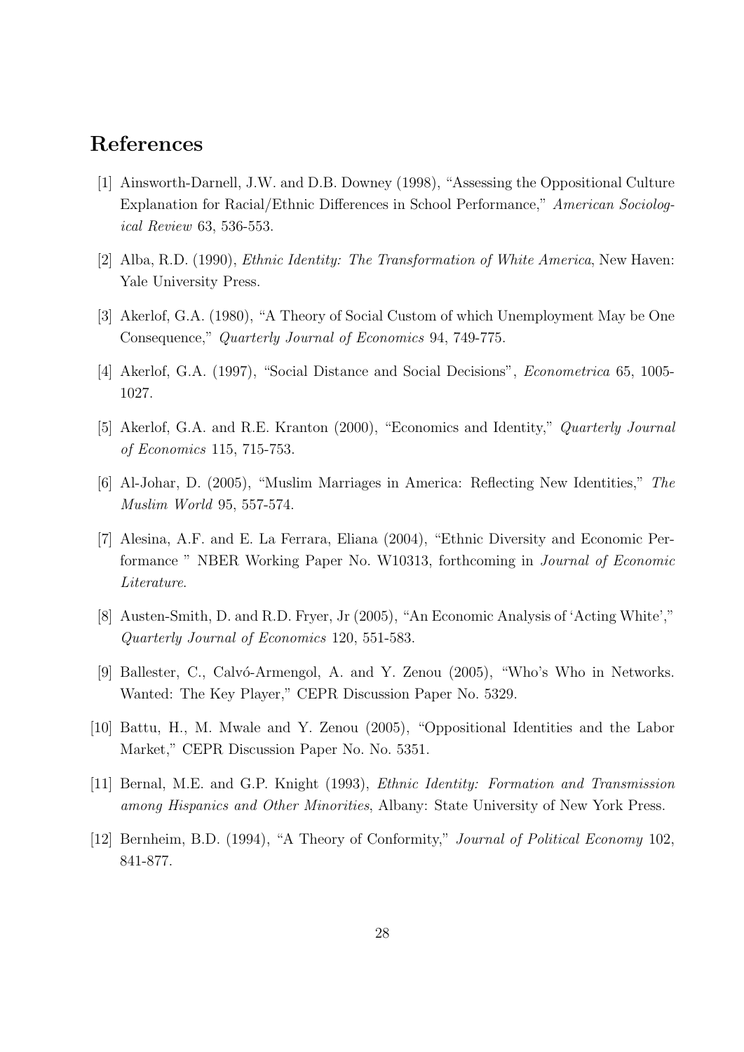# References

[1] Ainsworth-Darnell, J.W. and D.B. Downey (1998), "Assessing the Oppositional Culture Explanation for Racial/Ethnic Differences in School Performance," *American Sociological Review* 63, 536-553.

[2] Alba, R.D. (1990), *Ethnic Identity: The Transformation of White America*, New Haven: Yale University Press.

[3] Akerlof, G.A. (1980), "A Theory of Social Custom of which Unemployment May be One Consequence," *Quarterly Journal of Economics* 94, 749-775.

[4] Akerlof, G.A. (1997), "Social Distance and Social Decisions", *Econometrica* 65, 1005-1027.

[5] Akerlof, G.A. and R.E. Kranton (2000), "Economics and Identity," *Quarterly Journal of Economics* 115, 715-753.

[6] Al-Johar, D. (2005), "Muslim Marriages in America: Reflecting New Identities," *The Muslim World* 95, 557-574.

[7] Alesina, A.F. and E. La Ferrara, Eliana (2004), "Ethnic Diversity and Economic Performance " NBER Working Paper No. W10313, forthcoming in *Journal of Economic Literature*.

[8] Austen-Smith, D. and R.D. Fryer, Jr (2005), "An Economic Analysis of 'Acting White'," *Quarterly Journal of Economics* 120, 551-583.

[9] Ballester, C., Calvó-Armengol, A. and Y. Zenou (2005), "Who's Who in Networks. Wanted: The Key Player," CEPR Discussion Paper No. 5329.

[10] Battu, H., M. Mwale and Y. Zenou (2005), "Oppositional Identities and the Labor Market," CEPR Discussion Paper No. No. 5351.

[11] Bernal, M.E. and G.P. Knight (1993), *Ethnic Identity: Formation and Transmission among Hispanics and Other Minorities*, Albany: State University of New York Press.

[12] Bernheim, B.D. (1994), "A Theory of Conformity," *Journal of Political Economy* 102, 841-877.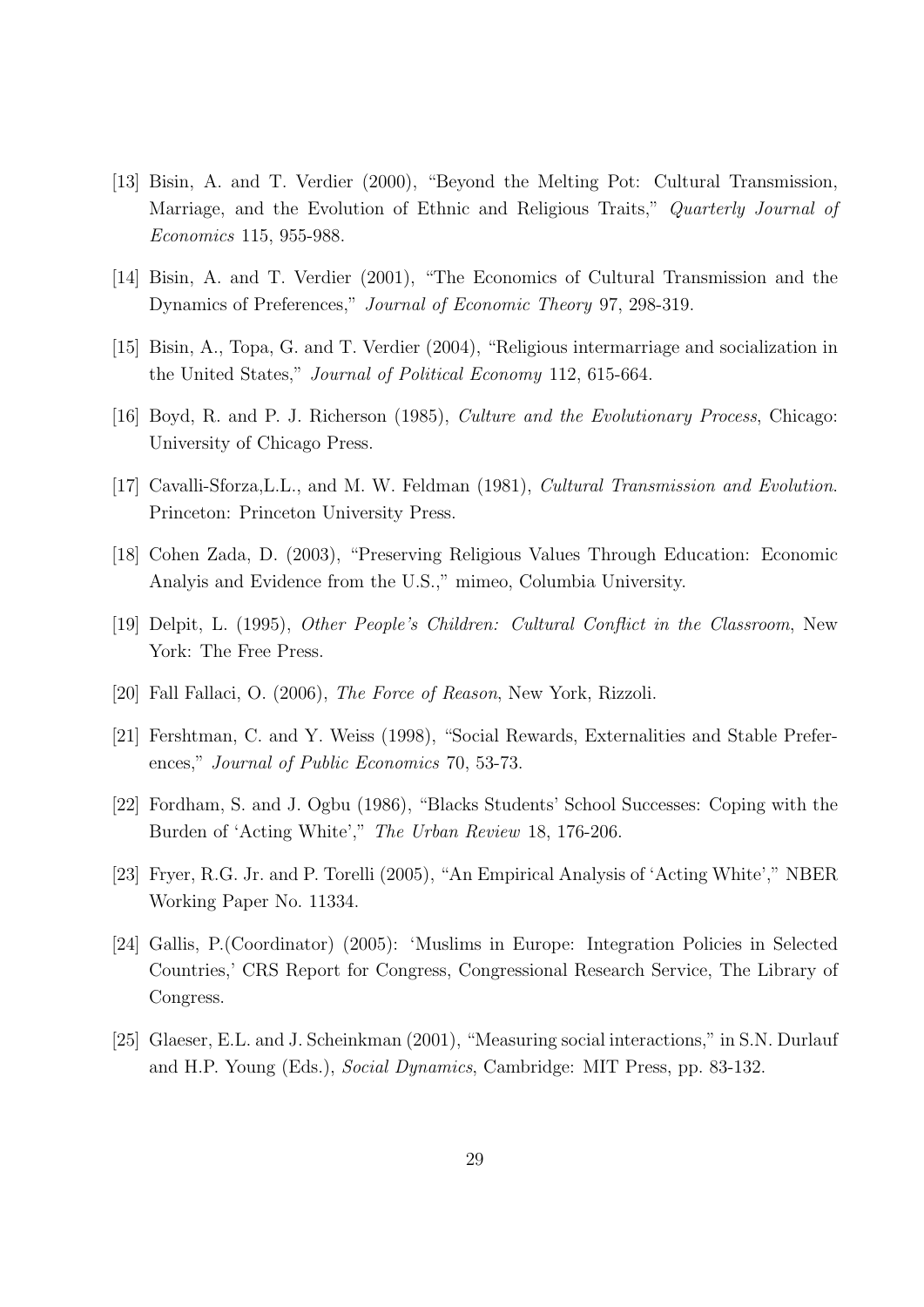[13] Bisin, A. and T. Verdier (2000), "Beyond the Melting Pot: Cultural Transmission, Marriage, and the Evolution of Ethnic and Religious Traits," *Quarterly Journal of Economics* 115, 955-988.

[14] Bisin, A. and T. Verdier (2001), "The Economics of Cultural Transmission and the Dynamics of Preferences," *Journal of Economic Theory* 97, 298-319.

[15] Bisin, A., Topa, G. and T. Verdier (2004), "Religious intermarriage and socialization in the United States," *Journal of Political Economy* 112, 615-664.

[16] Boyd, R. and P. J. Richerson (1985), *Culture and the Evolutionary Process*, Chicago: University of Chicago Press.

[17] Cavalli-Sforza,L.L., and M. W. Feldman (1981), *Cultural Transmission and Evolution*. Princeton: Princeton University Press.

[18] Cohen Zada, D. (2003), "Preserving Religious Values Through Education: Economic Analyis and Evidence from the U.S.," mimeo, Columbia University.

[19] Delpit, L. (1995), *Other People's Children: Cultural Conflict in the Classroom*, New York: The Free Press.

[20] Fall Fallaci, O. (2006), *The Force of Reason*, New York, Rizzoli.

[21] Fershtman, C. and Y. Weiss (1998), "Social Rewards, Externalities and Stable Preferences," *Journal of Public Economics* 70, 53-73.

[22] Fordham, S. and J. Ogbu (1986), "Blacks Students' School Successes: Coping with the Burden of 'Acting White'," *The Urban Review* 18, 176-206.

[23] Fryer, R.G. Jr. and P. Torelli (2005), "An Empirical Analysis of 'Acting White'," NBER Working Paper No. 11334.

[24] Gallis, P.(Coordinator) (2005): 'Muslims in Europe: Integration Policies in Selected Countries,' CRS Report for Congress, Congressional Research Service, The Library of Congress.

[25] Glaeser, E.L. and J. Scheinkman (2001), "Measuring social interactions," in S.N. Durlauf and H.P. Young (Eds.), *Social Dynamics*, Cambridge: MIT Press, pp. 83-132.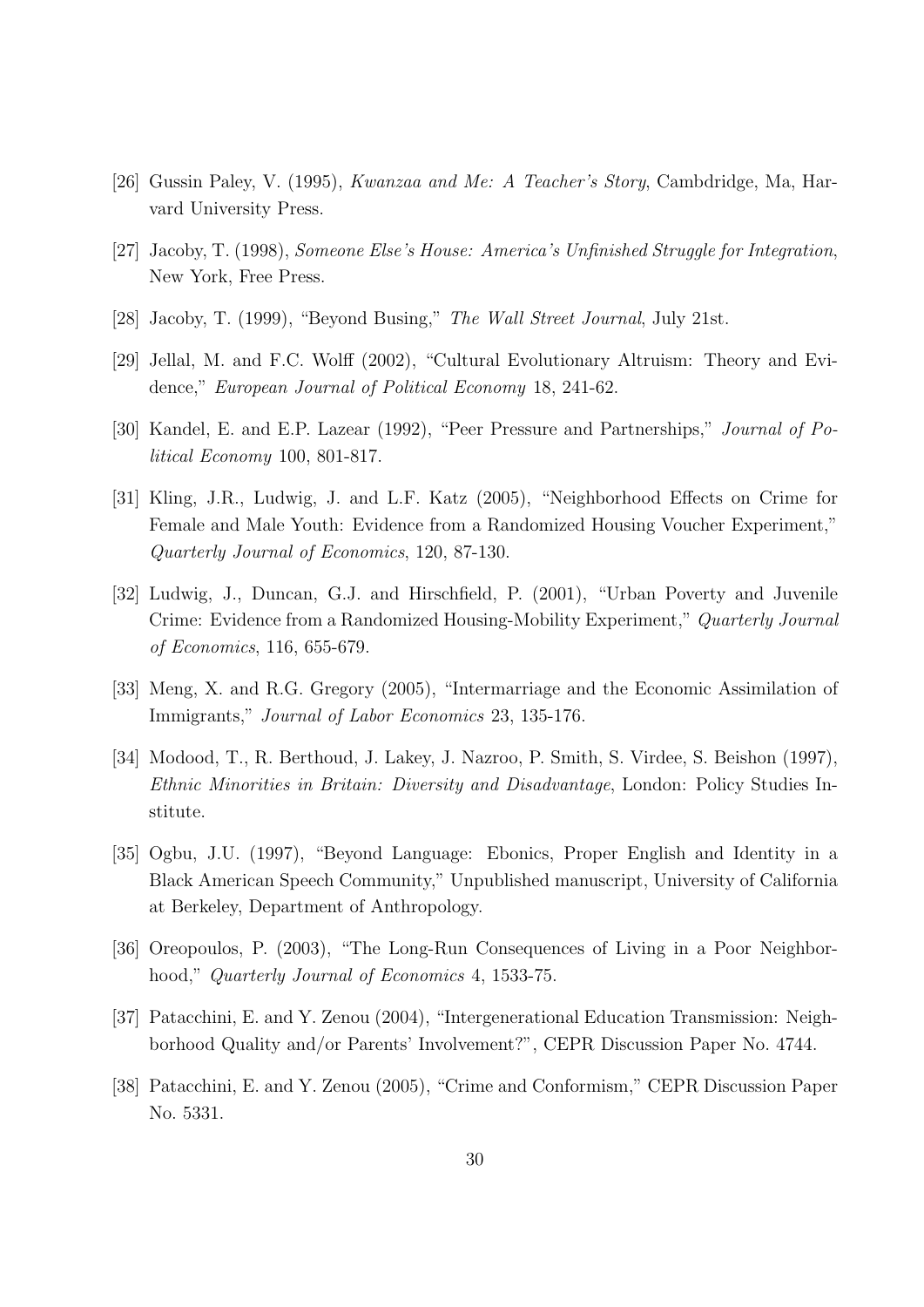[26] Gussin Paley, V. (1995), *Kwanzaa and Me: A Teacher's Story*, Cambdridge, Ma, Harvard University Press.

[27] Jacoby, T. (1998), *Someone Else's House: America's Unfinished Struggle for Integration*, New York, Free Press.

[28] Jacoby, T. (1999), "Beyond Busing," *The Wall Street Journal*, July 21st.

[29] Jellal, M. and F.C. Wolff (2002), "Cultural Evolutionary Altruism: Theory and Evidence," *European Journal of Political Economy* 18, 241-62.

[30] Kandel, E. and E.P. Lazear (1992), "Peer Pressure and Partnerships," *Journal of Political Economy* 100, 801-817.

[31] Kling, J.R., Ludwig, J. and L.F. Katz (2005), "Neighborhood Effects on Crime for Female and Male Youth: Evidence from a Randomized Housing Voucher Experiment," *Quarterly Journal of Economics*, 120, 87-130.

[32] Ludwig, J., Duncan, G.J. and Hirschfield, P. (2001), "Urban Poverty and Juvenile Crime: Evidence from a Randomized Housing-Mobility Experiment," *Quarterly Journal of Economics*, 116, 655-679.

[33] Meng, X. and R.G. Gregory (2005), "Intermarriage and the Economic Assimilation of Immigrants," *Journal of Labor Economics* 23, 135-176.

[34] Modood, T., R. Berthoud, J. Lakey, J. Nazroo, P. Smith, S. Virdee, S. Beishon (1997), *Ethnic Minorities in Britain: Diversity and Disadvantage*, London: Policy Studies Institute.

[35] Ogbu, J.U. (1997), "Beyond Language: Ebonics, Proper English and Identity in a Black American Speech Community," Unpublished manuscript, University of California at Berkeley, Department of Anthropology.

[36] Oreopoulos, P. (2003), "The Long-Run Consequences of Living in a Poor Neighborhood," *Quarterly Journal of Economics* 4, 1533-75.

[37] Patacchini, E. and Y. Zenou (2004), "Intergenerational Education Transmission: Neighborhood Quality and/or Parents' Involvement?", CEPR Discussion Paper No. 4744.

[38] Patacchini, E. and Y. Zenou (2005), "Crime and Conformism," CEPR Discussion Paper No. 5331.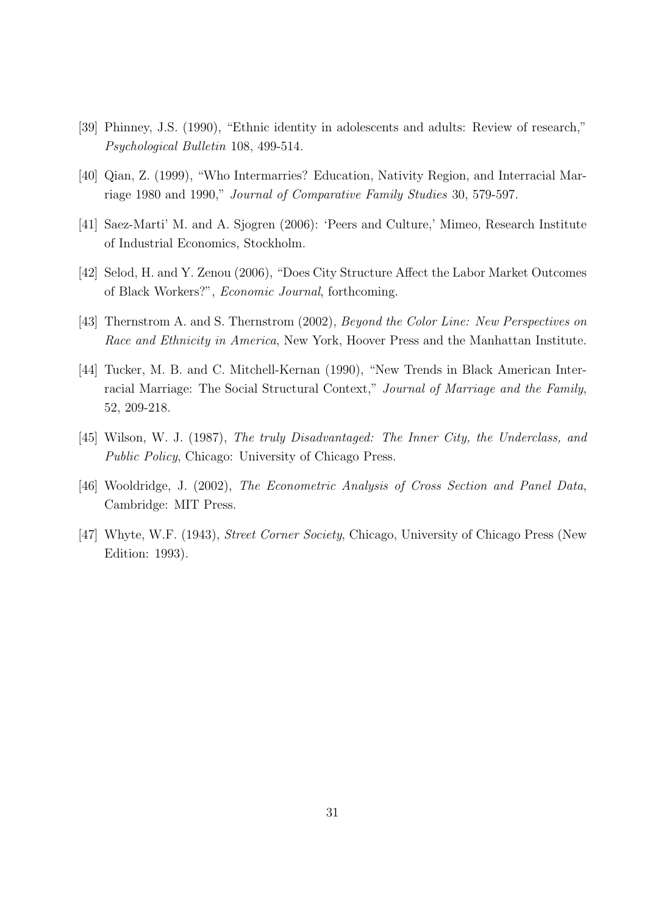[39] Phinney, J.S. (1990), "Ethnic identity in adolescents and adults: Review of research," *Psychological Bulletin* 108, 499-514.

[40] Qian, Z. (1999), "Who Intermarries? Education, Nativity Region, and Interracial Marriage 1980 and 1990," *Journal of Comparative Family Studies* 30, 579-597.

[41] Saez-Marti' M. and A. Sjogren (2006): 'Peers and Culture,' Mimeo, Research Institute of Industrial Economics, Stockholm.

[42] Selod, H. and Y. Zenou (2006), "Does City Structure Affect the Labor Market Outcomes of Black Workers?", *Economic Journal*, forthcoming.

[43] Thernstrom A. and S. Thernstrom (2002), *Beyond the Color Line: New Perspectives on Race and Ethnicity in America*, New York, Hoover Press and the Manhattan Institute.

[44] Tucker, M. B. and C. Mitchell-Kernan (1990), "New Trends in Black American Interracial Marriage: The Social Structural Context," *Journal of Marriage and the Family*, 52, 209-218.

[45] Wilson, W. J. (1987), *The truly Disadvantaged: The Inner City, the Underclass, and Public Policy*, Chicago: University of Chicago Press.

[46] Wooldridge, J. (2002), *The Econometric Analysis of Cross Section and Panel Data*, Cambridge: MIT Press.

[47] Whyte, W.F. (1943), *Street Corner Society*, Chicago, University of Chicago Press (New Edition: 1993).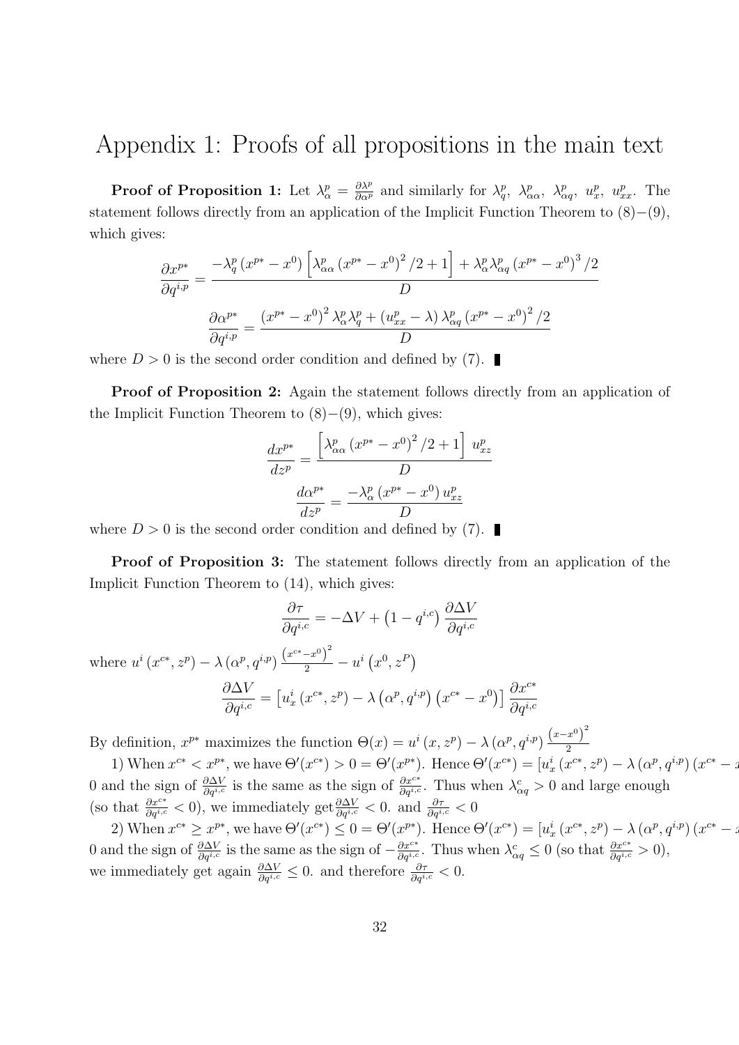# Appendix 1: Proofs of all propositions in the main text

**Proof of Proposition 1:** Let $\lambda_\alpha^p = \frac{\partial \lambda^p}{\partial \alpha^p}$ and similarly for $\lambda_q^p$, $\lambda_{\alpha\alpha}^p$, $\lambda_{\alpha q}^p$, $u_x^p$, $u_{xx}^p$. The statement follows directly from an application of the Implicit Function Theorem to (8)−(9), which gives:

$$\frac{\partial x^{p*}}{\partial q^{i,p}} = \frac{-\lambda_q^p \left(x^{p*} - x^0\right)\left[\lambda_{\alpha\alpha}^p \left(x^{p*} - x^0\right)^2/2 + 1\right] + \lambda_\alpha^p \lambda_{\alpha q}^p \left(x^{p*} - x^0\right)^3/2}{D}$$

$$\frac{\partial \alpha^{p*}}{\partial q^{i,p}} = \frac{\left(x^{p*} - x^0\right)^2 \lambda_\alpha^p \lambda_q^p + \left(u_{xx}^p - \lambda\right)\lambda_{\alpha q}^p \left(x^{p*} - x^0\right)^2/2}{D}$$

where $D > 0$ is the second order condition and defined by (7). ∎

**Proof of Proposition 2:** Again the statement follows directly from an application of the Implicit Function Theorem to (8)−(9), which gives:

$$\frac{dx^{p*}}{dz^p} = \frac{\left[\lambda_{\alpha\alpha}^p \left(x^{p*} - x^0\right)^2/2 + 1\right] u_{xz}^p}{D}$$

$$\frac{d\alpha^{p*}}{dz^p} = \frac{-\lambda_\alpha^p \left(x^{p*} - x^0\right) u_{xz}^p}{D}$$

where $D > 0$ is the second order condition and defined by (7). ∎

**Proof of Proposition 3:** The statement follows directly from an application of the Implicit Function Theorem to (14), which gives:

$$\frac{\partial \tau}{\partial q^{i,c}} = -\Delta V + \left(1 - q^{i,c}\right)\frac{\partial \Delta V}{\partial q^{i,c}}$$

where $u^i\left(x^{c*}, z^p\right) - \lambda\left(\alpha^p, q^{i,p}\right)\frac{\left(x^{c*}-x^0\right)^2}{2} - u^i\left(x^0, z^P\right)$

$$\frac{\partial \Delta V}{\partial q^{i,c}} = \left[u_x^i\left(x^{c*}, z^p\right) - \lambda\left(\alpha^p, q^{i,p}\right)\left(x^{c*} - x^0\right)\right]\frac{\partial x^{c*}}{\partial q^{i,c}}$$

By definition, $x^{p*}$ maximizes the function $\Theta(x) = u^i\left(x, z^p\right) - \lambda\left(\alpha^p, q^{i,p}\right)\frac{\left(x-x^0\right)^2}{2}$

1) When $x^{c*} < x^{p*}$, we have $\Theta'(x^{c*}) > 0 = \Theta'(x^{p*})$. Hence $\Theta'(x^{c*}) = [u_x^i\left(x^{c*}, z^p\right) - \lambda\left(\alpha^p, q^{i,p}\right)\left(x^{c*} - x\right.$ 0 and the sign of $\frac{\partial \Delta V}{\partial q^{i,c}}$ is the same as the sign of $\frac{\partial x^{c*}}{\partial q^{i,c}}$. Thus when $\lambda_{\alpha q}^c > 0$ and large enough (so that $\frac{\partial x^{c*}}{\partial q^{i,c}} < 0$), we immediately get $\frac{\partial \Delta V}{\partial q^{i,c}} < 0$. and $\frac{\partial \tau}{\partial q^{i,c}} < 0$

2) When $x^{c*} \geq x^{p*}$, we have $\Theta'(x^{c*}) \leq 0 = \Theta'(x^{p*})$. Hence $\Theta'(x^{c*}) = [u_x^i\left(x^{c*}, z^p\right) - \lambda\left(\alpha^p, q^{i,p}\right)\left(x^{c*} - x\right.$ 0 and the sign of $\frac{\partial \Delta V}{\partial q^{i,c}}$ is the same as the sign of $-\frac{\partial x^{c*}}{\partial q^{i,c}}$. Thus when $\lambda_{\alpha q}^c \leq 0$ (so that $\frac{\partial x^{c*}}{\partial q^{i,c}} > 0$), we immediately get again $\frac{\partial \Delta V}{\partial q^{i,c}} \leq 0$. and therefore $\frac{\partial \tau}{\partial q^{i,c}} < 0$.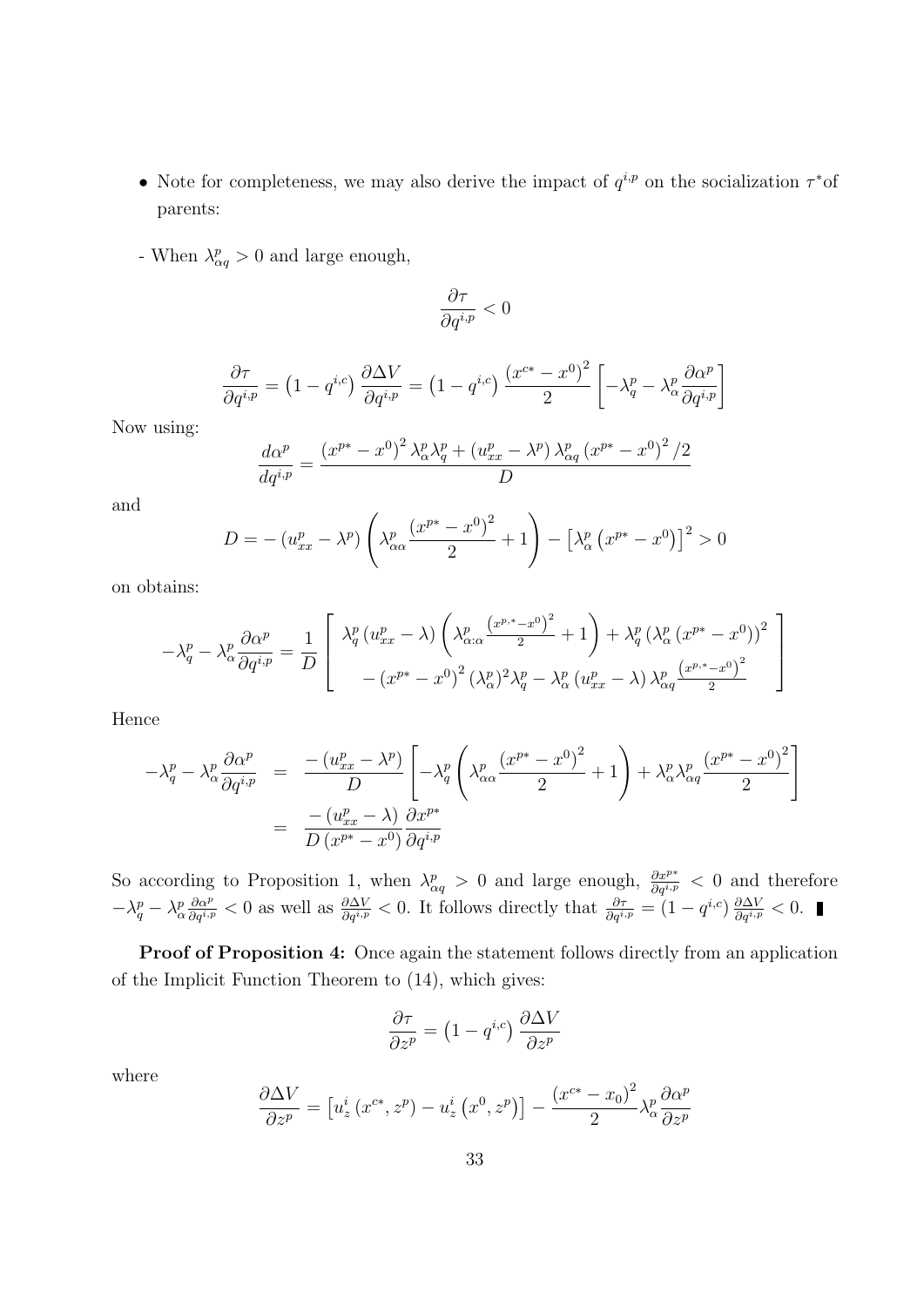- Note for completeness, we may also derive the impact of $q^{i,p}$ on the socialization $\tau^*$of parents:

- When $\lambda^p_{\alpha q} > 0$ and large enough,

$$\frac{\partial \tau}{\partial q^{i,p}} < 0$$

$$\frac{\partial \tau}{\partial q^{i,p}} = \left(1 - q^{i,c}\right) \frac{\partial \Delta V}{\partial q^{i,p}} = \left(1 - q^{i,c}\right) \frac{\left(x^{c*} - x^0\right)^2}{2} \left[ -\lambda^p_q - \lambda^p_\alpha \frac{\partial \alpha^p}{\partial q^{i,p}} \right]$$

Now using:

$$\frac{d\alpha^p}{dq^{i,p}} = \frac{\left(x^{p*} - x^0\right)^2 \lambda^p_\alpha \lambda^p_q + \left(u^p_{xx} - \lambda^p\right) \lambda^p_{\alpha q} \left(x^{p*} - x^0\right)^2 / 2}{D}$$

and

$$D = -\left(u^p_{xx} - \lambda^p\right) \left( \lambda^p_{\alpha\alpha} \frac{\left(x^{p*} - x^0\right)^2}{2} + 1 \right) - \left[\lambda^p_\alpha \left(x^{p*} - x^0\right)\right]^2 > 0$$

on obtains:

$$-\lambda^p_q - \lambda^p_\alpha \frac{\partial \alpha^p}{\partial q^{i,p}} = \frac{1}{D} \left[ \begin{array}{c} \lambda^p_q \left(u^p_{xx} - \lambda\right) \left( \lambda^p_{\alpha:\alpha} \frac{\left(x^{p,*} - x^0\right)^2}{2} + 1 \right) + \lambda^p_q \left(\lambda^p_\alpha \left(x^{p*} - x^0\right)\right)^2 \\ - \left(x^{p*} - x^0\right)^2 (\lambda^p_\alpha)^2 \lambda^p_q - \lambda^p_\alpha \left(u^p_{xx} - \lambda\right) \lambda^p_{\alpha q} \frac{\left(x^{p,*} - x^0\right)^2}{2} \end{array} \right]$$

Hence

$$\begin{aligned} -\lambda^p_q - \lambda^p_\alpha \frac{\partial \alpha^p}{\partial q^{i,p}} &= \frac{-\left(u^p_{xx} - \lambda^p\right)}{D} \left[ -\lambda^p_q \left( \lambda^p_{\alpha\alpha} \frac{\left(x^{p*} - x^0\right)^2}{2} + 1 \right) + \lambda^p_\alpha \lambda^p_{\alpha q} \frac{\left(x^{p*} - x^0\right)^2}{2} \right] \\ &= \frac{-\left(u^p_{xx} - \lambda\right)}{D \left(x^{p*} - x^0\right)} \frac{\partial x^{p*}}{\partial q^{i,p}} \end{aligned}$$

So according to Proposition 1, when $\lambda^p_{\alpha q} > 0$ and large enough, $\frac{\partial x^{p*}}{\partial q^{i,p}} < 0$ and therefore $-\lambda^p_q - \lambda^p_\alpha \frac{\partial \alpha^p}{\partial q^{i,p}} < 0$ as well as $\frac{\partial \Delta V}{\partial q^{i,p}} < 0$. It follows directly that $\frac{\partial \tau}{\partial q^{i,p}} = \left(1 - q^{i,c}\right) \frac{\partial \Delta V}{\partial q^{i,p}} < 0$. ∎

**Proof of Proposition 4:** Once again the statement follows directly from an application of the Implicit Function Theorem to (14), which gives:

$$\frac{\partial \tau}{\partial z^p} = \left(1 - q^{i,c}\right) \frac{\partial \Delta V}{\partial z^p}$$

where

$$\frac{\partial \Delta V}{\partial z^p} = \left[u^i_z \left(x^{c*}, z^p\right) - u^i_z \left(x^0, z^p\right)\right] - \frac{\left(x^{c*} - x_0\right)^2}{2} \lambda^p_\alpha \frac{\partial \alpha^p}{\partial z^p}$$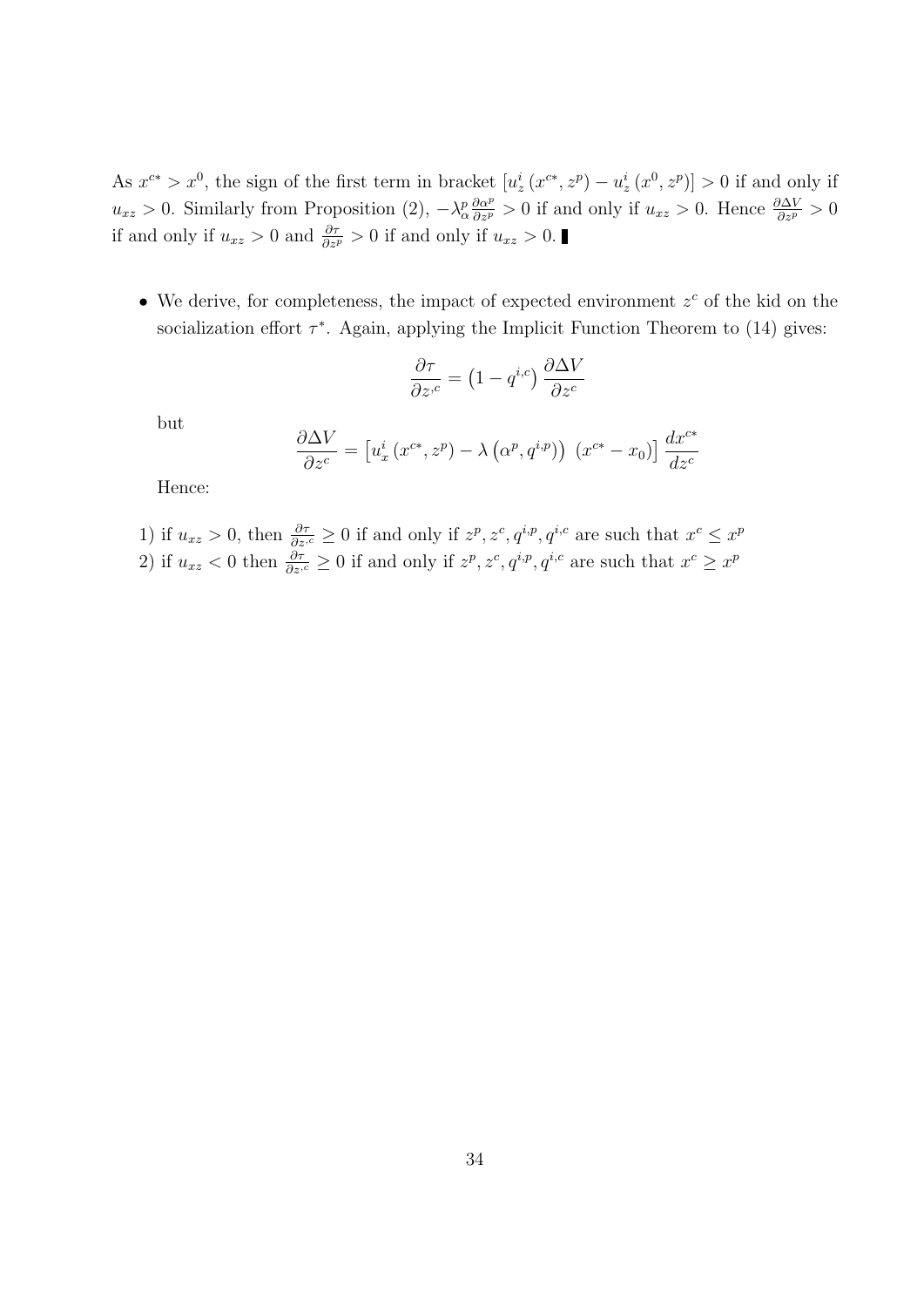As $x^{c*} > x^0$, the sign of the first term in bracket $\left[u_z^i\left(x^{c*}, z^p\right) - u_z^i\left(x^0, z^p\right)\right] > 0$ if and only if $u_{xz} > 0$. Similarly from Proposition (2), $-\lambda_\alpha^p \frac{\partial \alpha^p}{\partial z^p} > 0$ if and only if $u_{xz} > 0$. Hence $\frac{\partial \Delta V}{\partial z^p} > 0$ if and only if $u_{xz} > 0$ and $\frac{\partial \tau}{\partial z^p} > 0$ if and only if $u_{xz} > 0$. ∎

- We derive, for completeness, the impact of expected environment $z^c$ of the kid on the socialization effort $\tau^*$. Again, applying the Implicit Function Theorem to (14) gives:

$$\frac{\partial \tau}{\partial z^{,c}} = \left(1 - q^{i,c}\right) \frac{\partial \Delta V}{\partial z^c}$$

but

$$\frac{\partial \Delta V}{\partial z^c} = \left[u_x^i\left(x^{c*}, z^p\right) - \lambda\left(\alpha^p, q^{i,p}\right)\ \left(x^{c*} - x_0\right)\right] \frac{dx^{c*}}{dz^c}$$

Hence:

1) if $u_{xz} > 0$, then $\frac{\partial \tau}{\partial z^{,c}} \geq 0$ if and only if $z^p, z^c, q^{i,p}, q^{i,c}$ are such that $x^c \leq x^p$
2) if $u_{xz} < 0$ then $\frac{\partial \tau}{\partial z^{,c}} \geq 0$ if and only if $z^p, z^c, q^{i,p}, q^{i,c}$ are such that $x^c \geq x^p$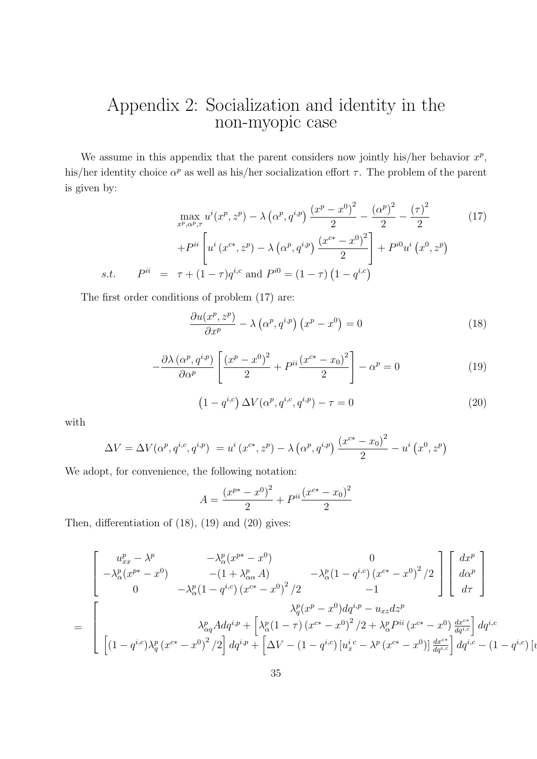# Appendix 2: Socialization and identity in the non-myopic case

We assume in this appendix that the parent considers now jointly his/her behavior $x^p$, his/her identity choice $\alpha^p$ as well as his/her socialization effort $\tau$. The problem of the parent is given by:

$$
\begin{aligned}
&\max_{x^p,\alpha^p,\tau} u^i(x^p,z^p) - \lambda\left(\alpha^p, q^{i,p}\right)\frac{\left(x^p-x^0\right)^2}{2} - \frac{\left(\alpha^p\right)^2}{2} - \frac{\left(\tau\right)^2}{2} \qquad (17)\\
&\qquad + P^{ii}\left[u^i\left(x^{c*},z^p\right) - \lambda\left(\alpha^p, q^{i,p}\right)\frac{\left(x^{c*}-x^0\right)^2}{2}\right] + P^{i0}u^i\left(x^0,z^p\right)\\
s.t. \qquad & P^{ii} = \tau + (1-\tau)q^{i,c} \text{ and } P^{i0} = (1-\tau)\left(1-q^{i,c}\right)
\end{aligned}
$$

The first order conditions of problem (17) are:

$$
\frac{\partial u(x^p,z^p)}{\partial x^p} - \lambda\left(\alpha^p,q^{i,p}\right)\left(x^p-x^0\right) = 0 \qquad (18)
$$

$$
-\frac{\partial \lambda\left(\alpha^p,q^{i,p}\right)}{\partial \alpha^p}\left[\frac{\left(x^p-x^0\right)^2}{2} + P^{ii}\frac{\left(x^{c*}-x_0\right)^2}{2}\right] - \alpha^p = 0 \qquad (19)
$$

$$
\left(1-q^{i,c}\right)\Delta V(\alpha^p,q^{i,c},q^{i,p}) - \tau = 0 \qquad (20)
$$

with

$$
\Delta V = \Delta V(\alpha^p,q^{i,c},q^{i,p}) = u^i\left(x^{c*},z^p\right) - \lambda\left(\alpha^p,q^{i,p}\right)\frac{\left(x^{c*}-x_0\right)^2}{2} - u^i\left(x^0,z^p\right)
$$

We adopt, for convenience, the following notation:

$$
A = \frac{\left(x^{p*}-x^0\right)^2}{2} + P^{ii}\frac{\left(x^{c*}-x_0\right)^2}{2}
$$

Then, differentiation of (18), (19) and (20) gives:

$$
\begin{bmatrix}
u^p_{xx}-\lambda^p & -\lambda^p_\alpha(x^{p*}-x^0) & 0\\
-\lambda^p_\alpha(x^{p*}-x^0) & -(1+\lambda^p_{\alpha\alpha}A) & -\lambda^p_\alpha(1-q^{i,c})\left(x^{c*}-x^0\right)^2/2\\
0 & -\lambda^p_\alpha(1-q^{i,c})\left(x^{c*}-x^0\right)^2/2 & -1
\end{bmatrix}
\begin{bmatrix}
dx^p\\ d\alpha^p\\ d\tau
\end{bmatrix}
$$

$$
= \begin{bmatrix}
\lambda^p_q(x^p-x^0)dq^{i,p} - u_{xz}dz^p\\
\lambda^p_{\alpha q}A dq^{i,p} + \left[\lambda^p_\alpha(1-\tau)\left(x^{c*}-x^0\right)^2/2 + \lambda^p_\alpha P^{ii}\left(x^{c*}-x^0\right)\frac{dx^{c*}}{dq^{i,c}}\right]dq^{i,c}\\
\left[(1-q^{i,c})\lambda^p_q\left(x^{c*}-x^0\right)^2/2\right]dq^{i,p} + \left[\Delta V - (1-q^{i,c})\left[u^{i\,c}_x - \lambda^p\left(x^{c*}-x^0\right)\right]\frac{dx^{c*}}{dq^{i,c}}\right]dq^{i,c} - (1-q^{i,c})\left[u \ldots\right.
\end{bmatrix}
$$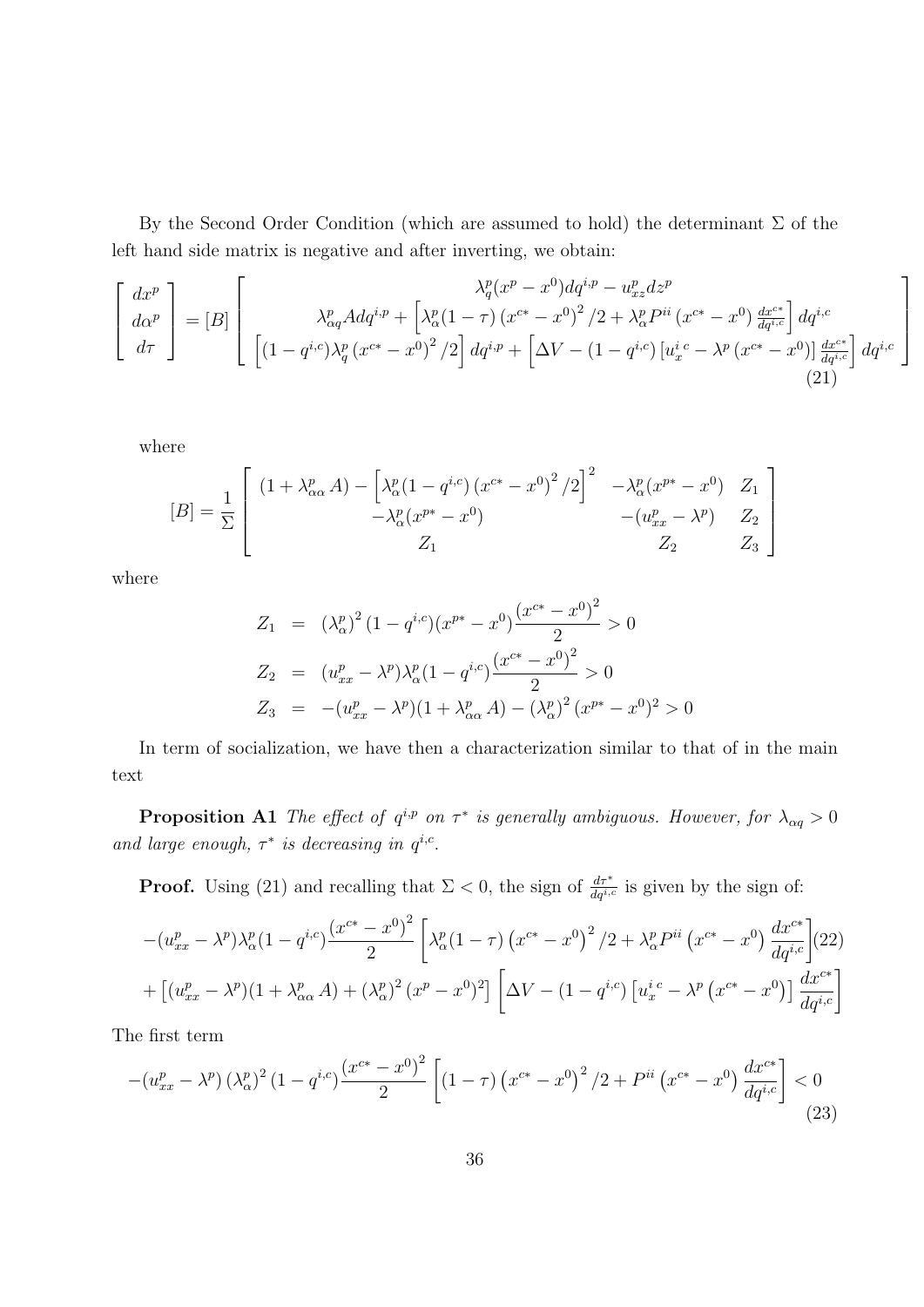By the Second Order Condition (which are assumed to hold) the determinant $\Sigma$ of the left hand side matrix is negative and after inverting, we obtain:

$$\begin{bmatrix} dx^p \\ d\alpha^p \\ d\tau \end{bmatrix} = [B] \begin{bmatrix} \lambda_q^p(x^p - x^0)dq^{i,p} - u_{xz}^p dz^p \\ \lambda_{\alpha q}^p A dq^{i,p} + \left[\lambda_\alpha^p(1-\tau)\left(x^{c*} - x^0\right)^2/2 + \lambda_\alpha^p P^{ii}\left(x^{c*} - x^0\right)\frac{dx^{c*}}{dq^{i,c}}\right]dq^{i,c} \\ \left[(1-q^{i,c})\lambda_q^p\left(x^{c*} - x^0\right)^2/2\right]dq^{i,p} + \left[\Delta V - (1-q^{i,c})\left[u_x^{i\,c} - \lambda^p\left(x^{c*} - x^0\right)\right]\frac{dx^{c*}}{dq^{i,c}}\right]dq^{i,c} \end{bmatrix} \tag{21}$$

where

$$[B] = \frac{1}{\Sigma}\begin{bmatrix} (1+\lambda_{\alpha\alpha}^p A) - \left[\lambda_\alpha^p(1-q^{i,c})\left(x^{c*} - x^0\right)^2/2\right]^2 & -\lambda_\alpha^p(x^{p*} - x^0) & Z_1 \\ -\lambda_\alpha^p(x^{p*} - x^0) & -(u_{xx}^p - \lambda^p) & Z_2 \\ Z_1 & Z_2 & Z_3 \end{bmatrix}$$

where

$$\begin{aligned}
Z_1 &= \left(\lambda_\alpha^p\right)^2(1-q^{i,c})(x^{p*} - x^0)\frac{\left(x^{c*} - x^0\right)^2}{2} > 0 \\
Z_2 &= (u_{xx}^p - \lambda^p)\lambda_\alpha^p(1-q^{i,c})\frac{\left(x^{c*} - x^0\right)^2}{2} > 0 \\
Z_3 &= -(u_{xx}^p - \lambda^p)(1+\lambda_{\alpha\alpha}^p A) - \left(\lambda_\alpha^p\right)^2(x^{p*} - x^0)^2 > 0
\end{aligned}$$

In term of socialization, we have then a characterization similar to that of in the main text

**Proposition A1** *The effect of $q^{i,p}$ on $\tau^*$ is generally ambiguous. However, for $\lambda_{\alpha q} > 0$ and large enough, $\tau^*$ is decreasing in $q^{i,c}$.*

**Proof.** Using (21) and recalling that $\Sigma < 0$, the sign of $\frac{d\tau^*}{dq^{i,c}}$ is given by the sign of:

$$\begin{aligned}
&-(u_{xx}^p - \lambda^p)\lambda_\alpha^p(1-q^{i,c})\frac{\left(x^{c*} - x^0\right)^2}{2}\left[\lambda_\alpha^p(1-\tau)\left(x^{c*} - x^0\right)^2/2 + \lambda_\alpha^p P^{ii}\left(x^{c*} - x^0\right)\frac{dx^{c*}}{dq^{i,c}}\right] \\
&+ \left[(u_{xx}^p - \lambda^p)(1+\lambda_{\alpha\alpha}^p A) + \left(\lambda_\alpha^p\right)^2(x^p - x^0)^2\right]\left[\Delta V - (1-q^{i,c})\left[u_x^{i\,c} - \lambda^p\left(x^{c*} - x^0\right)\right]\frac{dx^{c*}}{dq^{i,c}}\right]
\end{aligned} \tag{22}$$

The first term

$$-(u_{xx}^p - \lambda^p)\left(\lambda_\alpha^p\right)^2(1-q^{i,c})\frac{\left(x^{c*} - x^0\right)^2}{2}\left[(1-\tau)\left(x^{c*} - x^0\right)^2/2 + P^{ii}\left(x^{c*} - x^0\right)\frac{dx^{c*}}{dq^{i,c}}\right] < 0 \tag{23}$$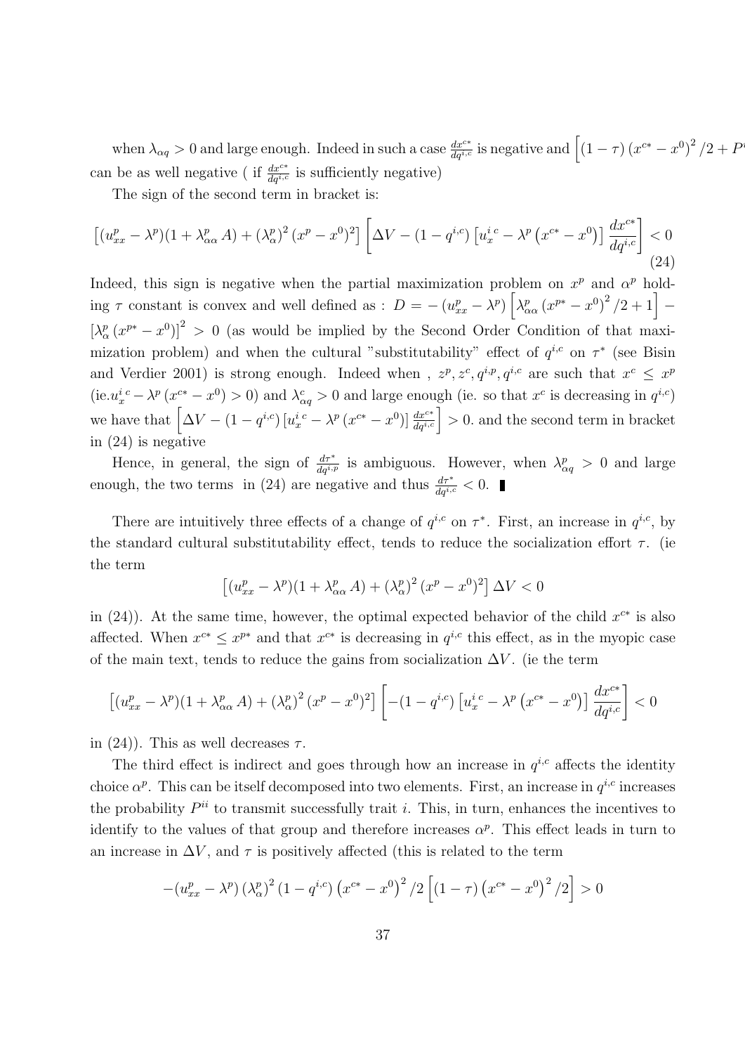when $\lambda_{\alpha q} > 0$ and large enough. Indeed in such a case $\frac{dx^{c*}}{dq^{i,c}}$ is negative and $\left[(1-\tau)\left(x^{c*}-x^0\right)^2/2 + P^{\cdot}\right.$ can be as well negative ( if $\frac{dx^{c*}}{dq^{i,c}}$ is sufficiently negative)

The sign of the second term in bracket is:

$$\left[(u^p_{xx}-\lambda^p)(1+\lambda^p_{\alpha\alpha}\,A)+\left(\lambda^p_\alpha\right)^2\left(x^p-x^0\right)^2\right]\left[\Delta V-(1-q^{i,c})\left[u^{i\,c}_x-\lambda^p\left(x^{c*}-x^0\right)\right]\frac{dx^{c*}}{dq^{i,c}}\right]<0 \tag{24}$$

Indeed, this sign is negative when the partial maximization problem on $x^p$ and $\alpha^p$ holding $\tau$ constant is convex and well defined as : $D=-\left(u^p_{xx}-\lambda^p\right)\left[\lambda^p_{\alpha\alpha}\left(x^{p*}-x^0\right)^2/2+1\right]-\left[\lambda^p_\alpha\left(x^{p*}-x^0\right)\right]^2>0$ (as would be implied by the Second Order Condition of that maximization problem) and when the cultural "substitutability" effect of $q^{i,c}$ on $\tau^*$ (see Bisin and Verdier 2001) is strong enough. Indeed when , $z^p, z^c, q^{i,p}, q^{i,c}$ are such that $x^c \le x^p$ (ie.$u^{i\,c}_x-\lambda^p\left(x^{c*}-x^0\right)>0$) and $\lambda^c_{\alpha q}>0$ and large enough (ie. so that $x^c$ is decreasing in $q^{i,c}$) we have that $\left[\Delta V-(1-q^{i,c})\left[u^{i\,c}_x-\lambda^p\left(x^{c*}-x^0\right)\right]\frac{dx^{c*}}{dq^{i,c}}\right]>0$. and the second term in bracket in (24) is negative

Hence, in general, the sign of $\frac{d\tau^*}{dq^{i,p}}$ is ambiguous. However, when $\lambda^p_{\alpha q}>0$ and large enough, the two terms in (24) are negative and thus $\frac{d\tau^*}{dq^{i,c}}<0$. ∎

There are intuitively three effects of a change of $q^{i,c}$ on $\tau^*$. First, an increase in $q^{i,c}$, by the standard cultural substitutability effect, tends to reduce the socialization effort $\tau$. (ie the term

$$\left[(u^p_{xx}-\lambda^p)(1+\lambda^p_{\alpha\alpha}\,A)+\left(\lambda^p_\alpha\right)^2\left(x^p-x^0\right)^2\right]\Delta V<0$$

in (24)). At the same time, however, the optimal expected behavior of the child $x^{c*}$ is also affected. When $x^{c*}\le x^{p*}$ and that $x^{c*}$ is decreasing in $q^{i,c}$ this effect, as in the myopic case of the main text, tends to reduce the gains from socialization $\Delta V$. (ie the term

$$\left[(u^p_{xx}-\lambda^p)(1+\lambda^p_{\alpha\alpha}\,A)+\left(\lambda^p_\alpha\right)^2\left(x^p-x^0\right)^2\right]\left[-(1-q^{i,c})\left[u^{i\,c}_x-\lambda^p\left(x^{c*}-x^0\right)\right]\frac{dx^{c*}}{dq^{i,c}}\right]<0$$

in (24)). This as well decreases $\tau$.

The third effect is indirect and goes through how an increase in $q^{i,c}$ affects the identity choice $\alpha^p$. This can be itself decomposed into two elements. First, an increase in $q^{i,c}$ increases the probability $P^{ii}$ to transmit successfully trait $i$. This, in turn, enhances the incentives to identify to the values of that group and therefore increases $\alpha^p$. This effect leads in turn to an increase in $\Delta V$, and $\tau$ is positively affected (this is related to the term

$$-(u^p_{xx}-\lambda^p)\left(\lambda^p_\alpha\right)^2(1-q^{i,c})\left(x^{c*}-x^0\right)^2/2\left[(1-\tau)\left(x^{c*}-x^0\right)^2/2\right]>0$$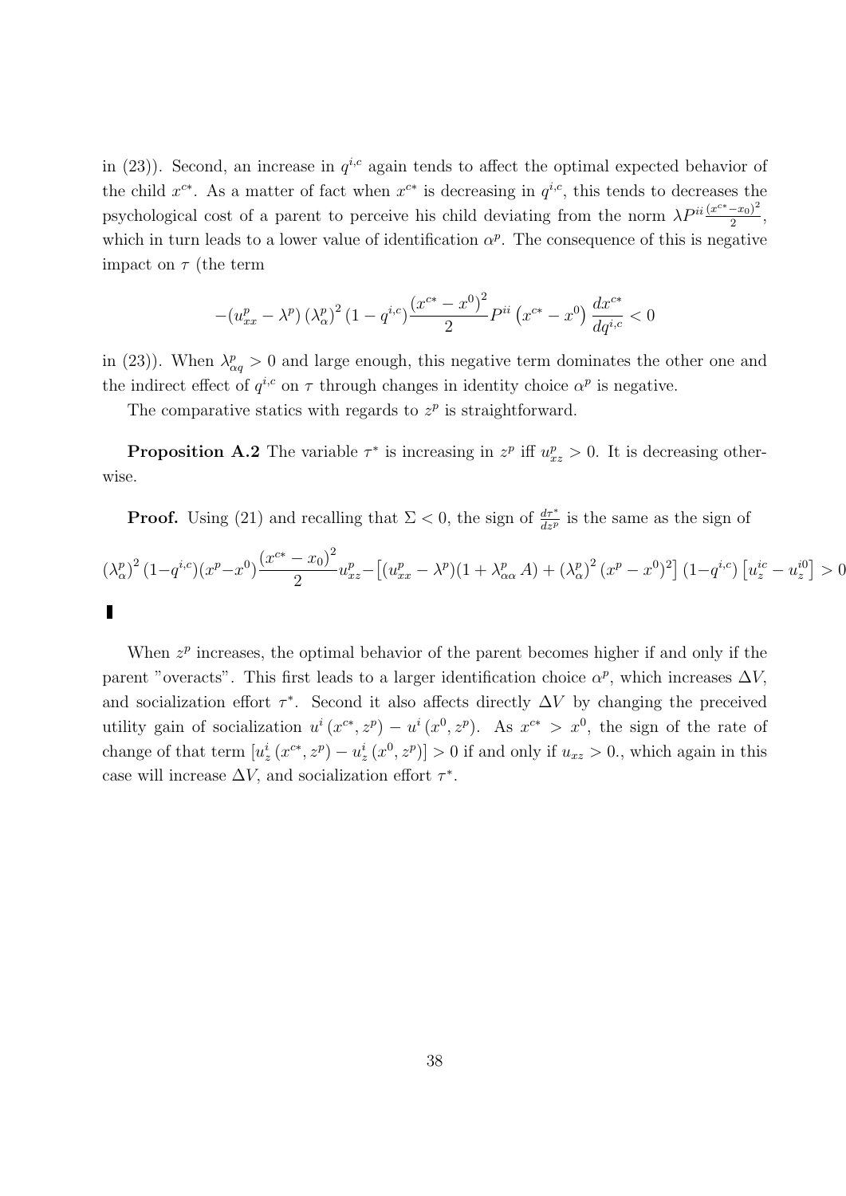in (23)). Second, an increase in $q^{i,c}$ again tends to affect the optimal expected behavior of the child $x^{c*}$. As a matter of fact when $x^{c*}$ is decreasing in $q^{i,c}$, this tends to decreases the psychological cost of a parent to perceive his child deviating from the norm $\lambda P^{ii} \frac{(x^{c*}-x_0)^2}{2}$, which in turn leads to a lower value of identification $\alpha^p$. The consequence of this is negative impact on $\tau$ (the term

$$-(u^p_{xx} - \lambda^p) (\lambda^p_\alpha)^2 (1 - q^{i,c}) \frac{(x^{c*} - x^0)^2}{2} P^{ii} \left(x^{c*} - x^0\right) \frac{dx^{c*}}{dq^{i,c}} < 0$$

in (23)). When $\lambda^p_{\alpha q} > 0$ and large enough, this negative term dominates the other one and the indirect effect of $q^{i,c}$ on $\tau$ through changes in identity choice $\alpha^p$ is negative.

The comparative statics with regards to $z^p$ is straightforward.

**Proposition A.2** The variable $\tau^*$ is increasing in $z^p$ iff $u^p_{xz} > 0$. It is decreasing otherwise.

**Proof.** Using (21) and recalling that $\Sigma < 0$, the sign of $\frac{d\tau^*}{dz^p}$ is the same as the sign of

$$(\lambda^p_\alpha)^2 (1-q^{i,c})(x^p-x^0) \frac{(x^{c*} - x_0)^2}{2} u^p_{xz} - \left[(u^p_{xx} - \lambda^p)(1 + \lambda^p_{\alpha\alpha} A) + (\lambda^p_\alpha)^2 (x^p - x^0)^2\right] (1-q^{i,c}) \left[u^{ic}_z - u^{i0}_z\right] > 0$$

∎

When $z^p$ increases, the optimal behavior of the parent becomes higher if and only if the parent "overacts". This first leads to a larger identification choice $\alpha^p$, which increases $\Delta V$, and socialization effort $\tau^*$. Second it also affects directly $\Delta V$ by changing the preceived utility gain of socialization $u^i (x^{c*}, z^p) - u^i (x^0, z^p)$. As $x^{c*} > x^0$, the sign of the rate of change of that term $[u^i_z (x^{c*}, z^p) - u^i_z (x^0, z^p)] > 0$ if and only if $u_{xz} > 0.$, which again in this case will increase $\Delta V$, and socialization effort $\tau^*$.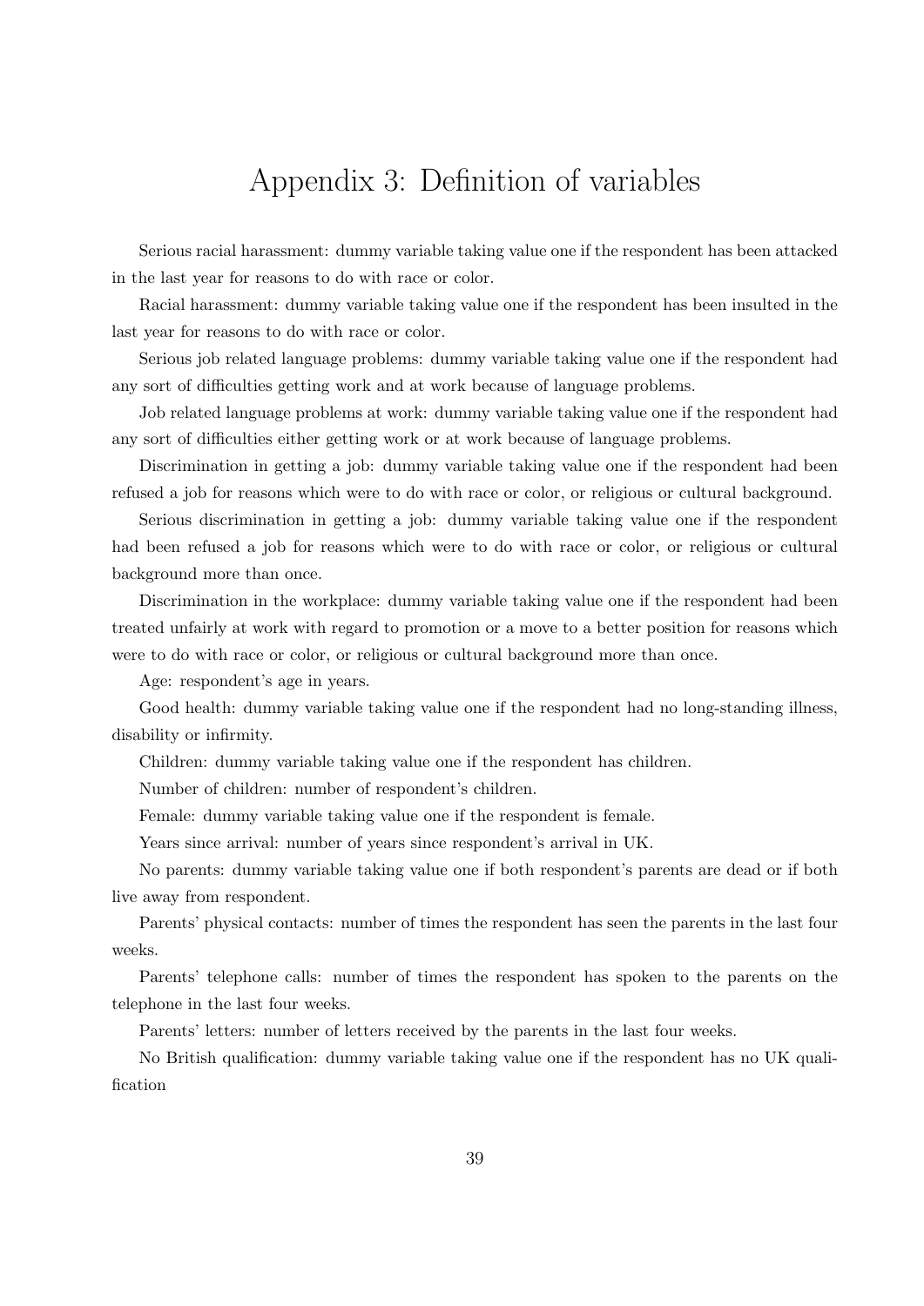# Appendix 3: Definition of variables

Serious racial harassment: dummy variable taking value one if the respondent has been attacked in the last year for reasons to do with race or color.

Racial harassment: dummy variable taking value one if the respondent has been insulted in the last year for reasons to do with race or color.

Serious job related language problems: dummy variable taking value one if the respondent had any sort of difficulties getting work and at work because of language problems.

Job related language problems at work: dummy variable taking value one if the respondent had any sort of difficulties either getting work or at work because of language problems.

Discrimination in getting a job: dummy variable taking value one if the respondent had been refused a job for reasons which were to do with race or color, or religious or cultural background.

Serious discrimination in getting a job: dummy variable taking value one if the respondent had been refused a job for reasons which were to do with race or color, or religious or cultural background more than once.

Discrimination in the workplace: dummy variable taking value one if the respondent had been treated unfairly at work with regard to promotion or a move to a better position for reasons which were to do with race or color, or religious or cultural background more than once.

Age: respondent's age in years.

Good health: dummy variable taking value one if the respondent had no long-standing illness, disability or infirmity.

Children: dummy variable taking value one if the respondent has children.

Number of children: number of respondent's children.

Female: dummy variable taking value one if the respondent is female.

Years since arrival: number of years since respondent's arrival in UK.

No parents: dummy variable taking value one if both respondent's parents are dead or if both live away from respondent.

Parents' physical contacts: number of times the respondent has seen the parents in the last four weeks.

Parents' telephone calls: number of times the respondent has spoken to the parents on the telephone in the last four weeks.

Parents' letters: number of letters received by the parents in the last four weeks.

No British qualification: dummy variable taking value one if the respondent has no UK qualification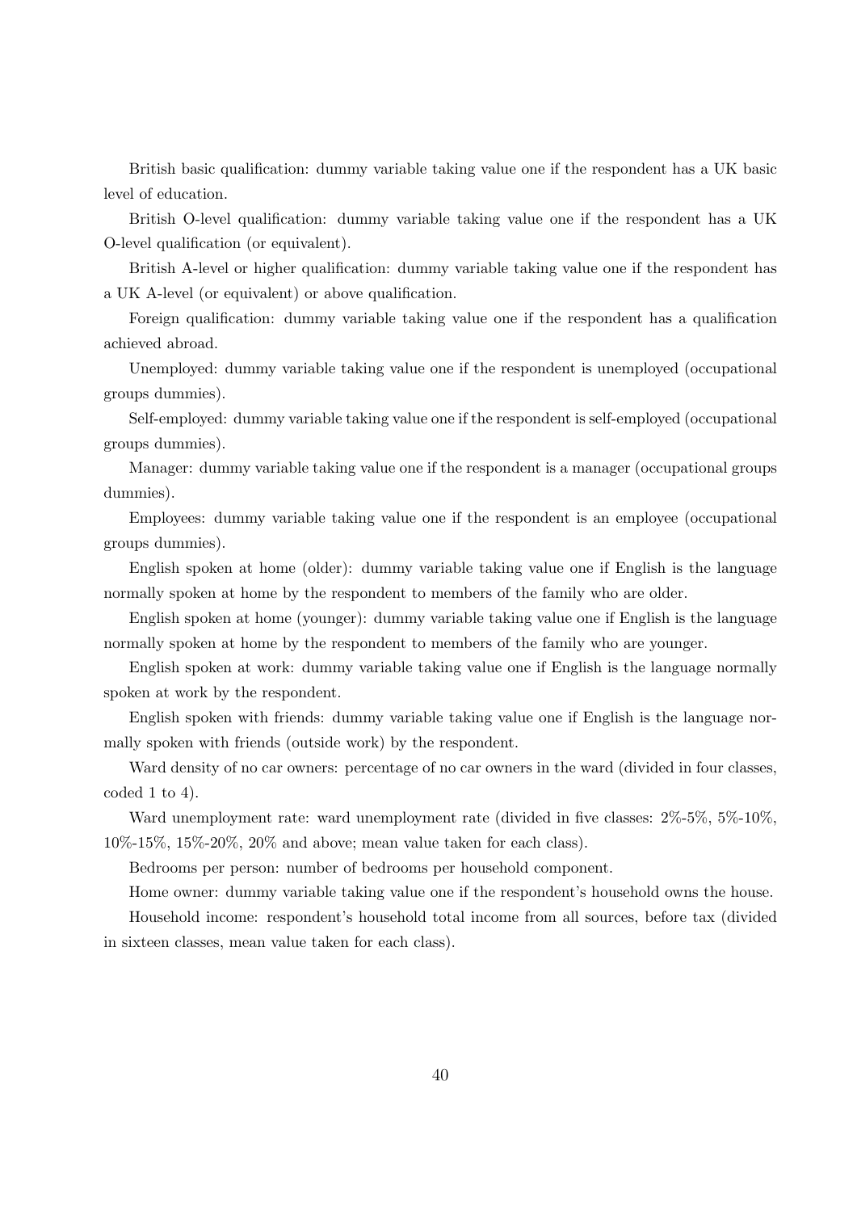British basic qualification: dummy variable taking value one if the respondent has a UK basic level of education.

British O-level qualification: dummy variable taking value one if the respondent has a UK O-level qualification (or equivalent).

British A-level or higher qualification: dummy variable taking value one if the respondent has a UK A-level (or equivalent) or above qualification.

Foreign qualification: dummy variable taking value one if the respondent has a qualification achieved abroad.

Unemployed: dummy variable taking value one if the respondent is unemployed (occupational groups dummies).

Self-employed: dummy variable taking value one if the respondent is self-employed (occupational groups dummies).

Manager: dummy variable taking value one if the respondent is a manager (occupational groups dummies).

Employees: dummy variable taking value one if the respondent is an employee (occupational groups dummies).

English spoken at home (older): dummy variable taking value one if English is the language normally spoken at home by the respondent to members of the family who are older.

English spoken at home (younger): dummy variable taking value one if English is the language normally spoken at home by the respondent to members of the family who are younger.

English spoken at work: dummy variable taking value one if English is the language normally spoken at work by the respondent.

English spoken with friends: dummy variable taking value one if English is the language normally spoken with friends (outside work) by the respondent.

Ward density of no car owners: percentage of no car owners in the ward (divided in four classes, coded 1 to 4).

Ward unemployment rate: ward unemployment rate (divided in five classes: 2%-5%, 5%-10%, 10%-15%, 15%-20%, 20% and above; mean value taken for each class).

Bedrooms per person: number of bedrooms per household component.

Home owner: dummy variable taking value one if the respondent's household owns the house.

Household income: respondent's household total income from all sources, before tax (divided in sixteen classes, mean value taken for each class).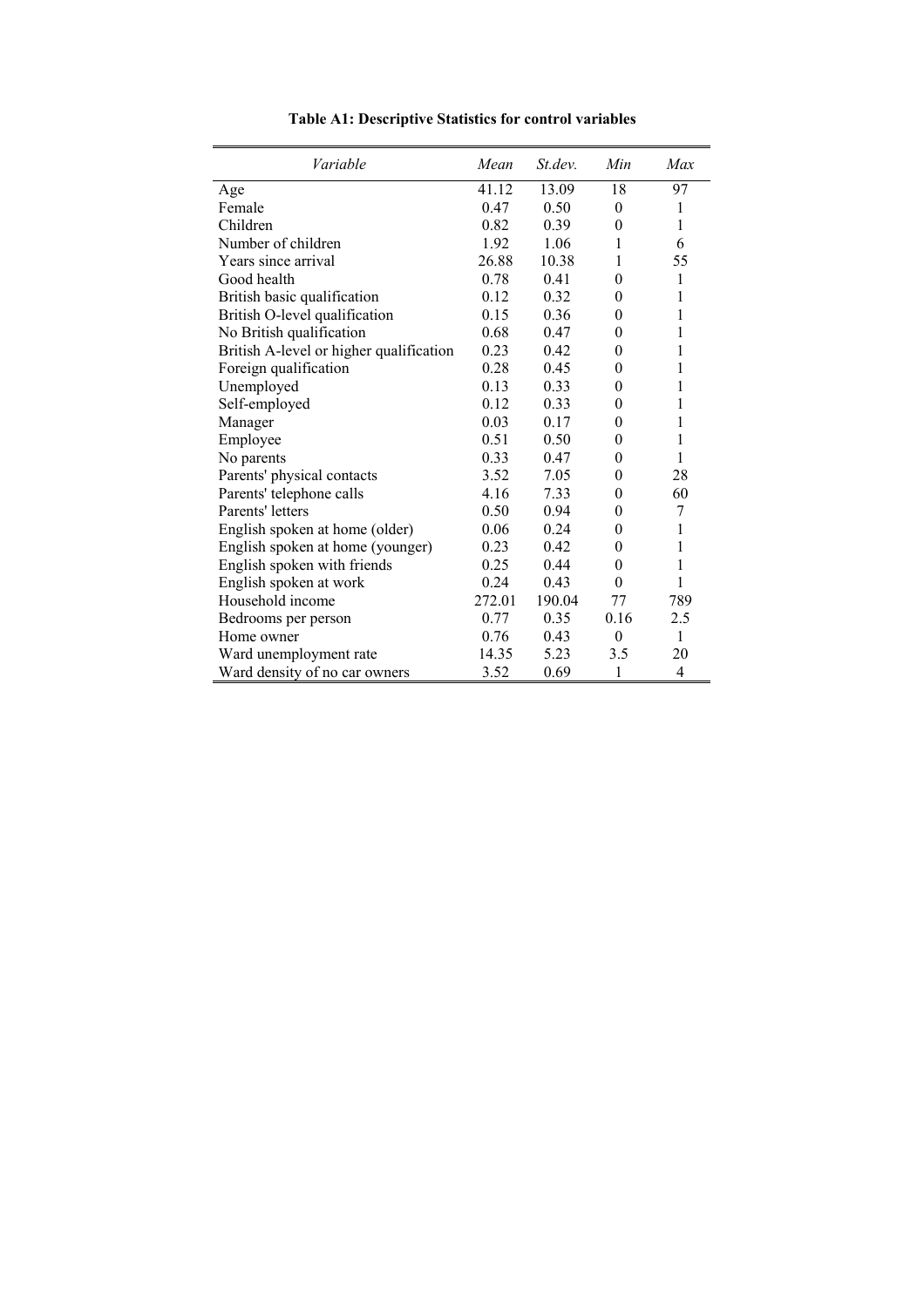**Table A1: Descriptive Statistics for control variables**

| *Variable* | *Mean* | *St.dev.* | *Min* | *Max* |
|---|---|---|---|---|
| Age | 41.12 | 13.09 | 18 | 97 |
| Female | 0.47 | 0.50 | 0 | 1 |
| Children | 0.82 | 0.39 | 0 | 1 |
| Number of children | 1.92 | 1.06 | 1 | 6 |
| Years since arrival | 26.88 | 10.38 | 1 | 55 |
| Good health | 0.78 | 0.41 | 0 | 1 |
| British basic qualification | 0.12 | 0.32 | 0 | 1 |
| British O-level qualification | 0.15 | 0.36 | 0 | 1 |
| No British qualification | 0.68 | 0.47 | 0 | 1 |
| British A-level or higher qualification | 0.23 | 0.42 | 0 | 1 |
| Foreign qualification | 0.28 | 0.45 | 0 | 1 |
| Unemployed | 0.13 | 0.33 | 0 | 1 |
| Self-employed | 0.12 | 0.33 | 0 | 1 |
| Manager | 0.03 | 0.17 | 0 | 1 |
| Employee | 0.51 | 0.50 | 0 | 1 |
| No parents | 0.33 | 0.47 | 0 | 1 |
| Parents' physical contacts | 3.52 | 7.05 | 0 | 28 |
| Parents' telephone calls | 4.16 | 7.33 | 0 | 60 |
| Parents' letters | 0.50 | 0.94 | 0 | 7 |
| English spoken at home (older) | 0.06 | 0.24 | 0 | 1 |
| English spoken at home (younger) | 0.23 | 0.42 | 0 | 1 |
| English spoken with friends | 0.25 | 0.44 | 0 | 1 |
| English spoken at work | 0.24 | 0.43 | 0 | 1 |
| Household income | 272.01 | 190.04 | 77 | 789 |
| Bedrooms per person | 0.77 | 0.35 | 0.16 | 2.5 |
| Home owner | 0.76 | 0.43 | 0 | 1 |
| Ward unemployment rate | 14.35 | 5.23 | 3.5 | 20 |
| Ward density of no car owners | 3.52 | 0.69 | 1 | 4 |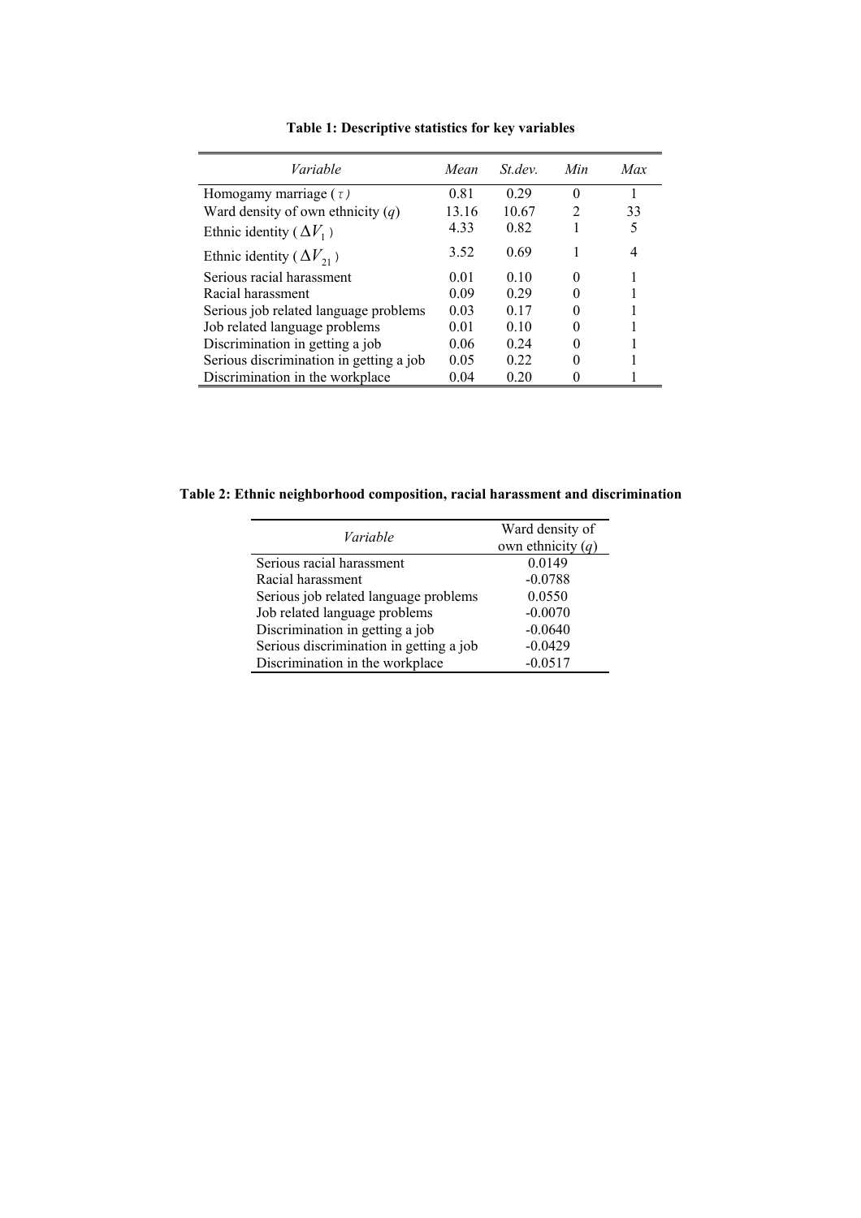**Table 1: Descriptive statistics for key variables**

| *Variable* | *Mean* | *St.dev.* | *Min* | *Max* |
|---|---|---|---|---|
| Homogamy marriage ( $\tau$ ) | 0.81 | 0.29 | 0 | 1 |
| Ward density of own ethnicity ($q$) | 13.16 | 10.67 | 2 | 33 |
| Ethnic identity ( $\Delta V_1$ ) | 4.33 | 0.82 | 1 | 5 |
| Ethnic identity ( $\Delta V_{21}$ ) | 3.52 | 0.69 | 1 | 4 |
| Serious racial harassment | 0.01 | 0.10 | 0 | 1 |
| Racial harassment | 0.09 | 0.29 | 0 | 1 |
| Serious job related language problems | 0.03 | 0.17 | 0 | 1 |
| Job related language problems | 0.01 | 0.10 | 0 | 1 |
| Discrimination in getting a job | 0.06 | 0.24 | 0 | 1 |
| Serious discrimination in getting a job | 0.05 | 0.22 | 0 | 1 |
| Discrimination in the workplace | 0.04 | 0.20 | 0 | 1 |

**Table 2: Ethnic neighborhood composition, racial harassment and discrimination**

| *Variable* | Ward density of own ethnicity ($q$) |
|---|---|
| Serious racial harassment | 0.0149 |
| Racial harassment | -0.0788 |
| Serious job related language problems | 0.0550 |
| Job related language problems | -0.0070 |
| Discrimination in getting a job | -0.0640 |
| Serious discrimination in getting a job | -0.0429 |
| Discrimination in the workplace | -0.0517 |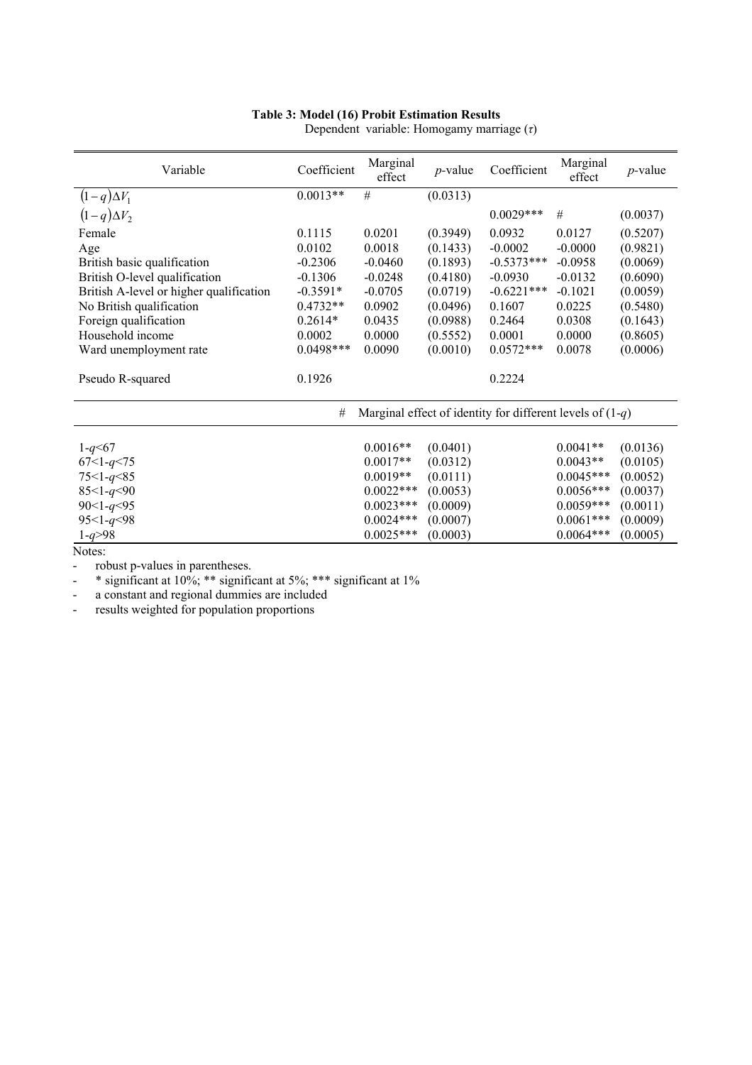**Table 3: Model (16) Probit Estimation Results**

Dependent variable: Homogamy marriage ($\tau$)

| Variable | Coefficient | Marginal effect | $p$-value | Coefficient | Marginal effect | $p$-value |
|---|---|---|---|---|---|---|
| $(1-q)\Delta V_1$ | 0.0013** | # | (0.0313) | | | |
| $(1-q)\Delta V_2$ | | | | 0.0029*** | # | (0.0037) |
| Female | 0.1115 | 0.0201 | (0.3949) | 0.0932 | 0.0127 | (0.5207) |
| Age | 0.0102 | 0.0018 | (0.1433) | -0.0002 | -0.0000 | (0.9821) |
| British basic qualification | -0.2306 | -0.0460 | (0.1893) | -0.5373*** | -0.0958 | (0.0069) |
| British O-level qualification | -0.1306 | -0.0248 | (0.4180) | -0.0930 | -0.0132 | (0.6090) |
| British A-level or higher qualification | -0.3591* | -0.0705 | (0.0719) | -0.6221*** | -0.1021 | (0.0059) |
| No British qualification | 0.4732** | 0.0902 | (0.0496) | 0.1607 | 0.0225 | (0.5480) |
| Foreign qualification | 0.2614* | 0.0435 | (0.0988) | 0.2464 | 0.0308 | (0.1643) |
| Household income | 0.0002 | 0.0000 | (0.5552) | 0.0001 | 0.0000 | (0.8605) |
| Ward unemployment rate | 0.0498*** | 0.0090 | (0.0010) | 0.0572*** | 0.0078 | (0.0006) |
| Pseudo R-squared | 0.1926 | | | 0.2224 | | |
| | # | Marginal effect of identity for different levels of $(1-q)$ | | | | |
| $1-q<67$ | | 0.0016** | (0.0401) | | 0.0041** | (0.0136) |
| $67<1-q<75$ | | 0.0017** | (0.0312) | | 0.0043** | (0.0105) |
| $75<1-q<85$ | | 0.0019** | (0.0111) | | 0.0045*** | (0.0052) |
| $85<1-q<90$ | | 0.0022*** | (0.0053) | | 0.0056*** | (0.0037) |
| $90<1-q<95$ | | 0.0023*** | (0.0009) | | 0.0059*** | (0.0011) |
| $95<1-q<98$ | | 0.0024*** | (0.0007) | | 0.0061*** | (0.0009) |
| $1-q>98$ | | 0.0025*** | (0.0003) | | 0.0064*** | (0.0005) |

Notes:

- robust p-values in parentheses.
- * significant at 10%; ** significant at 5%; *** significant at 1%
- a constant and regional dummies are included
- results weighted for population proportions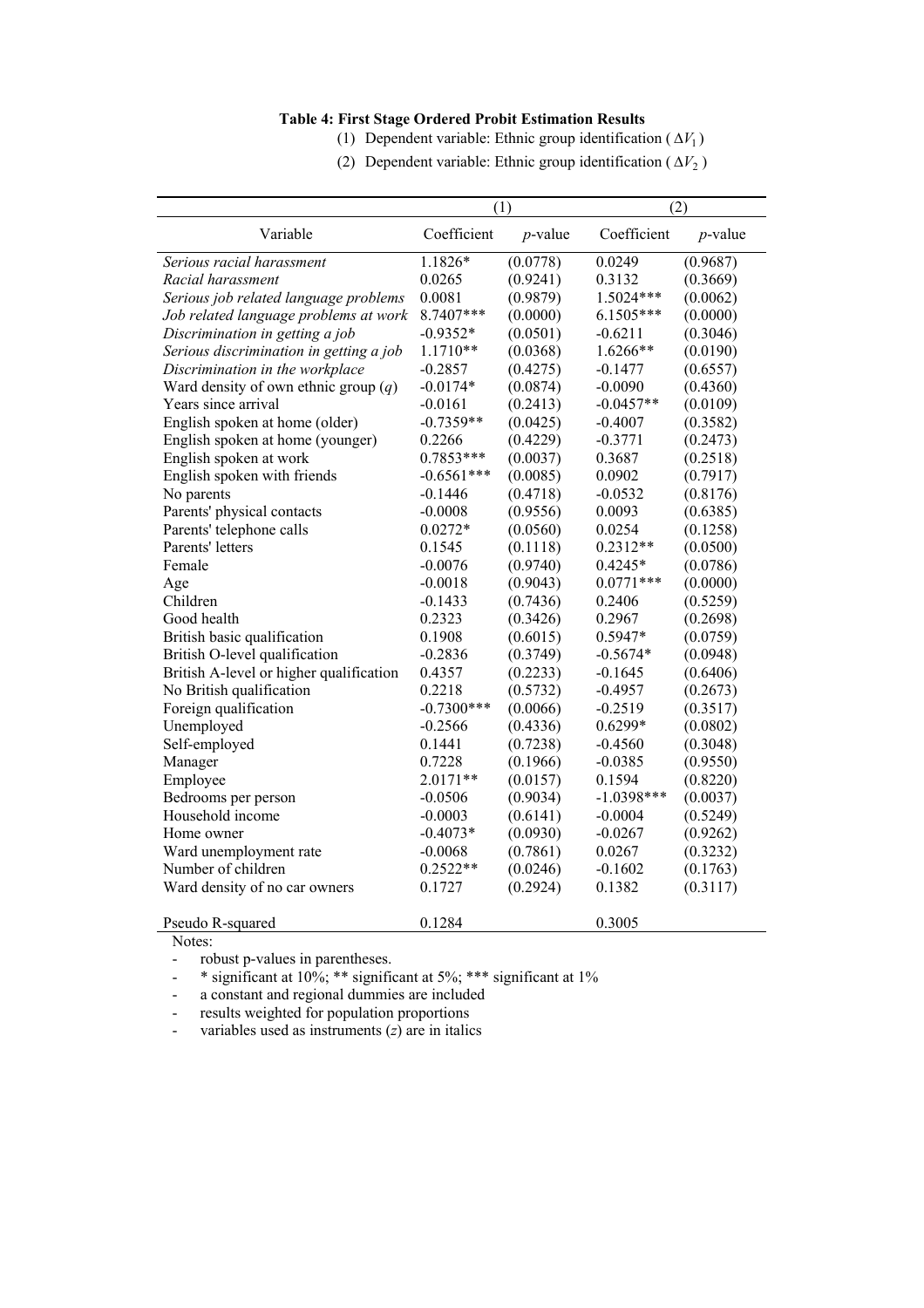**Table 4: First Stage Ordered Probit Estimation Results**

(1) Dependent variable: Ethnic group identification ( $\Delta V_1$ )

(2) Dependent variable: Ethnic group identification ( $\Delta V_2$ )

| | (1) | | (2) | |
|---|---|---|---|---|
| Variable | Coefficient | *p*-value | Coefficient | *p*-value |
| *Serious racial harassment* | 1.1826* | (0.0778) | 0.0249 | (0.9687) |
| *Racial harassment* | 0.0265 | (0.9241) | 0.3132 | (0.3669) |
| *Serious job related language problems* | 0.0081 | (0.9879) | 1.5024*** | (0.0062) |
| *Job related language problems at work* | 8.7407*** | (0.0000) | 6.1505*** | (0.0000) |
| *Discrimination in getting a job* | -0.9352* | (0.0501) | -0.6211 | (0.3046) |
| *Serious discrimination in getting a job* | 1.1710** | (0.0368) | 1.6266** | (0.0190) |
| *Discrimination in the workplace* | -0.2857 | (0.4275) | -0.1477 | (0.6557) |
| Ward density of own ethnic group ($q$) | -0.0174* | (0.0874) | -0.0090 | (0.4360) |
| Years since arrival | -0.0161 | (0.2413) | -0.0457** | (0.0109) |
| English spoken at home (older) | -0.7359** | (0.0425) | -0.4007 | (0.3582) |
| English spoken at home (younger) | 0.2266 | (0.4229) | -0.3771 | (0.2473) |
| English spoken at work | 0.7853*** | (0.0037) | 0.3687 | (0.2518) |
| English spoken with friends | -0.6561*** | (0.0085) | 0.0902 | (0.7917) |
| No parents | -0.1446 | (0.4718) | -0.0532 | (0.8176) |
| Parents' physical contacts | -0.0008 | (0.9556) | 0.0093 | (0.6385) |
| Parents' telephone calls | 0.0272* | (0.0560) | 0.0254 | (0.1258) |
| Parents' letters | 0.1545 | (0.1118) | 0.2312** | (0.0500) |
| Female | -0.0076 | (0.9740) | 0.4245* | (0.0786) |
| Age | -0.0018 | (0.9043) | 0.0771*** | (0.0000) |
| Children | -0.1433 | (0.7436) | 0.2406 | (0.5259) |
| Good health | 0.2323 | (0.3426) | 0.2967 | (0.2698) |
| British basic qualification | 0.1908 | (0.6015) | 0.5947* | (0.0759) |
| British O-level qualification | -0.2836 | (0.3749) | -0.5674* | (0.0948) |
| British A-level or higher qualification | 0.4357 | (0.2233) | -0.1645 | (0.6406) |
| No British qualification | 0.2218 | (0.5732) | -0.4957 | (0.2673) |
| Foreign qualification | -0.7300*** | (0.0066) | -0.2519 | (0.3517) |
| Unemployed | -0.2566 | (0.4336) | 0.6299* | (0.0802) |
| Self-employed | 0.1441 | (0.7238) | -0.4560 | (0.3048) |
| Manager | 0.7228 | (0.1966) | -0.0385 | (0.9550) |
| Employee | 2.0171** | (0.0157) | 0.1594 | (0.8220) |
| Bedrooms per person | -0.0506 | (0.9034) | -1.0398*** | (0.0037) |
| Household income | -0.0003 | (0.6141) | -0.0004 | (0.5249) |
| Home owner | -0.4073* | (0.0930) | -0.0267 | (0.9262) |
| Ward unemployment rate | -0.0068 | (0.7861) | 0.0267 | (0.3232) |
| Number of children | 0.2522** | (0.0246) | -0.1602 | (0.1763) |
| Ward density of no car owners | 0.1727 | (0.2924) | 0.1382 | (0.3117) |
| Pseudo R-squared | 0.1284 | | 0.3005 | |

Notes:

- robust p-values in parentheses.
- * significant at 10%; ** significant at 5%; *** significant at 1%
- a constant and regional dummies are included
- results weighted for population proportions
- variables used as instruments ($z$) are in italics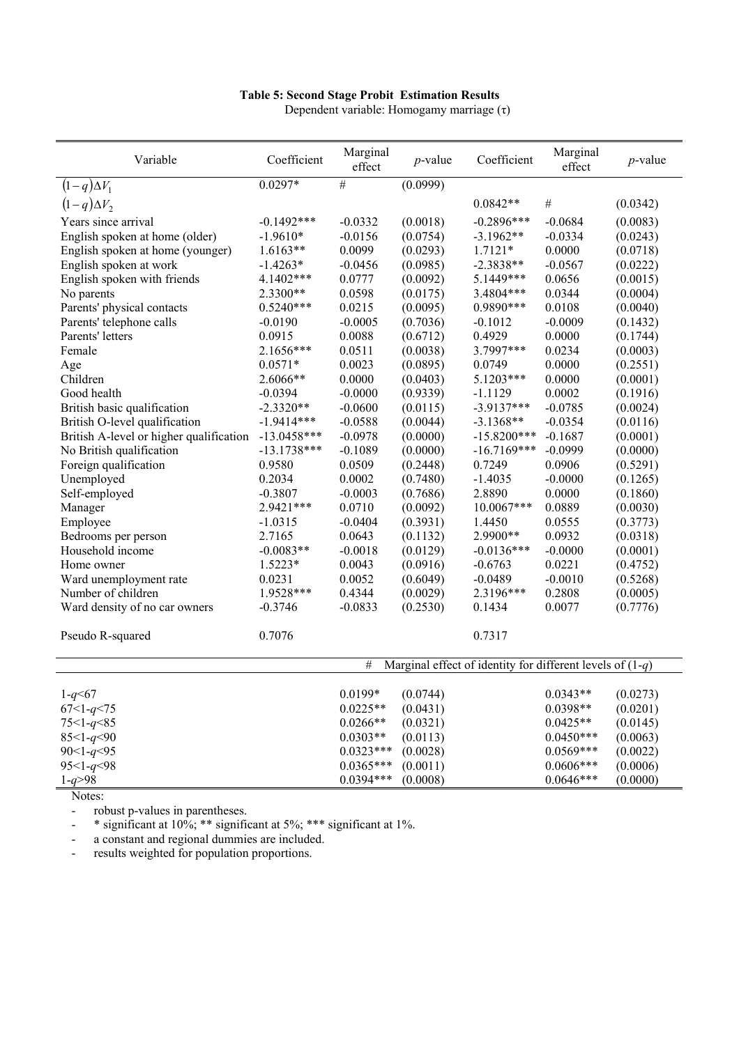**Table 5: Second Stage Probit Estimation Results**

Dependent variable: Homogamy marriage (τ)

| Variable | Coefficient | Marginal effect | *p*-value | Coefficient | Marginal effect | *p*-value |
|---|---|---|---|---|---|---|
| $(1-q)\Delta V_1$ | 0.0297* | # | (0.0999) | | | |
| $(1-q)\Delta V_2$ | | | | 0.0842** | # | (0.0342) |
| Years since arrival | -0.1492*** | -0.0332 | (0.0018) | -0.2896*** | -0.0684 | (0.0083) |
| English spoken at home (older) | -1.9610* | -0.0156 | (0.0754) | -3.1962** | -0.0334 | (0.0243) |
| English spoken at home (younger) | 1.6163** | 0.0099 | (0.0293) | 1.7121* | 0.0000 | (0.0718) |
| English spoken at work | -1.4263* | -0.0456 | (0.0985) | -2.3838** | -0.0567 | (0.0222) |
| English spoken with friends | 4.1402*** | 0.0777 | (0.0092) | 5.1449*** | 0.0656 | (0.0015) |
| No parents | 2.3300** | 0.0598 | (0.0175) | 3.4804*** | 0.0344 | (0.0004) |
| Parents' physical contacts | 0.5240*** | 0.0215 | (0.0095) | 0.9890*** | 0.0108 | (0.0040) |
| Parents' telephone calls | -0.0190 | -0.0005 | (0.7036) | -0.1012 | -0.0009 | (0.1432) |
| Parents' letters | 0.0915 | 0.0088 | (0.6712) | 0.4929 | 0.0000 | (0.1744) |
| Female | 2.1656*** | 0.0511 | (0.0038) | 3.7997*** | 0.0234 | (0.0003) |
| Age | 0.0571* | 0.0023 | (0.0895) | 0.0749 | 0.0000 | (0.2551) |
| Children | 2.6066** | 0.0000 | (0.0403) | 5.1203*** | 0.0000 | (0.0001) |
| Good health | -0.0394 | -0.0000 | (0.9339) | -1.1129 | 0.0002 | (0.1916) |
| British basic qualification | -2.3320** | -0.0600 | (0.0115) | -3.9137*** | -0.0785 | (0.0024) |
| British O-level qualification | -1.9414*** | -0.0588 | (0.0044) | -3.1368** | -0.0354 | (0.0116) |
| British A-level or higher qualification | -13.0458*** | -0.0978 | (0.0000) | -15.8200*** | -0.1687 | (0.0001) |
| No British qualification | -13.1738*** | -0.1089 | (0.0000) | -16.7169*** | -0.0999 | (0.0000) |
| Foreign qualification | 0.9580 | 0.0509 | (0.2448) | 0.7249 | 0.0906 | (0.5291) |
| Unemployed | 0.2034 | 0.0002 | (0.7480) | -1.4035 | -0.0000 | (0.1265) |
| Self-employed | -0.3807 | -0.0003 | (0.7686) | 2.8890 | 0.0000 | (0.1860) |
| Manager | 2.9421*** | 0.0710 | (0.0092) | 10.0067*** | 0.0889 | (0.0030) |
| Employee | -1.0315 | -0.0404 | (0.3931) | 1.4450 | 0.0555 | (0.3773) |
| Bedrooms per person | 2.7165 | 0.0643 | (0.1132) | 2.9900** | 0.0932 | (0.0318) |
| Household income | -0.0083** | -0.0018 | (0.0129) | -0.0136*** | -0.0000 | (0.0001) |
| Home owner | 1.5223* | 0.0043 | (0.0916) | -0.6763 | 0.0221 | (0.4752) |
| Ward unemployment rate | 0.0231 | 0.0052 | (0.6049) | -0.0489 | -0.0010 | (0.5268) |
| Number of children | 1.9528*** | 0.4344 | (0.0029) | 2.3196*** | 0.2808 | (0.0005) |
| Ward density of no car owners | -0.3746 | -0.0833 | (0.2530) | 0.1434 | 0.0077 | (0.7776) |
| Pseudo R-squared | 0.7076 | | | 0.7317 | | |
| | | # Marginal effect of identity for different levels of $(1-q)$ | | | | |
| $1-q<67$ | | 0.0199* | (0.0744) | | 0.0343** | (0.0273) |
| $67<1-q<75$ | | 0.0225** | (0.0431) | | 0.0398** | (0.0201) |
| $75<1-q<85$ | | 0.0266** | (0.0321) | | 0.0425** | (0.0145) |
| $85<1-q<90$ | | 0.0303** | (0.0113) | | 0.0450*** | (0.0063) |
| $90<1-q<95$ | | 0.0323*** | (0.0028) | | 0.0569*** | (0.0022) |
| $95<1-q<98$ | | 0.0365*** | (0.0011) | | 0.0606*** | (0.0006) |
| $1-q>98$ | | 0.0394*** | (0.0008) | | 0.0646*** | (0.0000) |

Notes:

- robust p-values in parentheses.
- * significant at 10%; ** significant at 5%; *** significant at 1%.
- a constant and regional dummies are included.
- results weighted for population proportions.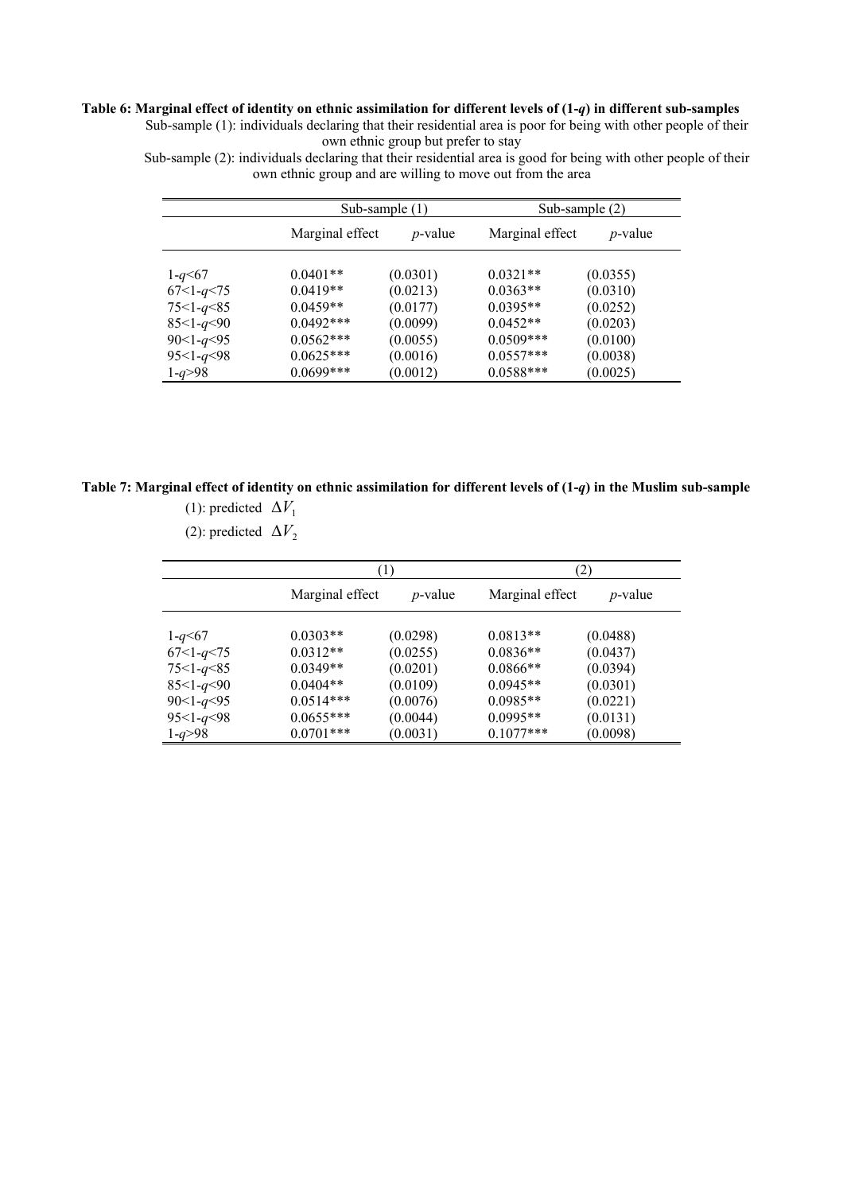**Table 6: Marginal effect of identity on ethnic assimilation for different levels of (1-*q*) in different sub-samples**

Sub-sample (1): individuals declaring that their residential area is poor for being with other people of their own ethnic group but prefer to stay

Sub-sample (2): individuals declaring that their residential area is good for being with other people of their own ethnic group and are willing to move out from the area

| | Sub-sample (1) | | Sub-sample (2) | |
|---|---|---|---|---|
| | Marginal effect | *p*-value | Marginal effect | *p*-value |
| 1-*q*<67 | 0.0401** | (0.0301) | 0.0321** | (0.0355) |
| 67<1-*q*<75 | 0.0419** | (0.0213) | 0.0363** | (0.0310) |
| 75<1-*q*<85 | 0.0459** | (0.0177) | 0.0395** | (0.0252) |
| 85<1-*q*<90 | 0.0492*** | (0.0099) | 0.0452** | (0.0203) |
| 90<1-*q*<95 | 0.0562*** | (0.0055) | 0.0509*** | (0.0100) |
| 95<1-*q*<98 | 0.0625*** | (0.0016) | 0.0557*** | (0.0038) |
| 1-*q*>98 | 0.0699*** | (0.0012) | 0.0588*** | (0.0025) |

**Table 7: Marginal effect of identity on ethnic assimilation for different levels of (1-*q*) in the Muslim sub-sample**

(1): predicted $\Delta V_1$

(2): predicted $\Delta V_2$

| | (1) | | (2) | |
|---|---|---|---|---|
| | Marginal effect | *p*-value | Marginal effect | *p*-value |
| 1-*q*<67 | 0.0303** | (0.0298) | 0.0813** | (0.0488) |
| 67<1-*q*<75 | 0.0312** | (0.0255) | 0.0836** | (0.0437) |
| 75<1-*q*<85 | 0.0349** | (0.0201) | 0.0866** | (0.0394) |
| 85<1-*q*<90 | 0.0404** | (0.0109) | 0.0945** | (0.0301) |
| 90<1-*q*<95 | 0.0514*** | (0.0076) | 0.0985** | (0.0221) |
| 95<1-*q*<98 | 0.0655*** | (0.0044) | 0.0995** | (0.0131) |
| 1-*q*>98 | 0.0701*** | (0.0031) | 0.1077*** | (0.0098) |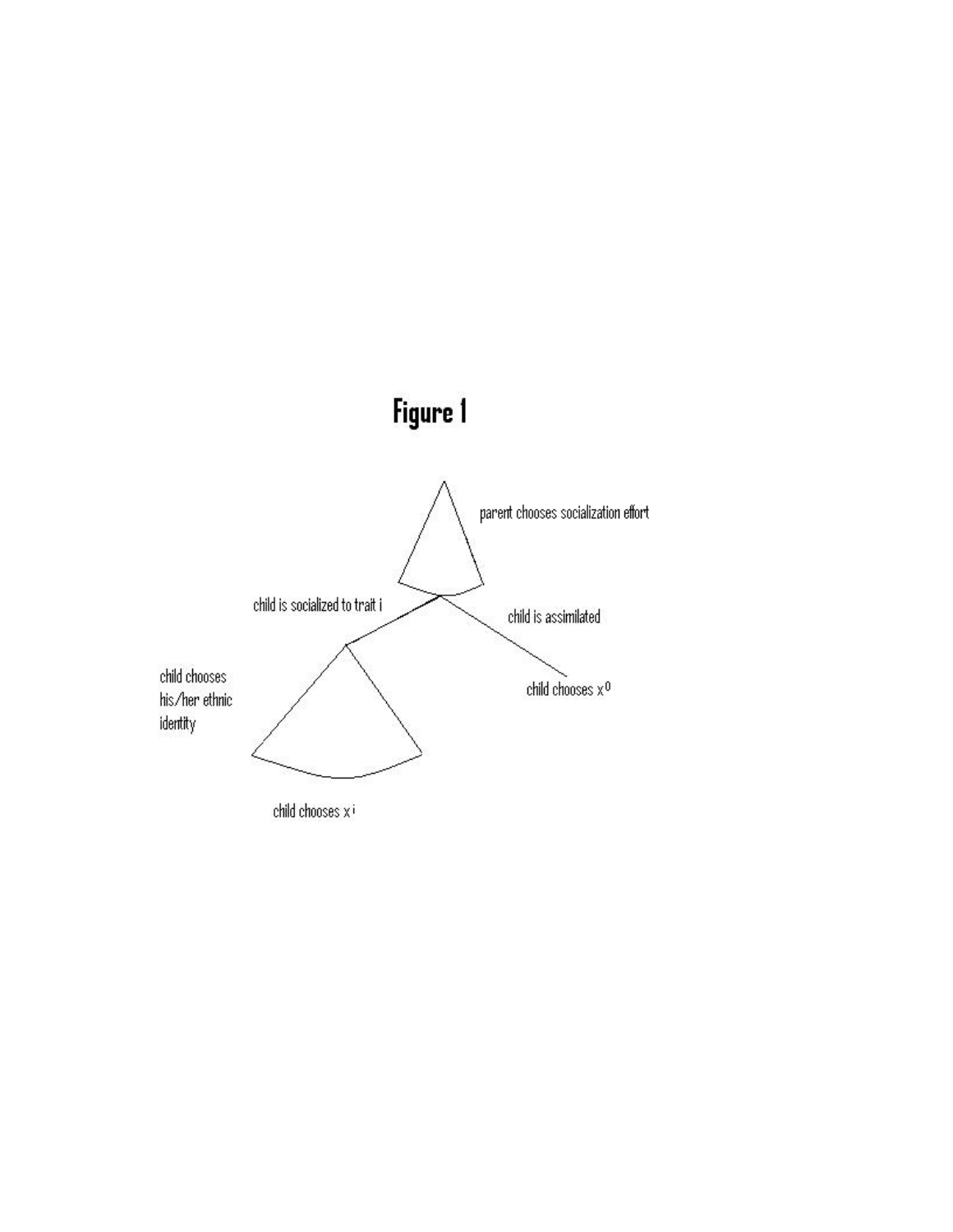# Figure 1

parent chooses socialization effort

child is socialized to trait i

child is assimilated

child chooses his/her ethnic identity

child chooses $x^0$

child chooses $x^i$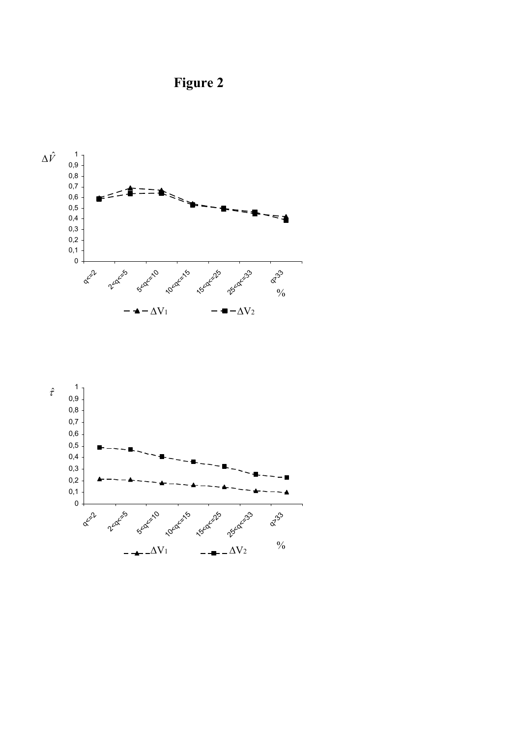# Figure 2

$\Delta\hat{V}$

1
0,9
0,8
0,7
0,6
0,5
0,4
0,3
0,2
0,1
0

q<=2
2<q<=5
5<q<=10
10<q<=15
15<q<=25
25<q<=33
q>33
%

$\Delta V_1$ $\Delta V_2$

$\hat{\tau}$

1
0,9
0,8
0,7
0,6
0,5
0,4
0,3
0,2
0,1
0

q<=2
2<q<=5
5<q<=10
10<q<=15
15<q<=25
25<q<=33
q>33
%

$\Delta V_1$ $\Delta V_2$